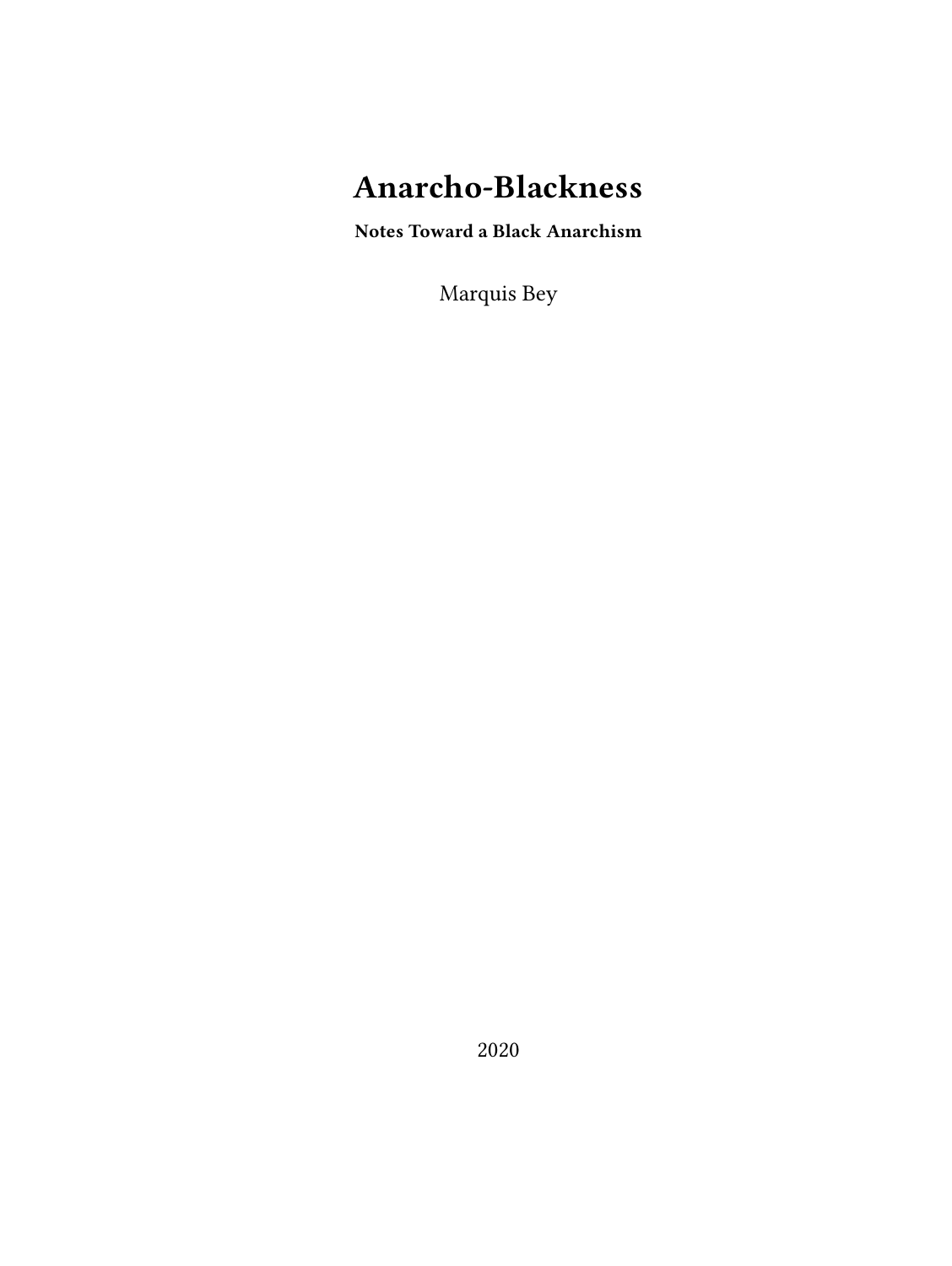# Anarcho-Blackness

**Notes Toward a Black Anarchism**

Marquis Bey

2020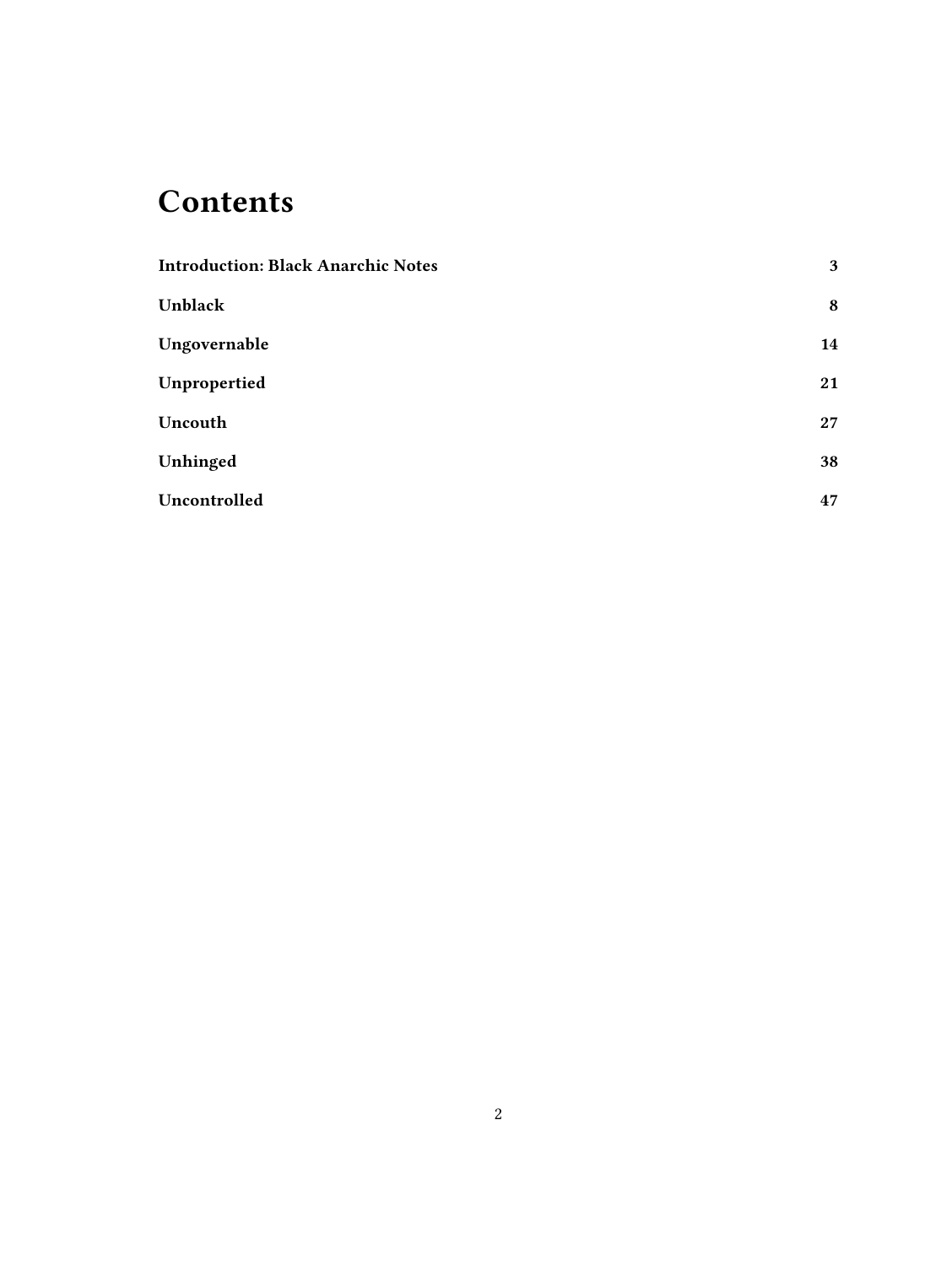# Contents

**Introduction: Black Anarchic Notes** **3**

**Unblack** **8**

**Ungovernable** **14**

**Unpropertied** **21**

**Uncouth** **27**

**Unhinged** **38**

**Uncontrolled** **47**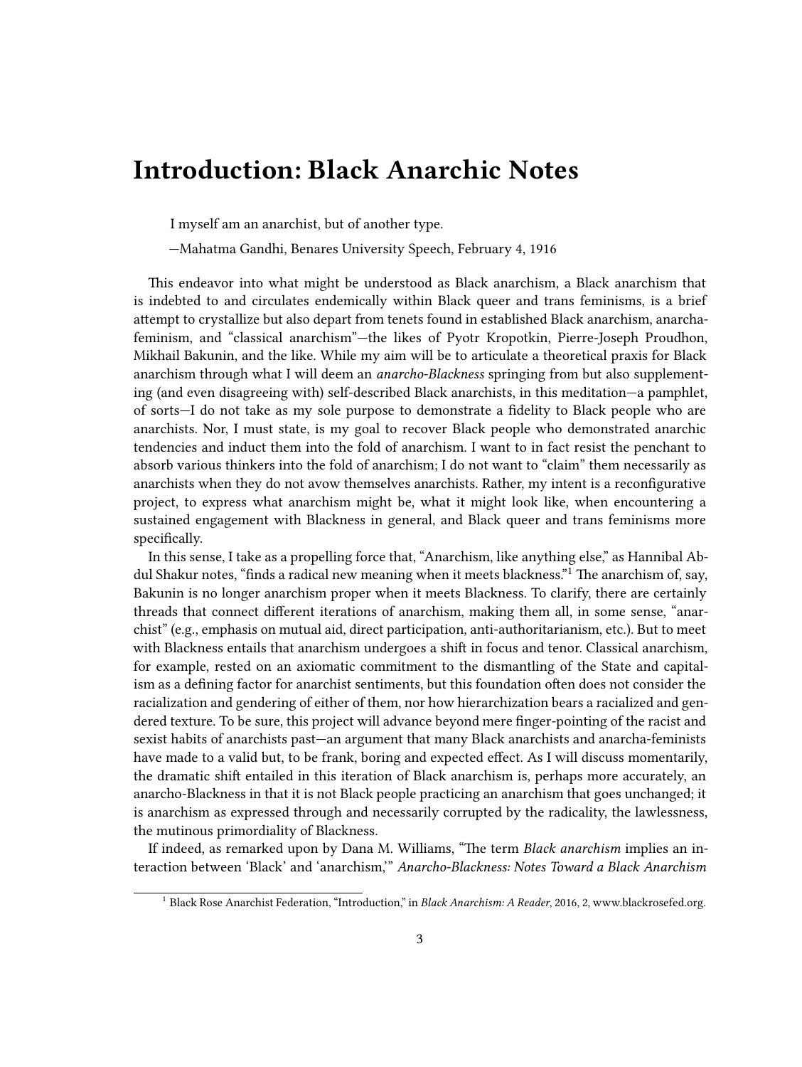# Introduction: Black Anarchic Notes

> I myself am an anarchist, but of another type.
>
> —Mahatma Gandhi, Benares University Speech, February 4, 1916

This endeavor into what might be understood as Black anarchism, a Black anarchism that is indebted to and circulates endemically within Black queer and trans feminisms, is a brief attempt to crystallize but also depart from tenets found in established Black anarchism, anarcha-feminism, and "classical anarchism"—the likes of Pyotr Kropotkin, Pierre-Joseph Proudhon, Mikhail Bakunin, and the like. While my aim will be to articulate a theoretical praxis for Black anarchism through what I will deem an *anarcho-Blackness* springing from but also supplementing (and even disagreeing with) self-described Black anarchists, in this meditation—a pamphlet, of sorts—I do not take as my sole purpose to demonstrate a fidelity to Black people who are anarchists. Nor, I must state, is my goal to recover Black people who demonstrated anarchic tendencies and induct them into the fold of anarchism. I want to in fact resist the penchant to absorb various thinkers into the fold of anarchism; I do not want to "claim" them necessarily as anarchists when they do not avow themselves anarchists. Rather, my intent is a reconfigurative project, to express what anarchism might be, what it might look like, when encountering a sustained engagement with Blackness in general, and Black queer and trans feminisms more specifically.

In this sense, I take as a propelling force that, "Anarchism, like anything else," as Hannibal Abdul Shakur notes, "finds a radical new meaning when it meets blackness."[1] The anarchism of, say, Bakunin is no longer anarchism proper when it meets Blackness. To clarify, there are certainly threads that connect different iterations of anarchism, making them all, in some sense, "anarchist" (e.g., emphasis on mutual aid, direct participation, anti-authoritarianism, etc.). But to meet with Blackness entails that anarchism undergoes a shift in focus and tenor. Classical anarchism, for example, rested on an axiomatic commitment to the dismantling of the State and capitalism as a defining factor for anarchist sentiments, but this foundation often does not consider the racialization and gendering of either of them, nor how hierarchization bears a racialized and gendered texture. To be sure, this project will advance beyond mere finger-pointing of the racist and sexist habits of anarchists past—an argument that many Black anarchists and anarcha-feminists have made to a valid but, to be frank, boring and expected effect. As I will discuss momentarily, the dramatic shift entailed in this iteration of Black anarchism is, perhaps more accurately, an anarcho-Blackness in that it is not Black people practicing an anarchism that goes unchanged; it is anarchism as expressed through and necessarily corrupted by the radicality, the lawlessness, the mutinous primordiality of Blackness.

If indeed, as remarked upon by Dana M. Williams, "The term *Black anarchism* implies an interaction between 'Black' and 'anarchism,'" *Anarcho-Blackness: Notes Toward a Black Anarchism*

[1] Black Rose Anarchist Federation, "Introduction," in *Black Anarchism: A Reader*, 2016, 2, www.blackrosefed.org.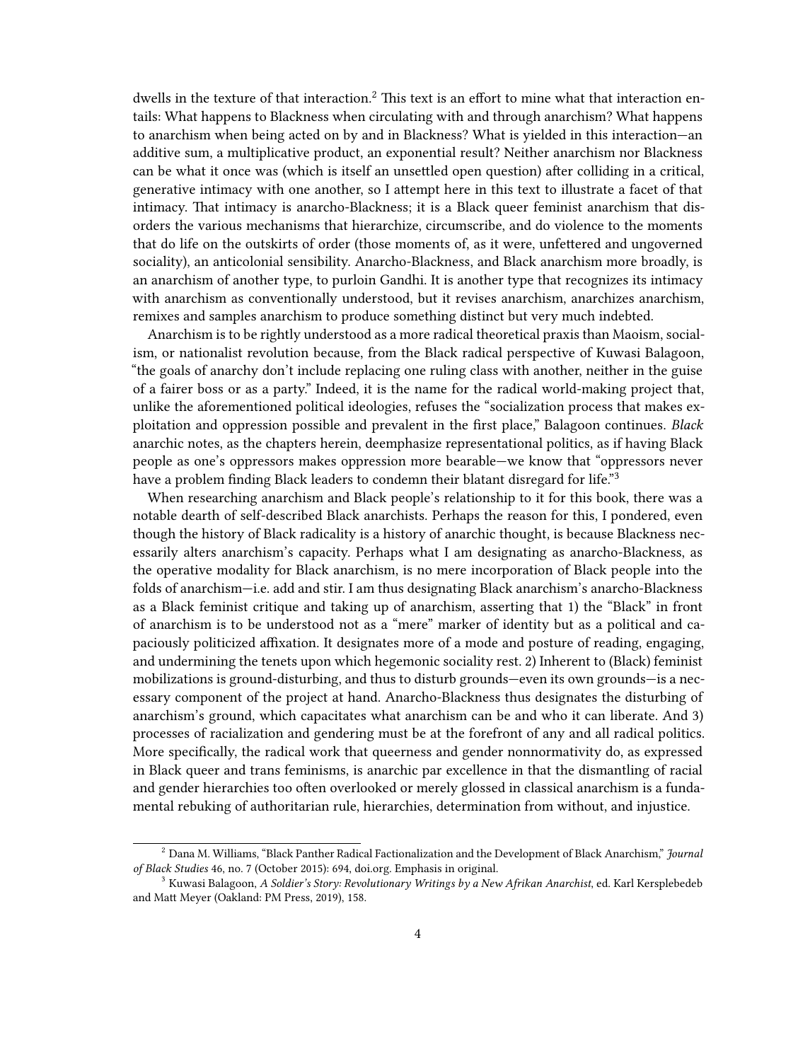dwells in the texture of that interaction.[2] This text is an effort to mine what that interaction entails: What happens to Blackness when circulating with and through anarchism? What happens to anarchism when being acted on by and in Blackness? What is yielded in this interaction—an additive sum, a multiplicative product, an exponential result? Neither anarchism nor Blackness can be what it once was (which is itself an unsettled open question) after colliding in a critical, generative intimacy with one another, so I attempt here in this text to illustrate a facet of that intimacy. That intimacy is anarcho-Blackness; it is a Black queer feminist anarchism that disorders the various mechanisms that hierarchize, circumscribe, and do violence to the moments that do life on the outskirts of order (those moments of, as it were, unfettered and ungoverned sociality), an anticolonial sensibility. Anarcho-Blackness, and Black anarchism more broadly, is an anarchism of another type, to purloin Gandhi. It is another type that recognizes its intimacy with anarchism as conventionally understood, but it revises anarchism, anarchizes anarchism, remixes and samples anarchism to produce something distinct but very much indebted.

Anarchism is to be rightly understood as a more radical theoretical praxis than Maoism, socialism, or nationalist revolution because, from the Black radical perspective of Kuwasi Balagoon, "the goals of anarchy don't include replacing one ruling class with another, neither in the guise of a fairer boss or as a party." Indeed, it is the name for the radical world-making project that, unlike the aforementioned political ideologies, refuses the "socialization process that makes exploitation and oppression possible and prevalent in the first place," Balagoon continues. *Black* anarchic notes, as the chapters herein, deemphasize representational politics, as if having Black people as one's oppressors makes oppression more bearable—we know that "oppressors never have a problem finding Black leaders to condemn their blatant disregard for life."[3]

When researching anarchism and Black people's relationship to it for this book, there was a notable dearth of self-described Black anarchists. Perhaps the reason for this, I pondered, even though the history of Black radicality is a history of anarchic thought, is because Blackness necessarily alters anarchism's capacity. Perhaps what I am designating as anarcho-Blackness, as the operative modality for Black anarchism, is no mere incorporation of Black people into the folds of anarchism—i.e. add and stir. I am thus designating Black anarchism's anarcho-Blackness as a Black feminist critique and taking up of anarchism, asserting that 1) the "Black" in front of anarchism is to be understood not as a "mere" marker of identity but as a political and capaciously politicized affixation. It designates more of a mode and posture of reading, engaging, and undermining the tenets upon which hegemonic sociality rest. 2) Inherent to (Black) feminist mobilizations is ground-disturbing, and thus to disturb grounds—even its own grounds—is a necessary component of the project at hand. Anarcho-Blackness thus designates the disturbing of anarchism's ground, which capacitates what anarchism can be and who it can liberate. And 3) processes of racialization and gendering must be at the forefront of any and all radical politics. More specifically, the radical work that queerness and gender nonnormativity do, as expressed in Black queer and trans feminisms, is anarchic par excellence in that the dismantling of racial and gender hierarchies too often overlooked or merely glossed in classical anarchism is a fundamental rebuking of authoritarian rule, hierarchies, determination from without, and injustice.

---

[2] Dana M. Williams, "Black Panther Radical Factionalization and the Development of Black Anarchism," *Journal of Black Studies* 46, no. 7 (October 2015): 694, doi.org. Emphasis in original.

[3] Kuwasi Balagoon, *A Soldier's Story: Revolutionary Writings by a New Afrikan Anarchist*, ed. Karl Kersplebedeb and Matt Meyer (Oakland: PM Press, 2019), 158.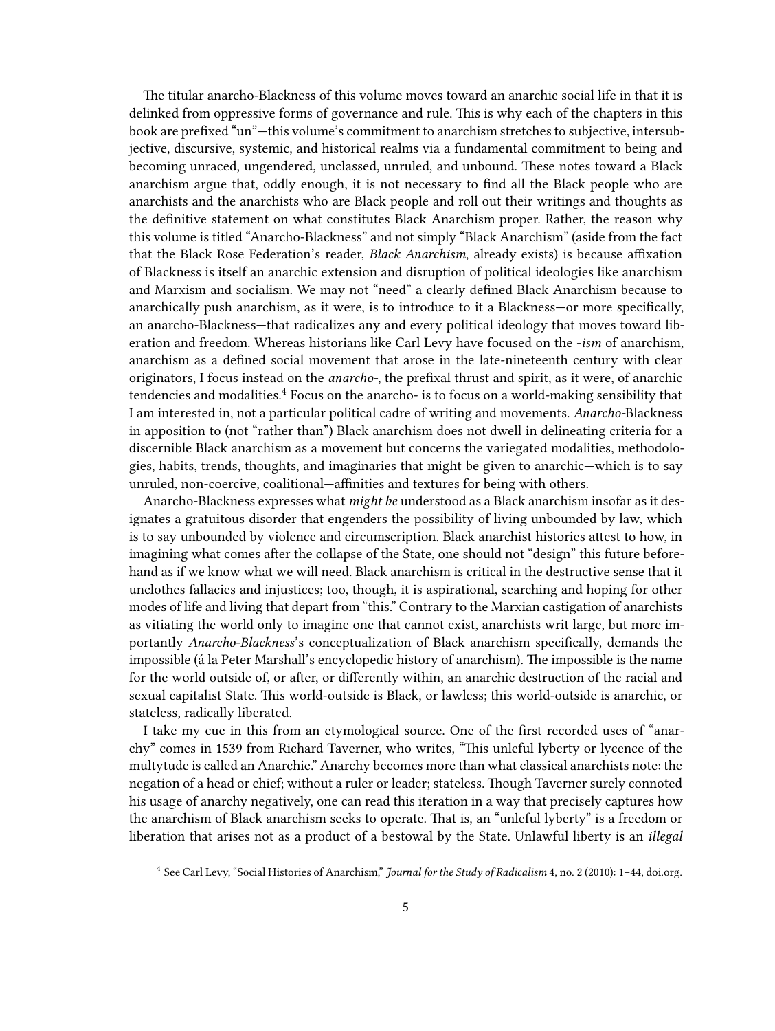The titular anarcho-Blackness of this volume moves toward an anarchic social life in that it is delinked from oppressive forms of governance and rule. This is why each of the chapters in this book are prefixed "un"—this volume's commitment to anarchism stretches to subjective, intersubjective, discursive, systemic, and historical realms via a fundamental commitment to being and becoming unraced, ungendered, unclassed, unruled, and unbound. These notes toward a Black anarchism argue that, oddly enough, it is not necessary to find all the Black people who are anarchists and the anarchists who are Black people and roll out their writings and thoughts as the definitive statement on what constitutes Black Anarchism proper. Rather, the reason why this volume is titled "Anarcho-Blackness" and not simply "Black Anarchism" (aside from the fact that the Black Rose Federation's reader, *Black Anarchism*, already exists) is because affixation of Blackness is itself an anarchic extension and disruption of political ideologies like anarchism and Marxism and socialism. We may not "need" a clearly defined Black Anarchism because to anarchically push anarchism, as it were, is to introduce to it a Blackness—or more specifically, an anarcho-Blackness—that radicalizes any and every political ideology that moves toward liberation and freedom. Whereas historians like Carl Levy have focused on the *-ism* of anarchism, anarchism as a defined social movement that arose in the late-nineteenth century with clear originators, I focus instead on the *anarcho-*, the prefixal thrust and spirit, as it were, of anarchic tendencies and modalities.[4] Focus on the anarcho- is to focus on a world-making sensibility that I am interested in, not a particular political cadre of writing and movements. *Anarcho*-Blackness in apposition to (not "rather than") Black anarchism does not dwell in delineating criteria for a discernible Black anarchism as a movement but concerns the variegated modalities, methodologies, habits, trends, thoughts, and imaginaries that might be given to anarchic—which is to say unruled, non-coercive, coalitional—affinities and textures for being with others.

Anarcho-Blackness expresses what *might be* understood as a Black anarchism insofar as it designates a gratuitous disorder that engenders the possibility of living unbounded by law, which is to say unbounded by violence and circumscription. Black anarchist histories attest to how, in imagining what comes after the collapse of the State, one should not "design" this future beforehand as if we know what we will need. Black anarchism is critical in the destructive sense that it unclothes fallacies and injustices; too, though, it is aspirational, searching and hoping for other modes of life and living that depart from "this." Contrary to the Marxian castigation of anarchists as vitiating the world only to imagine one that cannot exist, anarchists writ large, but more importantly *Anarcho-Blackness*'s conceptualization of Black anarchism specifically, demands the impossible (á la Peter Marshall's encyclopedic history of anarchism). The impossible is the name for the world outside of, or after, or differently within, an anarchic destruction of the racial and sexual capitalist State. This world-outside is Black, or lawless; this world-outside is anarchic, or stateless, radically liberated.

I take my cue in this from an etymological source. One of the first recorded uses of "anarchy" comes in 1539 from Richard Taverner, who writes, "This unleful lyberty or lycence of the multytude is called an Anarchie." Anarchy becomes more than what classical anarchists note: the negation of a head or chief; without a ruler or leader; stateless. Though Taverner surely connoted his usage of anarchy negatively, one can read this iteration in a way that precisely captures how the anarchism of Black anarchism seeks to operate. That is, an "unleful lyberty" is a freedom or liberation that arises not as a product of a bestowal by the State. Unlawful liberty is an *illegal*

[4] See Carl Levy, "Social Histories of Anarchism," *Journal for the Study of Radicalism* 4, no. 2 (2010): 1–44, doi.org.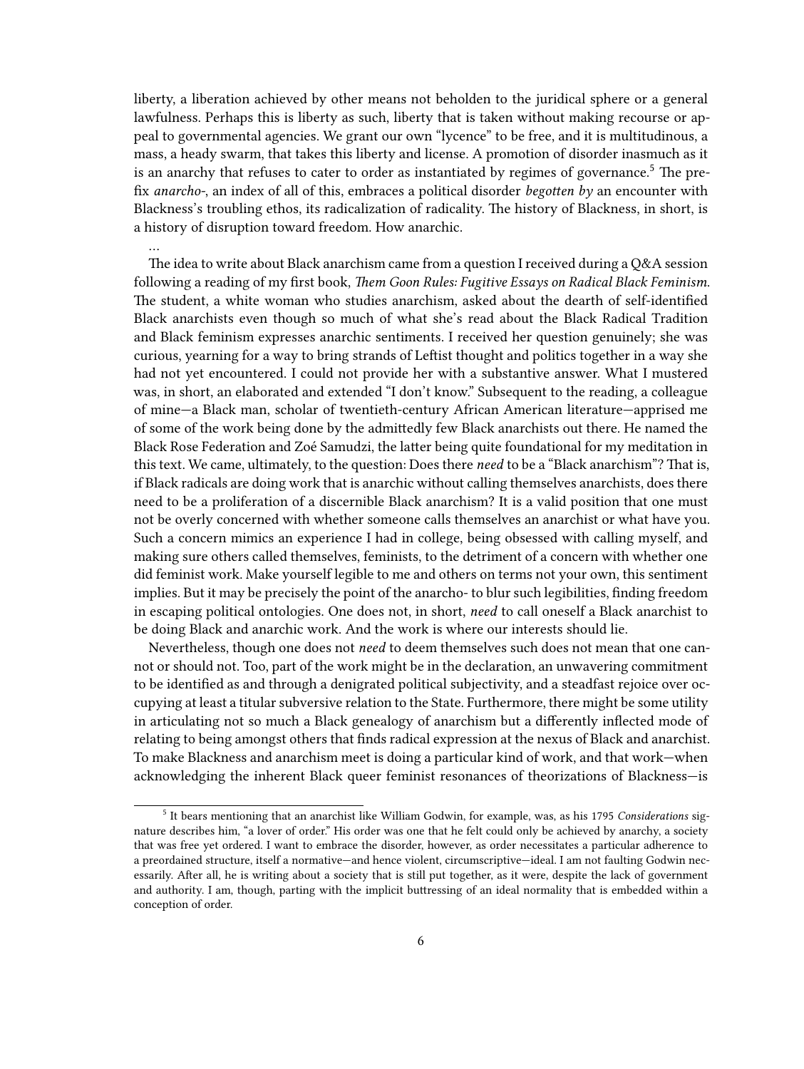liberty, a liberation achieved by other means not beholden to the juridical sphere or a general lawfulness. Perhaps this is liberty as such, liberty that is taken without making recourse or appeal to governmental agencies. We grant our own "lycence" to be free, and it is multitudinous, a mass, a heady swarm, that takes this liberty and license. A promotion of disorder inasmuch as it is an anarchy that refuses to cater to order as instantiated by regimes of governance.[5] The prefix *anarcho-*, an index of all of this, embraces a political disorder *begotten by* an encounter with Blackness's troubling ethos, its radicalization of radicality. The history of Blackness, in short, is a history of disruption toward freedom. How anarchic.

…

The idea to write about Black anarchism came from a question I received during a Q&A session following a reading of my first book, *Them Goon Rules: Fugitive Essays on Radical Black Feminism*. The student, a white woman who studies anarchism, asked about the dearth of self-identified Black anarchists even though so much of what she's read about the Black Radical Tradition and Black feminism expresses anarchic sentiments. I received her question genuinely; she was curious, yearning for a way to bring strands of Leftist thought and politics together in a way she had not yet encountered. I could not provide her with a substantive answer. What I mustered was, in short, an elaborated and extended "I don't know." Subsequent to the reading, a colleague of mine—a Black man, scholar of twentieth-century African American literature—apprised me of some of the work being done by the admittedly few Black anarchists out there. He named the Black Rose Federation and Zoé Samudzi, the latter being quite foundational for my meditation in this text. We came, ultimately, to the question: Does there *need* to be a "Black anarchism"? That is, if Black radicals are doing work that is anarchic without calling themselves anarchists, does there need to be a proliferation of a discernible Black anarchism? It is a valid position that one must not be overly concerned with whether someone calls themselves an anarchist or what have you. Such a concern mimics an experience I had in college, being obsessed with calling myself, and making sure others called themselves, feminists, to the detriment of a concern with whether one did feminist work. Make yourself legible to me and others on terms not your own, this sentiment implies. But it may be precisely the point of the anarcho- to blur such legibilities, finding freedom in escaping political ontologies. One does not, in short, *need* to call oneself a Black anarchist to be doing Black and anarchic work. And the work is where our interests should lie.

Nevertheless, though one does not *need* to deem themselves such does not mean that one cannot or should not. Too, part of the work might be in the declaration, an unwavering commitment to be identified as and through a denigrated political subjectivity, and a steadfast rejoice over occupying at least a titular subversive relation to the State. Furthermore, there might be some utility in articulating not so much a Black genealogy of anarchism but a differently inflected mode of relating to being amongst others that finds radical expression at the nexus of Black and anarchist. To make Blackness and anarchism meet is doing a particular kind of work, and that work—when acknowledging the inherent Black queer feminist resonances of theorizations of Blackness—is

---

[5] It bears mentioning that an anarchist like William Godwin, for example, was, as his 1795 *Considerations* signature describes him, "a lover of order." His order was one that he felt could only be achieved by anarchy, a society that was free yet ordered. I want to embrace the disorder, however, as order necessitates a particular adherence to a preordained structure, itself a normative—and hence violent, circumscriptive—ideal. I am not faulting Godwin necessarily. After all, he is writing about a society that is still put together, as it were, despite the lack of government and authority. I am, though, parting with the implicit buttressing of an ideal normality that is embedded within a conception of order.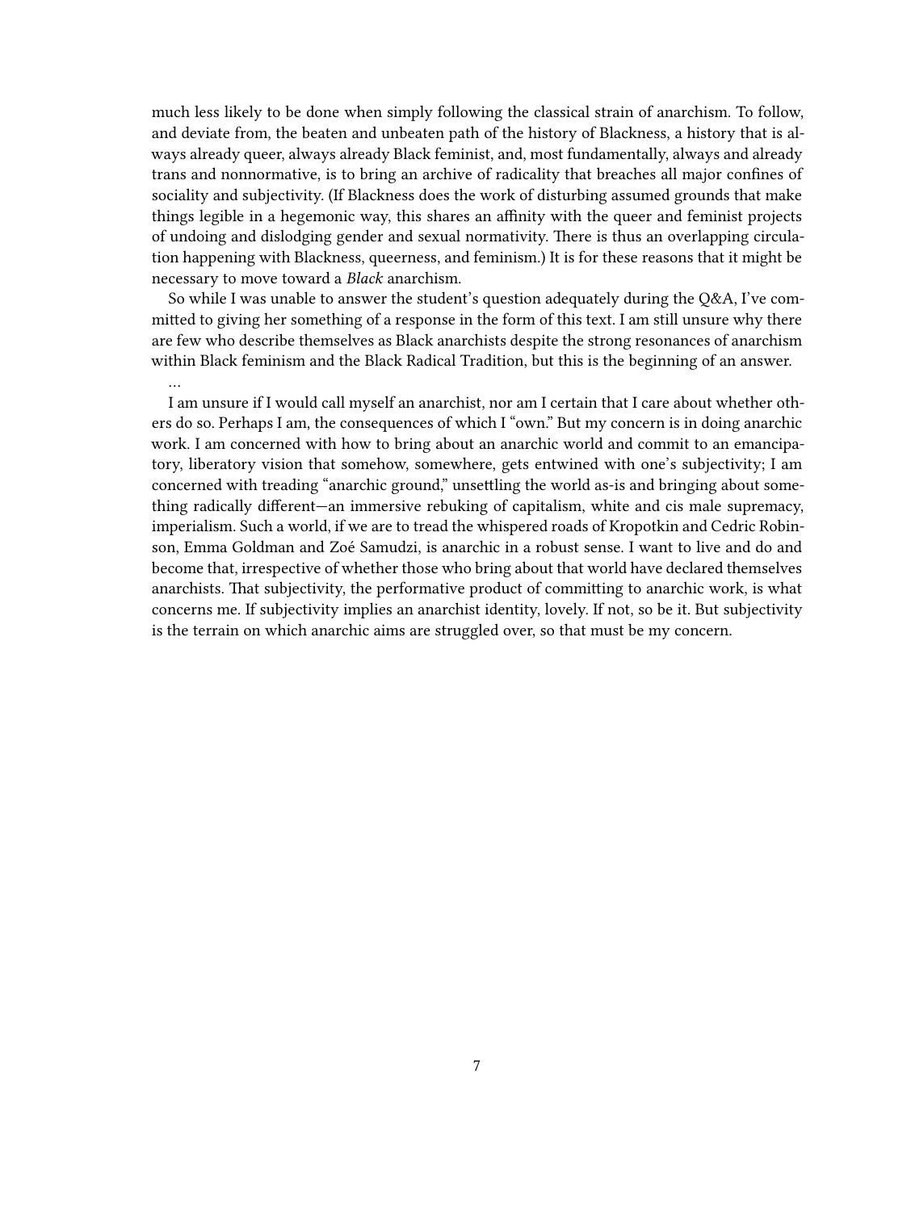much less likely to be done when simply following the classical strain of anarchism. To follow, and deviate from, the beaten and unbeaten path of the history of Blackness, a history that is always already queer, always already Black feminist, and, most fundamentally, always and already trans and nonnormative, is to bring an archive of radicality that breaches all major confines of sociality and subjectivity. (If Blackness does the work of disturbing assumed grounds that make things legible in a hegemonic way, this shares an affinity with the queer and feminist projects of undoing and dislodging gender and sexual normativity. There is thus an overlapping circulation happening with Blackness, queerness, and feminism.) It is for these reasons that it might be necessary to move toward a *Black* anarchism.

So while I was unable to answer the student's question adequately during the Q&A, I've committed to giving her something of a response in the form of this text. I am still unsure why there are few who describe themselves as Black anarchists despite the strong resonances of anarchism within Black feminism and the Black Radical Tradition, but this is the beginning of an answer.

…

I am unsure if I would call myself an anarchist, nor am I certain that I care about whether others do so. Perhaps I am, the consequences of which I "own." But my concern is in doing anarchic work. I am concerned with how to bring about an anarchic world and commit to an emancipatory, liberatory vision that somehow, somewhere, gets entwined with one's subjectivity; I am concerned with treading "anarchic ground," unsettling the world as-is and bringing about something radically different—an immersive rebuking of capitalism, white and cis male supremacy, imperialism. Such a world, if we are to tread the whispered roads of Kropotkin and Cedric Robinson, Emma Goldman and Zoé Samudzi, is anarchic in a robust sense. I want to live and do and become that, irrespective of whether those who bring about that world have declared themselves anarchists. That subjectivity, the performative product of committing to anarchic work, is what concerns me. If subjectivity implies an anarchist identity, lovely. If not, so be it. But subjectivity is the terrain on which anarchic aims are struggled over, so that must be my concern.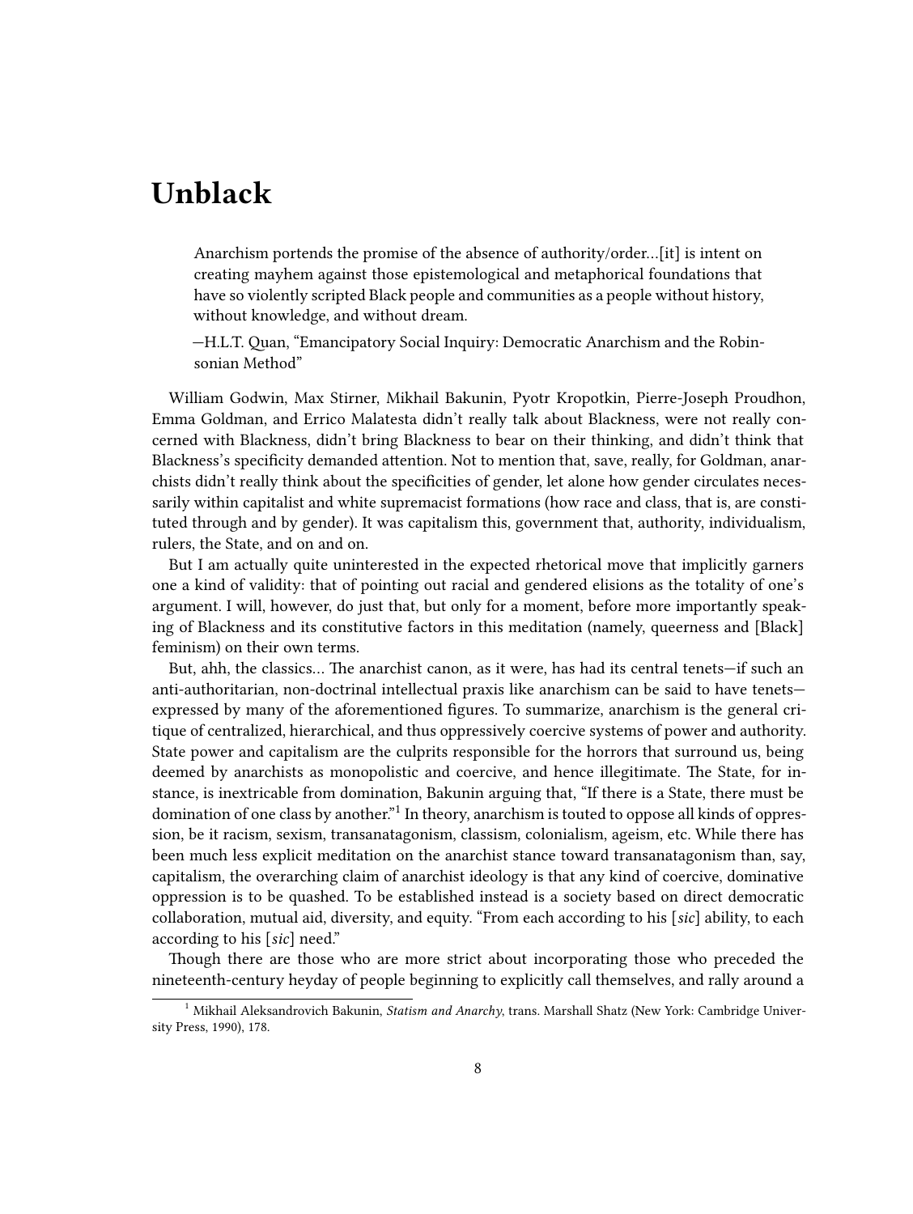# Unblack

> Anarchism portends the promise of the absence of authority/order…[it] is intent on creating mayhem against those epistemological and metaphorical foundations that have so violently scripted Black people and communities as a people without history, without knowledge, and without dream.
>
> —H.L.T. Quan, "Emancipatory Social Inquiry: Democratic Anarchism and the Robinsonian Method"

William Godwin, Max Stirner, Mikhail Bakunin, Pyotr Kropotkin, Pierre-Joseph Proudhon, Emma Goldman, and Errico Malatesta didn't really talk about Blackness, were not really concerned with Blackness, didn't bring Blackness to bear on their thinking, and didn't think that Blackness's specificity demanded attention. Not to mention that, save, really, for Goldman, anarchists didn't really think about the specificities of gender, let alone how gender circulates necessarily within capitalist and white supremacist formations (how race and class, that is, are constituted through and by gender). It was capitalism this, government that, authority, individualism, rulers, the State, and on and on.

But I am actually quite uninterested in the expected rhetorical move that implicitly garners one a kind of validity: that of pointing out racial and gendered elisions as the totality of one's argument. I will, however, do just that, but only for a moment, before more importantly speaking of Blackness and its constitutive factors in this meditation (namely, queerness and [Black] feminism) on their own terms.

But, ahh, the classics… The anarchist canon, as it were, has had its central tenets—if such an anti-authoritarian, non-doctrinal intellectual praxis like anarchism can be said to have tenets—expressed by many of the aforementioned figures. To summarize, anarchism is the general critique of centralized, hierarchical, and thus oppressively coercive systems of power and authority. State power and capitalism are the culprits responsible for the horrors that surround us, being deemed by anarchists as monopolistic and coercive, and hence illegitimate. The State, for instance, is inextricable from domination, Bakunin arguing that, "If there is a State, there must be domination of one class by another."[1] In theory, anarchism is touted to oppose all kinds of oppression, be it racism, sexism, transanatagonism, classism, colonialism, ageism, etc. While there has been much less explicit meditation on the anarchist stance toward transanatagonism than, say, capitalism, the overarching claim of anarchist ideology is that any kind of coercive, dominative oppression is to be quashed. To be established instead is a society based on direct democratic collaboration, mutual aid, diversity, and equity. "From each according to his [*sic*] ability, to each according to his [*sic*] need."

Though there are those who are more strict about incorporating those who preceded the nineteenth-century heyday of people beginning to explicitly call themselves, and rally around a

[1] Mikhail Aleksandrovich Bakunin, *Statism and Anarchy*, trans. Marshall Shatz (New York: Cambridge University Press, 1990), 178.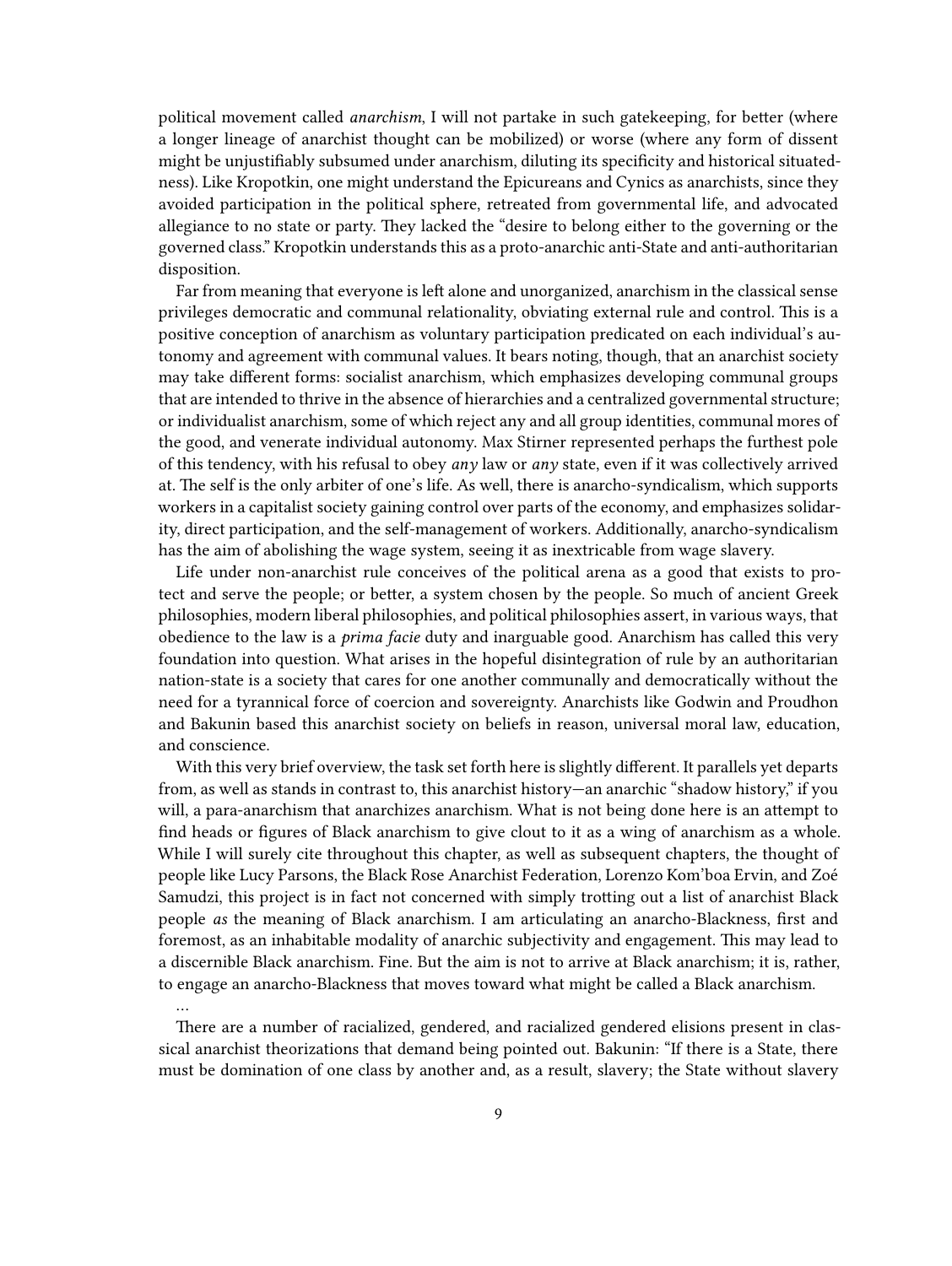political movement called *anarchism*, I will not partake in such gatekeeping, for better (where a longer lineage of anarchist thought can be mobilized) or worse (where any form of dissent might be unjustifiably subsumed under anarchism, diluting its specificity and historical situatedness). Like Kropotkin, one might understand the Epicureans and Cynics as anarchists, since they avoided participation in the political sphere, retreated from governmental life, and advocated allegiance to no state or party. They lacked the "desire to belong either to the governing or the governed class." Kropotkin understands this as a proto-anarchic anti-State and anti-authoritarian disposition.

Far from meaning that everyone is left alone and unorganized, anarchism in the classical sense privileges democratic and communal relationality, obviating external rule and control. This is a positive conception of anarchism as voluntary participation predicated on each individual's autonomy and agreement with communal values. It bears noting, though, that an anarchist society may take different forms: socialist anarchism, which emphasizes developing communal groups that are intended to thrive in the absence of hierarchies and a centralized governmental structure; or individualist anarchism, some of which reject any and all group identities, communal mores of the good, and venerate individual autonomy. Max Stirner represented perhaps the furthest pole of this tendency, with his refusal to obey *any* law or *any* state, even if it was collectively arrived at. The self is the only arbiter of one's life. As well, there is anarcho-syndicalism, which supports workers in a capitalist society gaining control over parts of the economy, and emphasizes solidarity, direct participation, and the self-management of workers. Additionally, anarcho-syndicalism has the aim of abolishing the wage system, seeing it as inextricable from wage slavery.

Life under non-anarchist rule conceives of the political arena as a good that exists to protect and serve the people; or better, a system chosen by the people. So much of ancient Greek philosophies, modern liberal philosophies, and political philosophies assert, in various ways, that obedience to the law is a *prima facie* duty and inarguable good. Anarchism has called this very foundation into question. What arises in the hopeful disintegration of rule by an authoritarian nation-state is a society that cares for one another communally and democratically without the need for a tyrannical force of coercion and sovereignty. Anarchists like Godwin and Proudhon and Bakunin based this anarchist society on beliefs in reason, universal moral law, education, and conscience.

With this very brief overview, the task set forth here is slightly different. It parallels yet departs from, as well as stands in contrast to, this anarchist history—an anarchic "shadow history," if you will, a para-anarchism that anarchizes anarchism. What is not being done here is an attempt to find heads or figures of Black anarchism to give clout to it as a wing of anarchism as a whole. While I will surely cite throughout this chapter, as well as subsequent chapters, the thought of people like Lucy Parsons, the Black Rose Anarchist Federation, Lorenzo Kom'boa Ervin, and Zoé Samudzi, this project is in fact not concerned with simply trotting out a list of anarchist Black people *as* the meaning of Black anarchism. I am articulating an anarcho-Blackness, first and foremost, as an inhabitable modality of anarchic subjectivity and engagement. This may lead to a discernible Black anarchism. Fine. But the aim is not to arrive at Black anarchism; it is, rather, to engage an anarcho-Blackness that moves toward what might be called a Black anarchism.

…

There are a number of racialized, gendered, and racialized gendered elisions present in classical anarchist theorizations that demand being pointed out. Bakunin: "If there is a State, there must be domination of one class by another and, as a result, slavery; the State without slavery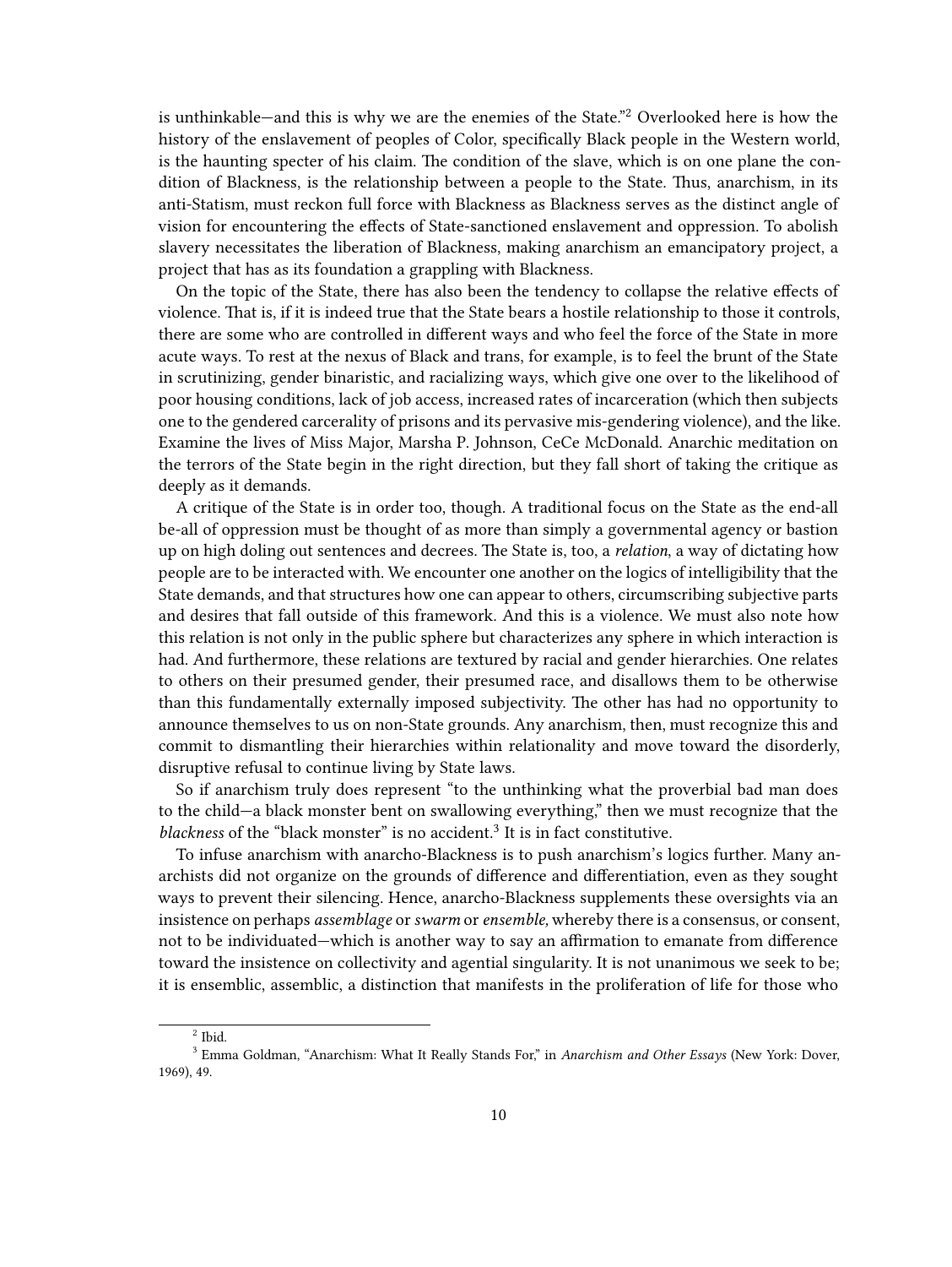is unthinkable—and this is why we are the enemies of the State."[2] Overlooked here is how the history of the enslavement of peoples of Color, specifically Black people in the Western world, is the haunting specter of his claim. The condition of the slave, which is on one plane the condition of Blackness, is the relationship between a people to the State. Thus, anarchism, in its anti-Statism, must reckon full force with Blackness as Blackness serves as the distinct angle of vision for encountering the effects of State-sanctioned enslavement and oppression. To abolish slavery necessitates the liberation of Blackness, making anarchism an emancipatory project, a project that has as its foundation a grappling with Blackness.

On the topic of the State, there has also been the tendency to collapse the relative effects of violence. That is, if it is indeed true that the State bears a hostile relationship to those it controls, there are some who are controlled in different ways and who feel the force of the State in more acute ways. To rest at the nexus of Black and trans, for example, is to feel the brunt of the State in scrutinizing, gender binaristic, and racializing ways, which give one over to the likelihood of poor housing conditions, lack of job access, increased rates of incarceration (which then subjects one to the gendered carcerality of prisons and its pervasive mis-gendering violence), and the like. Examine the lives of Miss Major, Marsha P. Johnson, CeCe McDonald. Anarchic meditation on the terrors of the State begin in the right direction, but they fall short of taking the critique as deeply as it demands.

A critique of the State is in order too, though. A traditional focus on the State as the end-all be-all of oppression must be thought of as more than simply a governmental agency or bastion up on high doling out sentences and decrees. The State is, too, a *relation*, a way of dictating how people are to be interacted with. We encounter one another on the logics of intelligibility that the State demands, and that structures how one can appear to others, circumscribing subjective parts and desires that fall outside of this framework. And this is a violence. We must also note how this relation is not only in the public sphere but characterizes any sphere in which interaction is had. And furthermore, these relations are textured by racial and gender hierarchies. One relates to others on their presumed gender, their presumed race, and disallows them to be otherwise than this fundamentally externally imposed subjectivity. The other has had no opportunity to announce themselves to us on non-State grounds. Any anarchism, then, must recognize this and commit to dismantling their hierarchies within relationality and move toward the disorderly, disruptive refusal to continue living by State laws.

So if anarchism truly does represent "to the unthinking what the proverbial bad man does to the child—a black monster bent on swallowing everything," then we must recognize that the *blackness* of the "black monster" is no accident.[3] It is in fact constitutive.

To infuse anarchism with anarcho-Blackness is to push anarchism's logics further. Many anarchists did not organize on the grounds of difference and differentiation, even as they sought ways to prevent their silencing. Hence, anarcho-Blackness supplements these oversights via an insistence on perhaps *assemblage* or *swarm* or *ensemble,* whereby there is a consensus, or consent, not to be individuated—which is another way to say an affirmation to emanate from difference toward the insistence on collectivity and agential singularity. It is not unanimous we seek to be; it is ensemblic, assemblic, a distinction that manifests in the proliferation of life for those who

[2] Ibid.

[3] Emma Goldman, "Anarchism: What It Really Stands For," in *Anarchism and Other Essays* (New York: Dover, 1969), 49.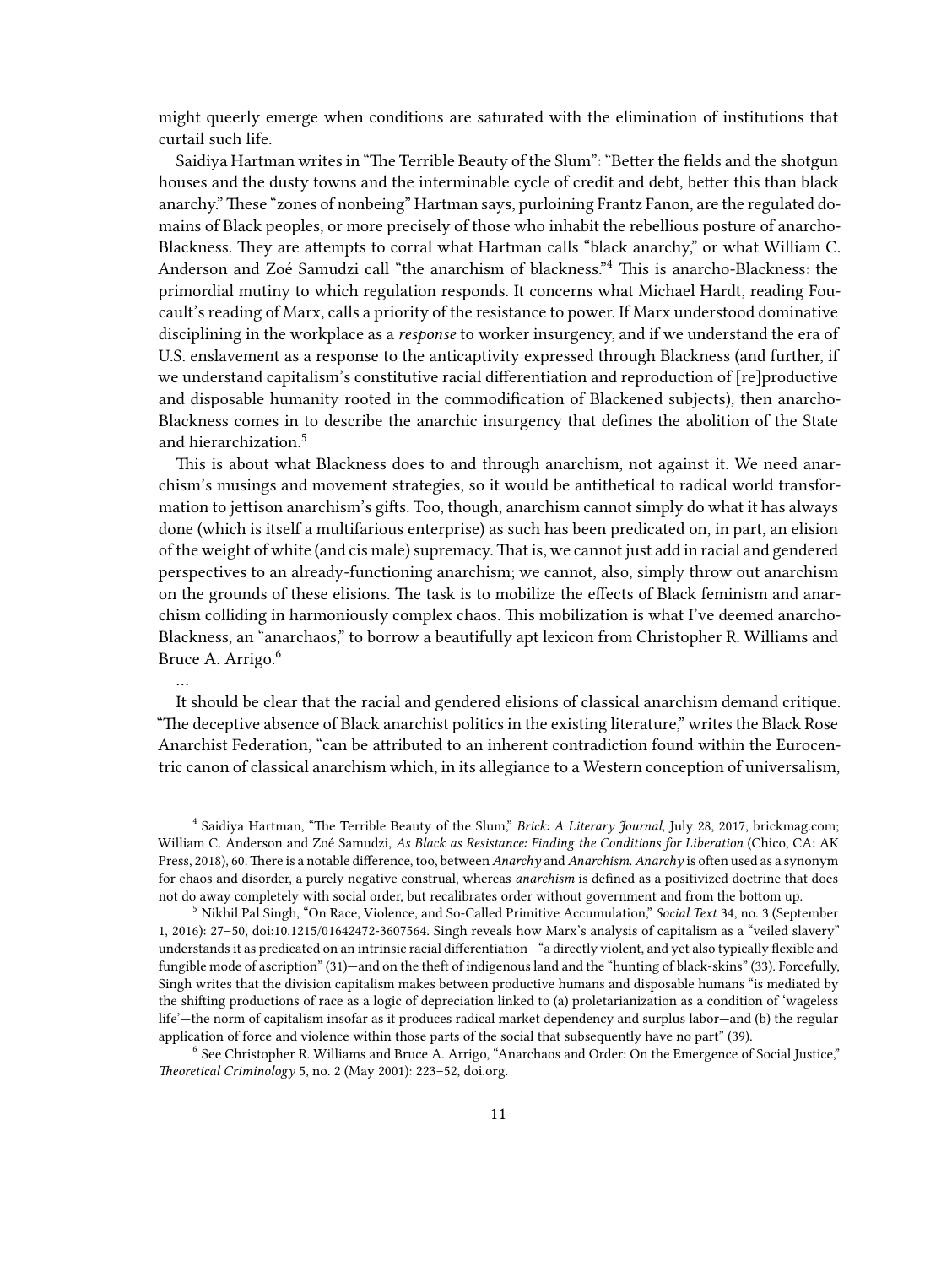might queerly emerge when conditions are saturated with the elimination of institutions that curtail such life.

Saidiya Hartman writes in "The Terrible Beauty of the Slum": "Better the fields and the shotgun houses and the dusty towns and the interminable cycle of credit and debt, better this than black anarchy." These "zones of nonbeing" Hartman says, purloining Frantz Fanon, are the regulated domains of Black peoples, or more precisely of those who inhabit the rebellious posture of anarcho-Blackness. They are attempts to corral what Hartman calls "black anarchy," or what William C. Anderson and Zoé Samudzi call "the anarchism of blackness."[4] This is anarcho-Blackness: the primordial mutiny to which regulation responds. It concerns what Michael Hardt, reading Foucault's reading of Marx, calls a priority of the resistance to power. If Marx understood dominative disciplining in the workplace as a *response* to worker insurgency, and if we understand the era of U.S. enslavement as a response to the anticaptivity expressed through Blackness (and further, if we understand capitalism's constitutive racial differentiation and reproduction of [re]productive and disposable humanity rooted in the commodification of Blackened subjects), then anarcho-Blackness comes in to describe the anarchic insurgency that defines the abolition of the State and hierarchization.[5]

This is about what Blackness does to and through anarchism, not against it. We need anarchism's musings and movement strategies, so it would be antithetical to radical world transformation to jettison anarchism's gifts. Too, though, anarchism cannot simply do what it has always done (which is itself a multifarious enterprise) as such has been predicated on, in part, an elision of the weight of white (and cis male) supremacy. That is, we cannot just add in racial and gendered perspectives to an already-functioning anarchism; we cannot, also, simply throw out anarchism on the grounds of these elisions. The task is to mobilize the effects of Black feminism and anarchism colliding in harmoniously complex chaos. This mobilization is what I've deemed anarcho-Blackness, an "anarchaos," to borrow a beautifully apt lexicon from Christopher R. Williams and Bruce A. Arrigo.[6]

…

It should be clear that the racial and gendered elisions of classical anarchism demand critique. "The deceptive absence of Black anarchist politics in the existing literature," writes the Black Rose Anarchist Federation, "can be attributed to an inherent contradiction found within the Eurocentric canon of classical anarchism which, in its allegiance to a Western conception of universalism,

---

[4] Saidiya Hartman, "The Terrible Beauty of the Slum," *Brick: A Literary Journal*, July 28, 2017, brickmag.com; William C. Anderson and Zoé Samudzi, *As Black as Resistance: Finding the Conditions for Liberation* (Chico, CA: AK Press, 2018), 60. There is a notable difference, too, between *Anarchy* and *Anarchism*. *Anarchy* is often used as a synonym for chaos and disorder, a purely negative construal, whereas *anarchism* is defined as a positivized doctrine that does not do away completely with social order, but recalibrates order without government and from the bottom up.

[5] Nikhil Pal Singh, "On Race, Violence, and So-Called Primitive Accumulation," *Social Text* 34, no. 3 (September 1, 2016): 27–50, doi:10.1215/01642472-3607564. Singh reveals how Marx's analysis of capitalism as a "veiled slavery" understands it as predicated on an intrinsic racial differentiation—"a directly violent, and yet also typically flexible and fungible mode of ascription" (31)—and on the theft of indigenous land and the "hunting of black-skins" (33). Forcefully, Singh writes that the division capitalism makes between productive humans and disposable humans "is mediated by the shifting productions of race as a logic of depreciation linked to (a) proletarianization as a condition of 'wageless life'—the norm of capitalism insofar as it produces radical market dependency and surplus labor—and (b) the regular application of force and violence within those parts of the social that subsequently have no part" (39).

[6] See Christopher R. Williams and Bruce A. Arrigo, "Anarchaos and Order: On the Emergence of Social Justice," *Theoretical Criminology* 5, no. 2 (May 2001): 223–52, doi.org.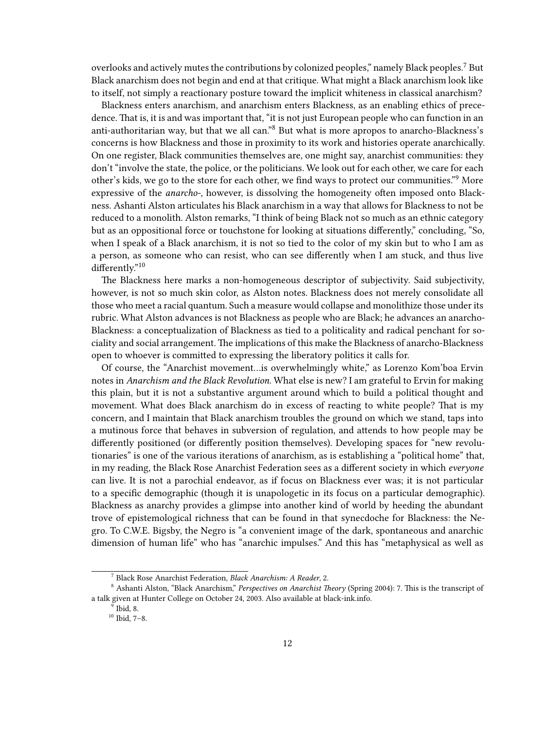overlooks and actively mutes the contributions by colonized peoples," namely Black peoples.[7] But Black anarchism does not begin and end at that critique. What might a Black anarchism look like to itself, not simply a reactionary posture toward the implicit whiteness in classical anarchism?

Blackness enters anarchism, and anarchism enters Blackness, as an enabling ethics of precedence. That is, it is and was important that, "it is not just European people who can function in an anti-authoritarian way, but that we all can."[8] But what is more apropos to anarcho-Blackness's concerns is how Blackness and those in proximity to its work and histories operate anarchically. On one register, Black communities themselves are, one might say, anarchist communities: they don't "involve the state, the police, or the politicians. We look out for each other, we care for each other's kids, we go to the store for each other, we find ways to protect our communities."[9] More expressive of the *anarcho-*, however, is dissolving the homogeneity often imposed onto Blackness. Ashanti Alston articulates his Black anarchism in a way that allows for Blackness to not be reduced to a monolith. Alston remarks, "I think of being Black not so much as an ethnic category but as an oppositional force or touchstone for looking at situations differently," concluding, "So, when I speak of a Black anarchism, it is not so tied to the color of my skin but to who I am as a person, as someone who can resist, who can see differently when I am stuck, and thus live differently."[10]

The Blackness here marks a non-homogeneous descriptor of subjectivity. Said subjectivity, however, is not so much skin color, as Alston notes. Blackness does not merely consolidate all those who meet a racial quantum. Such a measure would collapse and monolithize those under its rubric. What Alston advances is not Blackness as people who are Black; he advances an anarcho-Blackness: a conceptualization of Blackness as tied to a politicality and radical penchant for sociality and social arrangement. The implications of this make the Blackness of anarcho-Blackness open to whoever is committed to expressing the liberatory politics it calls for.

Of course, the "Anarchist movement…is overwhelmingly white," as Lorenzo Kom'boa Ervin notes in *Anarchism and the Black Revolution*. What else is new? I am grateful to Ervin for making this plain, but it is not a substantive argument around which to build a political thought and movement. What does Black anarchism do in excess of reacting to white people? That is my concern, and I maintain that Black anarchism troubles the ground on which we stand, taps into a mutinous force that behaves in subversion of regulation, and attends to how people may be differently positioned (or differently position themselves). Developing spaces for "new revolutionaries" is one of the various iterations of anarchism, as is establishing a "political home" that, in my reading, the Black Rose Anarchist Federation sees as a different society in which *everyone* can live. It is not a parochial endeavor, as if focus on Blackness ever was; it is not particular to a specific demographic (though it is unapologetic in its focus on a particular demographic). Blackness as anarchy provides a glimpse into another kind of world by heeding the abundant trove of epistemological richness that can be found in that synecdoche for Blackness: the Negro. To C.W.E. Bigsby, the Negro is "a convenient image of the dark, spontaneous and anarchic dimension of human life" who has "anarchic impulses." And this has "metaphysical as well as

---

[7] Black Rose Anarchist Federation, *Black Anarchism: A Reader*, 2.

[8] Ashanti Alston, "Black Anarchism," *Perspectives on Anarchist Theory* (Spring 2004): 7. This is the transcript of a talk given at Hunter College on October 24, 2003. Also available at black-ink.info.

[9] Ibid, 8.

[10] Ibid, 7–8.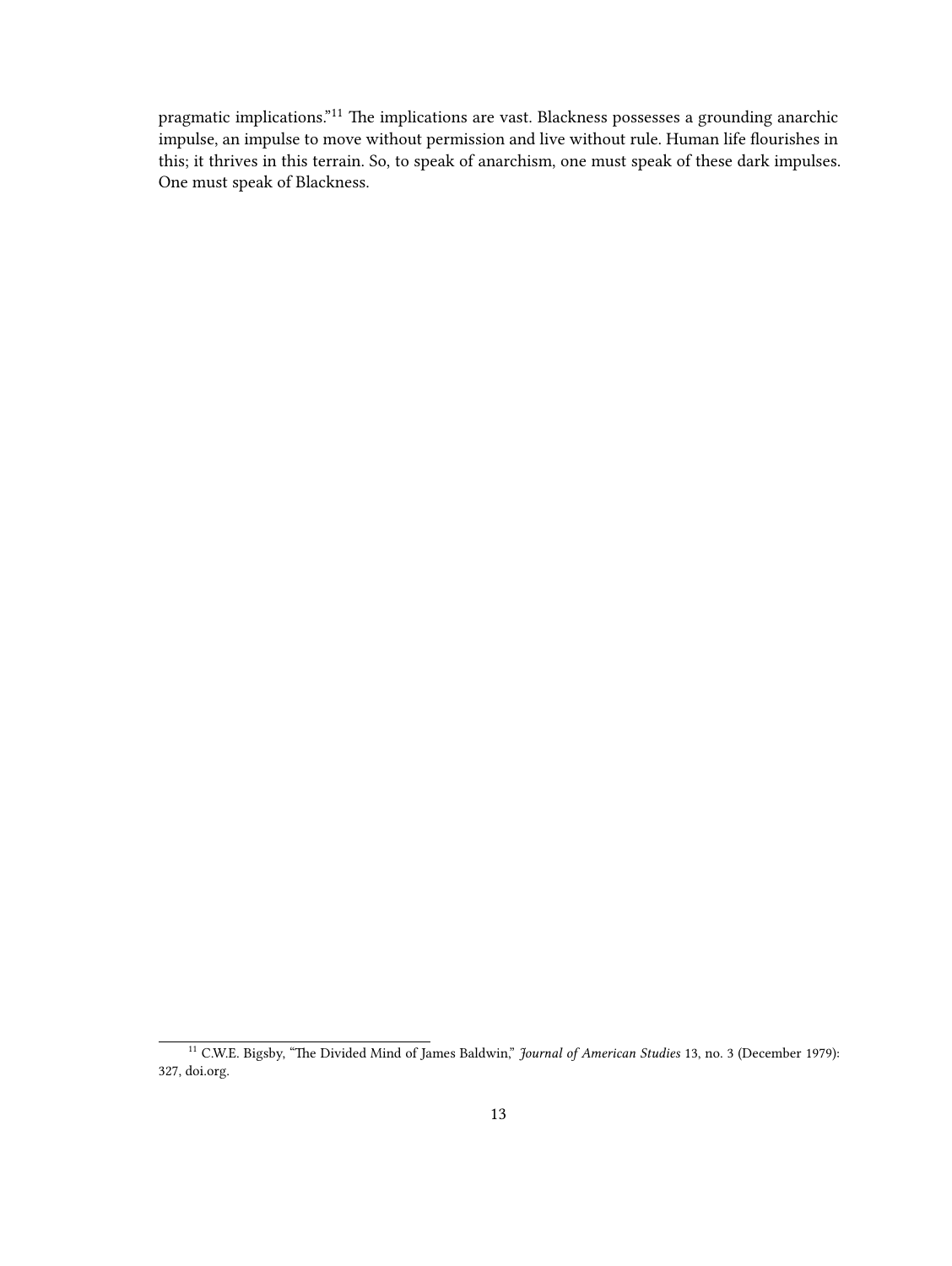pragmatic implications."[11] The implications are vast. Blackness possesses a grounding anarchic impulse, an impulse to move without permission and live without rule. Human life flourishes in this; it thrives in this terrain. So, to speak of anarchism, one must speak of these dark impulses. One must speak of Blackness.

[11] C.W.E. Bigsby, "The Divided Mind of James Baldwin," *Journal of American Studies* 13, no. 3 (December 1979): 327, doi.org.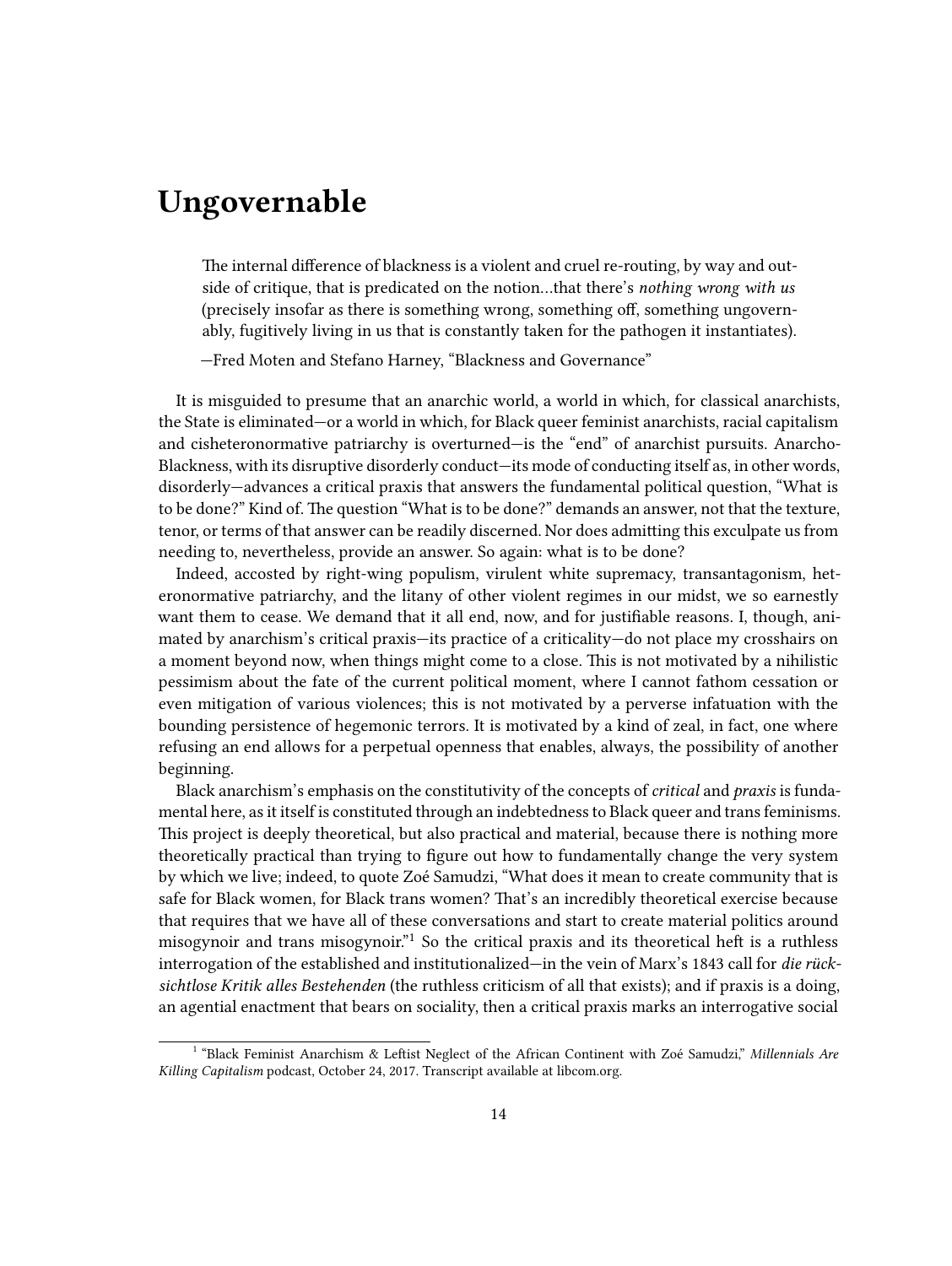# Ungovernable

> The internal difference of blackness is a violent and cruel re-routing, by way and outside of critique, that is predicated on the notion…that there's *nothing wrong with us* (precisely insofar as there is something wrong, something off, something ungovernably, fugitively living in us that is constantly taken for the pathogen it instantiates).
>
> —Fred Moten and Stefano Harney, "Blackness and Governance"

It is misguided to presume that an anarchic world, a world in which, for classical anarchists, the State is eliminated—or a world in which, for Black queer feminist anarchists, racial capitalism and cisheteronormative patriarchy is overturned—is the "end" of anarchist pursuits. Anarcho-Blackness, with its disruptive disorderly conduct—its mode of conducting itself as, in other words, disorderly—advances a critical praxis that answers the fundamental political question, "What is to be done?" Kind of. The question "What is to be done?" demands an answer, not that the texture, tenor, or terms of that answer can be readily discerned. Nor does admitting this exculpate us from needing to, nevertheless, provide an answer. So again: what is to be done?

Indeed, accosted by right-wing populism, virulent white supremacy, transantagonism, heteronormative patriarchy, and the litany of other violent regimes in our midst, we so earnestly want them to cease. We demand that it all end, now, and for justifiable reasons. I, though, animated by anarchism's critical praxis—its practice of a criticality—do not place my crosshairs on a moment beyond now, when things might come to a close. This is not motivated by a nihilistic pessimism about the fate of the current political moment, where I cannot fathom cessation or even mitigation of various violences; this is not motivated by a perverse infatuation with the bounding persistence of hegemonic terrors. It is motivated by a kind of zeal, in fact, one where refusing an end allows for a perpetual openness that enables, always, the possibility of another beginning.

Black anarchism's emphasis on the constitutivity of the concepts of *critical* and *praxis* is fundamental here, as it itself is constituted through an indebtedness to Black queer and trans feminisms. This project is deeply theoretical, but also practical and material, because there is nothing more theoretically practical than trying to figure out how to fundamentally change the very system by which we live; indeed, to quote Zoé Samudzi, "What does it mean to create community that is safe for Black women, for Black trans women? That's an incredibly theoretical exercise because that requires that we have all of these conversations and start to create material politics around misogynoir and trans misogynoir."[1] So the critical praxis and its theoretical heft is a ruthless interrogation of the established and institutionalized—in the vein of Marx's 1843 call for *die rücksichtlose Kritik alles Bestehenden* (the ruthless criticism of all that exists); and if praxis is a doing, an agential enactment that bears on sociality, then a critical praxis marks an interrogative social

[1] "Black Feminist Anarchism & Leftist Neglect of the African Continent with Zoé Samudzi," *Millennials Are Killing Capitalism* podcast, October 24, 2017. Transcript available at libcom.org.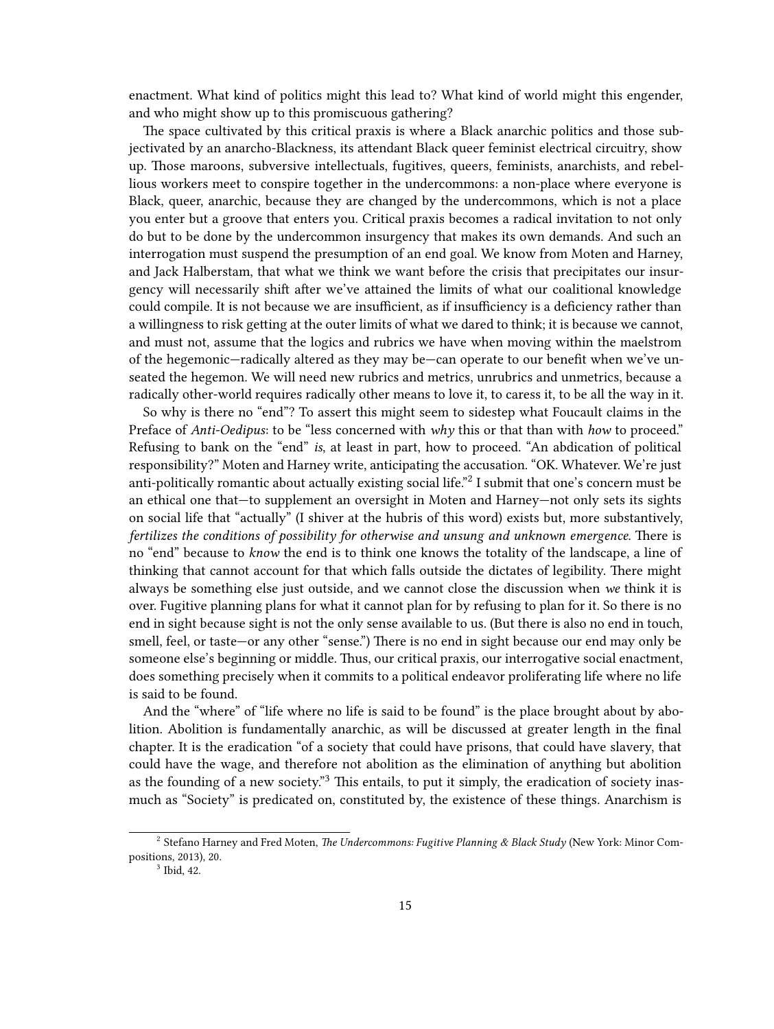enactment. What kind of politics might this lead to? What kind of world might this engender, and who might show up to this promiscuous gathering?

The space cultivated by this critical praxis is where a Black anarchic politics and those subjectivated by an anarcho-Blackness, its attendant Black queer feminist electrical circuitry, show up. Those maroons, subversive intellectuals, fugitives, queers, feminists, anarchists, and rebellious workers meet to conspire together in the undercommons: a non-place where everyone is Black, queer, anarchic, because they are changed by the undercommons, which is not a place you enter but a groove that enters you. Critical praxis becomes a radical invitation to not only do but to be done by the undercommon insurgency that makes its own demands. And such an interrogation must suspend the presumption of an end goal. We know from Moten and Harney, and Jack Halberstam, that what we think we want before the crisis that precipitates our insurgency will necessarily shift after we've attained the limits of what our coalitional knowledge could compile. It is not because we are insufficient, as if insufficiency is a deficiency rather than a willingness to risk getting at the outer limits of what we dared to think; it is because we cannot, and must not, assume that the logics and rubrics we have when moving within the maelstrom of the hegemonic—radically altered as they may be—can operate to our benefit when we've unseated the hegemon. We will need new rubrics and metrics, unrubrics and unmetrics, because a radically other-world requires radically other means to love it, to caress it, to be all the way in it.

So why is there no "end"? To assert this might seem to sidestep what Foucault claims in the Preface of *Anti-Oedipus*: to be "less concerned with *why* this or that than with *how* to proceed." Refusing to bank on the "end" *is*, at least in part, how to proceed. "An abdication of political responsibility?" Moten and Harney write, anticipating the accusation. "OK. Whatever. We're just anti-politically romantic about actually existing social life."[2] I submit that one's concern must be an ethical one that—to supplement an oversight in Moten and Harney—not only sets its sights on social life that "actually" (I shiver at the hubris of this word) exists but, more substantively, *fertilizes the conditions of possibility for otherwise and unsung and unknown emergence.* There is no "end" because to *know* the end is to think one knows the totality of the landscape, a line of thinking that cannot account for that which falls outside the dictates of legibility. There might always be something else just outside, and we cannot close the discussion when *we* think it is over. Fugitive planning plans for what it cannot plan for by refusing to plan for it. So there is no end in sight because sight is not the only sense available to us. (But there is also no end in touch, smell, feel, or taste—or any other "sense.") There is no end in sight because our end may only be someone else's beginning or middle. Thus, our critical praxis, our interrogative social enactment, does something precisely when it commits to a political endeavor proliferating life where no life is said to be found.

And the "where" of "life where no life is said to be found" is the place brought about by abolition. Abolition is fundamentally anarchic, as will be discussed at greater length in the final chapter. It is the eradication "of a society that could have prisons, that could have slavery, that could have the wage, and therefore not abolition as the elimination of anything but abolition as the founding of a new society."[3] This entails, to put it simply, the eradication of society inasmuch as "Society" is predicated on, constituted by, the existence of these things. Anarchism is

[2] Stefano Harney and Fred Moten, *The Undercommons: Fugitive Planning & Black Study* (New York: Minor Compositions, 2013), 20.

[3] Ibid, 42.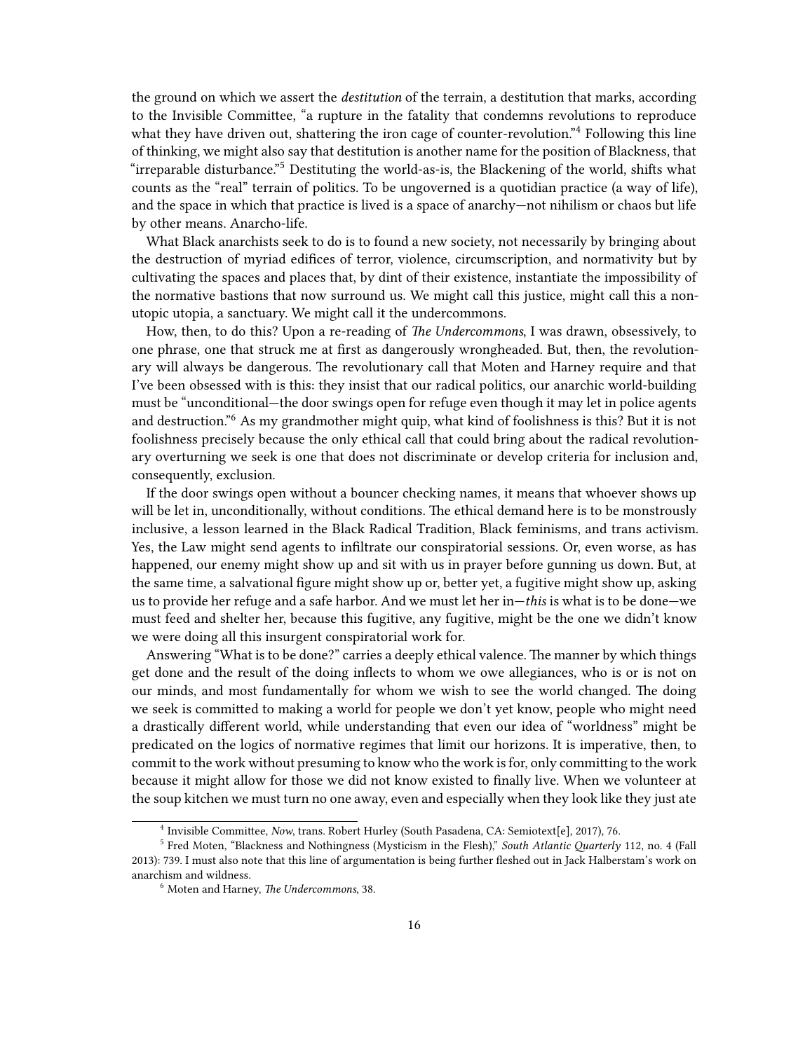the ground on which we assert the *destitution* of the terrain, a destitution that marks, according to the Invisible Committee, "a rupture in the fatality that condemns revolutions to reproduce what they have driven out, shattering the iron cage of counter-revolution."[4] Following this line of thinking, we might also say that destitution is another name for the position of Blackness, that "irreparable disturbance."[5] Destituting the world-as-is, the Blackening of the world, shifts what counts as the "real" terrain of politics. To be ungoverned is a quotidian practice (a way of life), and the space in which that practice is lived is a space of anarchy—not nihilism or chaos but life by other means. Anarcho-life.

What Black anarchists seek to do is to found a new society, not necessarily by bringing about the destruction of myriad edifices of terror, violence, circumscription, and normativity but by cultivating the spaces and places that, by dint of their existence, instantiate the impossibility of the normative bastions that now surround us. We might call this justice, might call this a non-utopic utopia, a sanctuary. We might call it the undercommons.

How, then, to do this? Upon a re-reading of *The Undercommons*, I was drawn, obsessively, to one phrase, one that struck me at first as dangerously wrongheaded. But, then, the revolutionary will always be dangerous. The revolutionary call that Moten and Harney require and that I've been obsessed with is this: they insist that our radical politics, our anarchic world-building must be "unconditional—the door swings open for refuge even though it may let in police agents and destruction."[6] As my grandmother might quip, what kind of foolishness is this? But it is not foolishness precisely because the only ethical call that could bring about the radical revolutionary overturning we seek is one that does not discriminate or develop criteria for inclusion and, consequently, exclusion.

If the door swings open without a bouncer checking names, it means that whoever shows up will be let in, unconditionally, without conditions. The ethical demand here is to be monstrously inclusive, a lesson learned in the Black Radical Tradition, Black feminisms, and trans activism. Yes, the Law might send agents to infiltrate our conspiratorial sessions. Or, even worse, as has happened, our enemy might show up and sit with us in prayer before gunning us down. But, at the same time, a salvational figure might show up or, better yet, a fugitive might show up, asking us to provide her refuge and a safe harbor. And we must let her in—*this* is what is to be done—we must feed and shelter her, because this fugitive, any fugitive, might be the one we didn't know we were doing all this insurgent conspiratorial work for.

Answering "What is to be done?" carries a deeply ethical valence. The manner by which things get done and the result of the doing inflects to whom we owe allegiances, who is or is not on our minds, and most fundamentally for whom we wish to see the world changed. The doing we seek is committed to making a world for people we don't yet know, people who might need a drastically different world, while understanding that even our idea of "worldness" might be predicated on the logics of normative regimes that limit our horizons. It is imperative, then, to commit to the work without presuming to know who the work is for, only committing to the work because it might allow for those we did not know existed to finally live. When we volunteer at the soup kitchen we must turn no one away, even and especially when they look like they just ate

---

[4] Invisible Committee, *Now*, trans. Robert Hurley (South Pasadena, CA: Semiotext[e], 2017), 76.

[5] Fred Moten, "Blackness and Nothingness (Mysticism in the Flesh)," *South Atlantic Quarterly* 112, no. 4 (Fall 2013): 739. I must also note that this line of argumentation is being further fleshed out in Jack Halberstam's work on anarchism and wildness.

[6] Moten and Harney, *The Undercommons*, 38.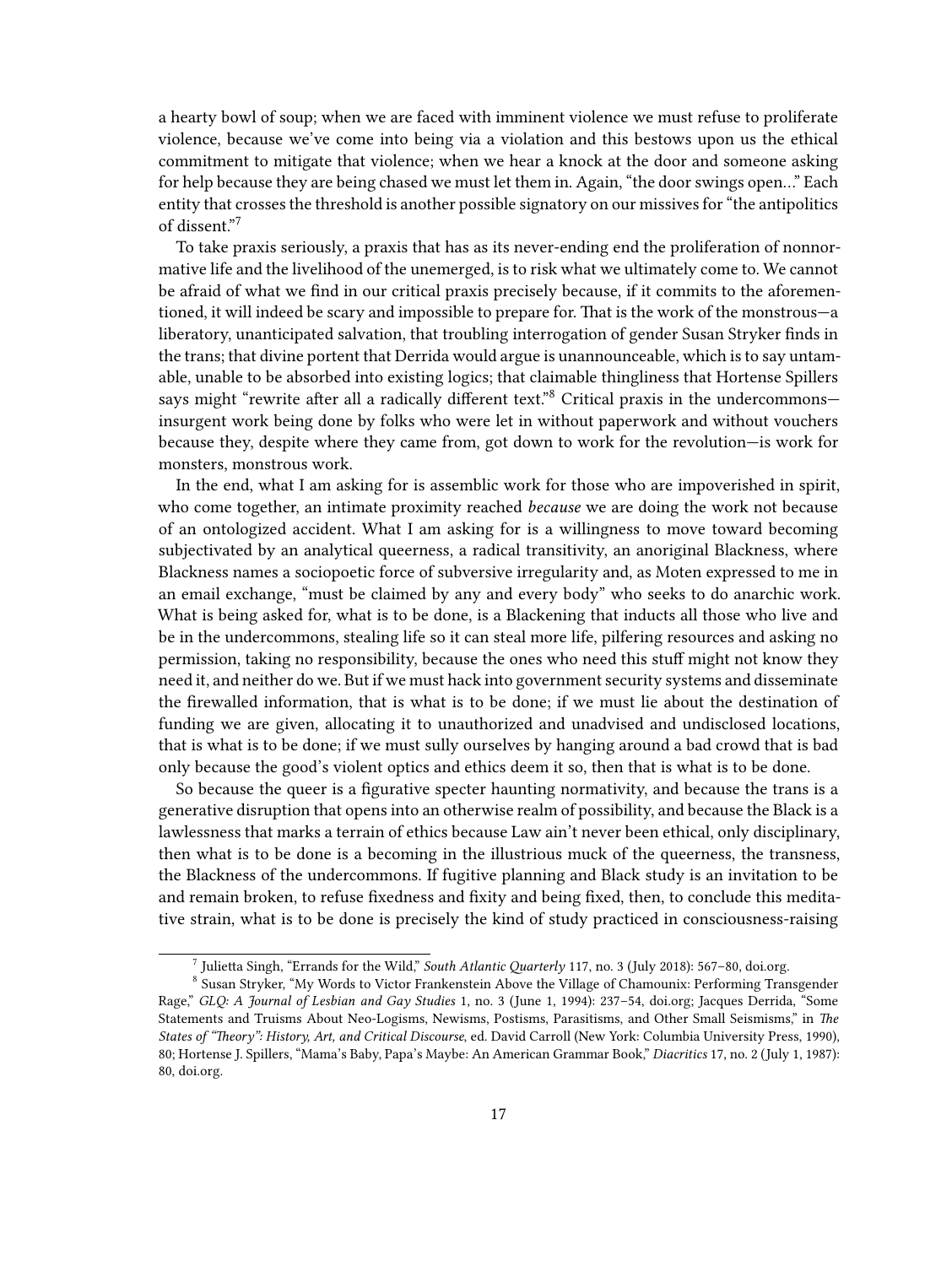a hearty bowl of soup; when we are faced with imminent violence we must refuse to proliferate violence, because we've come into being via a violation and this bestows upon us the ethical commitment to mitigate that violence; when we hear a knock at the door and someone asking for help because they are being chased we must let them in. Again, "the door swings open…" Each entity that crosses the threshold is another possible signatory on our missives for "the antipolitics of dissent."[7]

To take praxis seriously, a praxis that has as its never-ending end the proliferation of nonnormative life and the livelihood of the unemerged, is to risk what we ultimately come to. We cannot be afraid of what we find in our critical praxis precisely because, if it commits to the aforementioned, it will indeed be scary and impossible to prepare for. That is the work of the monstrous—a liberatory, unanticipated salvation, that troubling interrogation of gender Susan Stryker finds in the trans; that divine portent that Derrida would argue is unannounceable, which is to say untamable, unable to be absorbed into existing logics; that claimable thingliness that Hortense Spillers says might "rewrite after all a radically different text."[8] Critical praxis in the undercommons—insurgent work being done by folks who were let in without paperwork and without vouchers because they, despite where they came from, got down to work for the revolution—is work for monsters, monstrous work.

In the end, what I am asking for is assemblic work for those who are impoverished in spirit, who come together, an intimate proximity reached *because* we are doing the work not because of an ontologized accident. What I am asking for is a willingness to move toward becoming subjectivated by an analytical queerness, a radical transitivity, an anoriginal Blackness, where Blackness names a sociopoetic force of subversive irregularity and, as Moten expressed to me in an email exchange, "must be claimed by any and every body" who seeks to do anarchic work. What is being asked for, what is to be done, is a Blackening that inducts all those who live and be in the undercommons, stealing life so it can steal more life, pilfering resources and asking no permission, taking no responsibility, because the ones who need this stuff might not know they need it, and neither do we. But if we must hack into government security systems and disseminate the firewalled information, that is what is to be done; if we must lie about the destination of funding we are given, allocating it to unauthorized and unadvised and undisclosed locations, that is what is to be done; if we must sully ourselves by hanging around a bad crowd that is bad only because the good's violent optics and ethics deem it so, then that is what is to be done.

So because the queer is a figurative specter haunting normativity, and because the trans is a generative disruption that opens into an otherwise realm of possibility, and because the Black is a lawlessness that marks a terrain of ethics because Law ain't never been ethical, only disciplinary, then what is to be done is a becoming in the illustrious muck of the queerness, the transness, the Blackness of the undercommons. If fugitive planning and Black study is an invitation to be and remain broken, to refuse fixedness and fixity and being fixed, then, to conclude this meditative strain, what is to be done is precisely the kind of study practiced in consciousness-raising

[7] Julietta Singh, "Errands for the Wild," *South Atlantic Quarterly* 117, no. 3 (July 2018): 567–80, doi.org.

[8] Susan Stryker, "My Words to Victor Frankenstein Above the Village of Chamounix: Performing Transgender Rage," *GLQ: A Journal of Lesbian and Gay Studies* 1, no. 3 (June 1, 1994): 237–54, doi.org; Jacques Derrida, "Some Statements and Truisms About Neo-Logisms, Newisms, Postisms, Parasitisms, and Other Small Seismisms," in *The States of "Theory": History, Art, and Critical Discourse*, ed. David Carroll (New York: Columbia University Press, 1990), 80; Hortense J. Spillers, "Mama's Baby, Papa's Maybe: An American Grammar Book," *Diacritics* 17, no. 2 (July 1, 1987): 80, doi.org.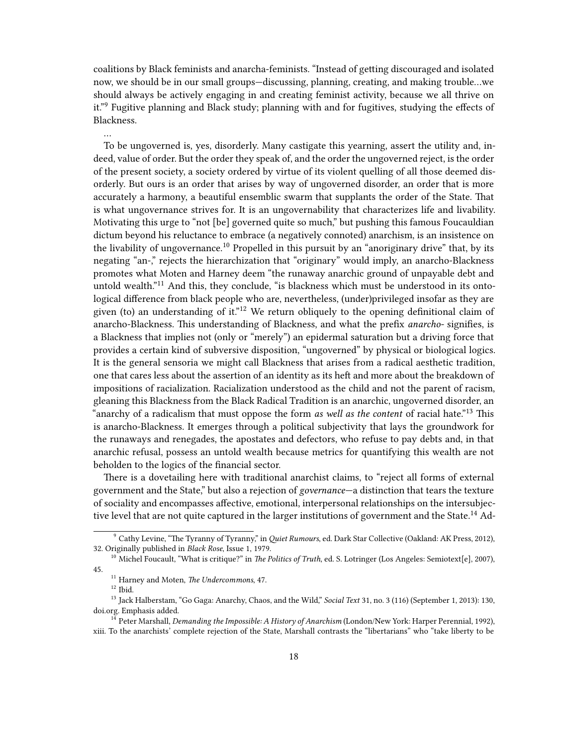coalitions by Black feminists and anarcha-feminists. "Instead of getting discouraged and isolated now, we should be in our small groups—discussing, planning, creating, and making trouble…we should always be actively engaging in and creating feminist activity, because we all thrive on it."[9] Fugitive planning and Black study; planning with and for fugitives, studying the effects of Blackness.

…

To be ungoverned is, yes, disorderly. Many castigate this yearning, assert the utility and, indeed, value of order. But the order they speak of, and the order the ungoverned reject, is the order of the present society, a society ordered by virtue of its violent quelling of all those deemed disorderly. But ours is an order that arises by way of ungoverned disorder, an order that is more accurately a harmony, a beautiful ensemblic swarm that supplants the order of the State. That is what ungovernance strives for. It is an ungovernability that characterizes life and livability. Motivating this urge to "not [be] governed quite so much," but pushing this famous Foucauldian dictum beyond his reluctance to embrace (a negatively connoted) anarchism, is an insistence on the livability of ungovernance.[10] Propelled in this pursuit by an "anoriginary drive" that, by its negating "an-," rejects the hierarchization that "originary" would imply, an anarcho-Blackness promotes what Moten and Harney deem "the runaway anarchic ground of unpayable debt and untold wealth."[11] And this, they conclude, "is blackness which must be understood in its ontological difference from black people who are, nevertheless, (under)privileged insofar as they are given (to) an understanding of it."[12] We return obliquely to the opening definitional claim of anarcho-Blackness. This understanding of Blackness, and what the prefix *anarcho-* signifies, is a Blackness that implies not (only or "merely") an epidermal saturation but a driving force that provides a certain kind of subversive disposition, "ungoverned" by physical or biological logics. It is the general sensoria we might call Blackness that arises from a radical aesthetic tradition, one that cares less about the assertion of an identity as its heft and more about the breakdown of impositions of racialization. Racialization understood as the child and not the parent of racism, gleaning this Blackness from the Black Radical Tradition is an anarchic, ungoverned disorder, an "anarchy of a radicalism that must oppose the form *as well as the content* of racial hate."[13] This is anarcho-Blackness. It emerges through a political subjectivity that lays the groundwork for the runaways and renegades, the apostates and defectors, who refuse to pay debts and, in that anarchic refusal, possess an untold wealth because metrics for quantifying this wealth are not beholden to the logics of the financial sector.

There is a dovetailing here with traditional anarchist claims, to "reject all forms of external government and the State," but also a rejection of *governance*—a distinction that tears the texture of sociality and encompasses affective, emotional, interpersonal relationships on the intersubjective level that are not quite captured in the larger institutions of government and the State.[14] Ad-

---

[9] Cathy Levine, "The Tyranny of Tyranny," in *Quiet Rumours*, ed. Dark Star Collective (Oakland: AK Press, 2012), 32. Originally published in *Black Rose*, Issue 1, 1979.

[10] Michel Foucault, "What is critique?" in *The Politics of Truth*, ed. S. Lotringer (Los Angeles: Semiotext[e], 2007), 45.

[11] Harney and Moten, *The Undercommons*, 47.

[12] Ibid.

[13] Jack Halberstam, "Go Gaga: Anarchy, Chaos, and the Wild," *Social Text* 31, no. 3 (116) (September 1, 2013): 130, doi.org. Emphasis added.

[14] Peter Marshall, *Demanding the Impossible: A History of Anarchism* (London/New York: Harper Perennial, 1992), xiii. To the anarchists' complete rejection of the State, Marshall contrasts the "libertarians" who "take liberty to be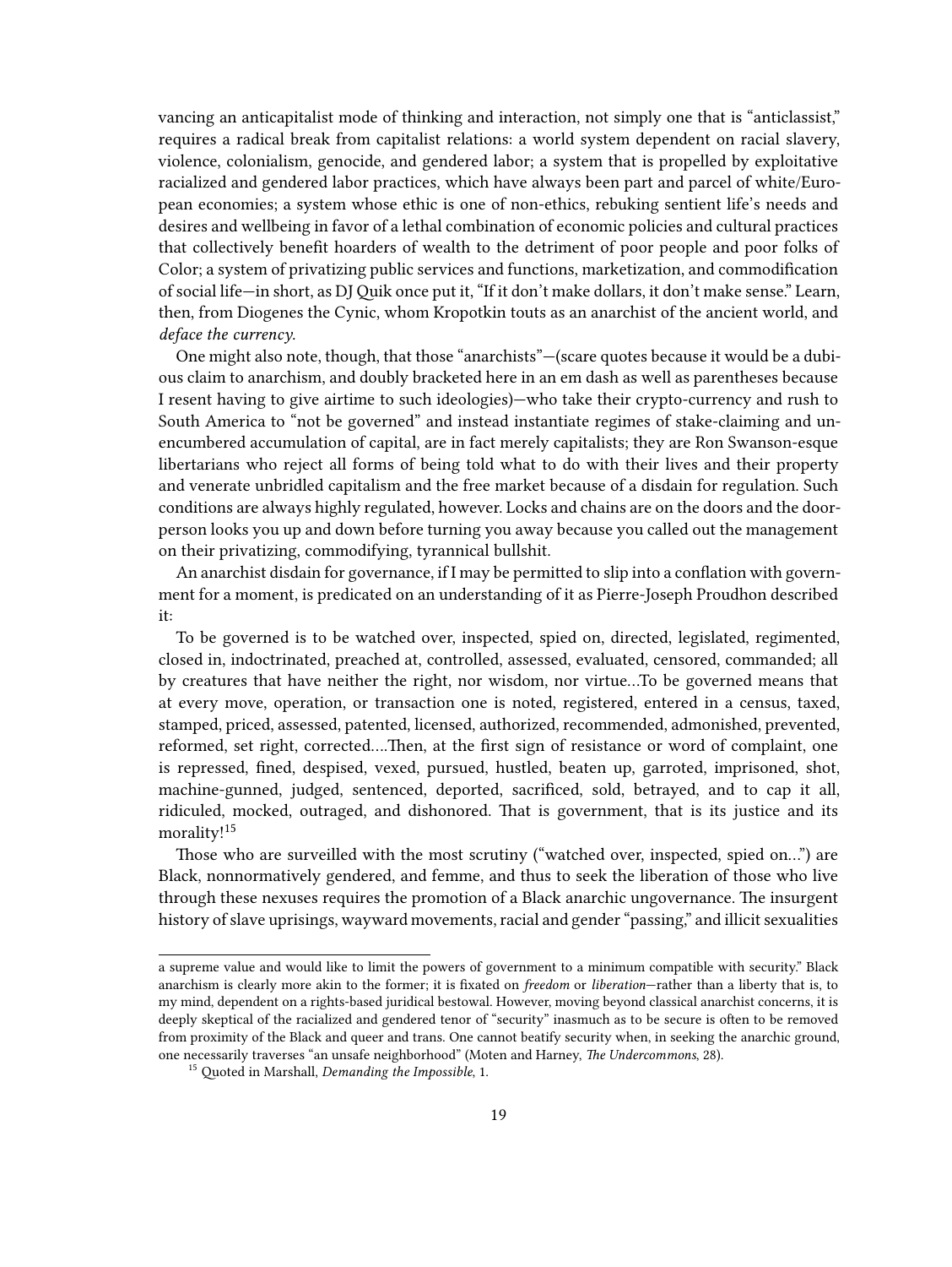vancing an anticapitalist mode of thinking and interaction, not simply one that is "anticlassist," requires a radical break from capitalist relations: a world system dependent on racial slavery, violence, colonialism, genocide, and gendered labor; a system that is propelled by exploitative racialized and gendered labor practices, which have always been part and parcel of white/European economies; a system whose ethic is one of non-ethics, rebuking sentient life's needs and desires and wellbeing in favor of a lethal combination of economic policies and cultural practices that collectively benefit hoarders of wealth to the detriment of poor people and poor folks of Color; a system of privatizing public services and functions, marketization, and commodification of social life—in short, as DJ Quik once put it, "If it don't make dollars, it don't make sense." Learn, then, from Diogenes the Cynic, whom Kropotkin touts as an anarchist of the ancient world, and *deface the currency.*

One might also note, though, that those "anarchists"—(scare quotes because it would be a dubious claim to anarchism, and doubly bracketed here in an em dash as well as parentheses because I resent having to give airtime to such ideologies)—who take their crypto-currency and rush to South America to "not be governed" and instead instantiate regimes of stake-claiming and unencumbered accumulation of capital, are in fact merely capitalists; they are Ron Swanson-esque libertarians who reject all forms of being told what to do with their lives and their property and venerate unbridled capitalism and the free market because of a disdain for regulation. Such conditions are always highly regulated, however. Locks and chains are on the doors and the door-person looks you up and down before turning you away because you called out the management on their privatizing, commodifying, tyrannical bullshit.

An anarchist disdain for governance, if I may be permitted to slip into a conflation with government for a moment, is predicated on an understanding of it as Pierre-Joseph Proudhon described it:

To be governed is to be watched over, inspected, spied on, directed, legislated, regimented, closed in, indoctrinated, preached at, controlled, assessed, evaluated, censored, commanded; all by creatures that have neither the right, nor wisdom, nor virtue…To be governed means that at every move, operation, or transaction one is noted, registered, entered in a census, taxed, stamped, priced, assessed, patented, licensed, authorized, recommended, admonished, prevented, reformed, set right, corrected.…Then, at the first sign of resistance or word of complaint, one is repressed, fined, despised, vexed, pursued, hustled, beaten up, garroted, imprisoned, shot, machine-gunned, judged, sentenced, deported, sacrificed, sold, betrayed, and to cap it all, ridiculed, mocked, outraged, and dishonored. That is government, that is its justice and its morality![15]

Those who are surveilled with the most scrutiny ("watched over, inspected, spied on…") are Black, nonnormatively gendered, and femme, and thus to seek the liberation of those who live through these nexuses requires the promotion of a Black anarchic ungovernance. The insurgent history of slave uprisings, wayward movements, racial and gender "passing," and illicit sexualities

---

a supreme value and would like to limit the powers of government to a minimum compatible with security." Black anarchism is clearly more akin to the former; it is fixated on *freedom* or *liberation*—rather than a liberty that is, to my mind, dependent on a rights-based juridical bestowal. However, moving beyond classical anarchist concerns, it is deeply skeptical of the racialized and gendered tenor of "security" inasmuch as to be secure is often to be removed from proximity of the Black and queer and trans. One cannot beatify security when, in seeking the anarchic ground, one necessarily traverses "an unsafe neighborhood" (Moten and Harney, *The Undercommons*, 28).

[15] Quoted in Marshall, *Demanding the Impossible*, 1.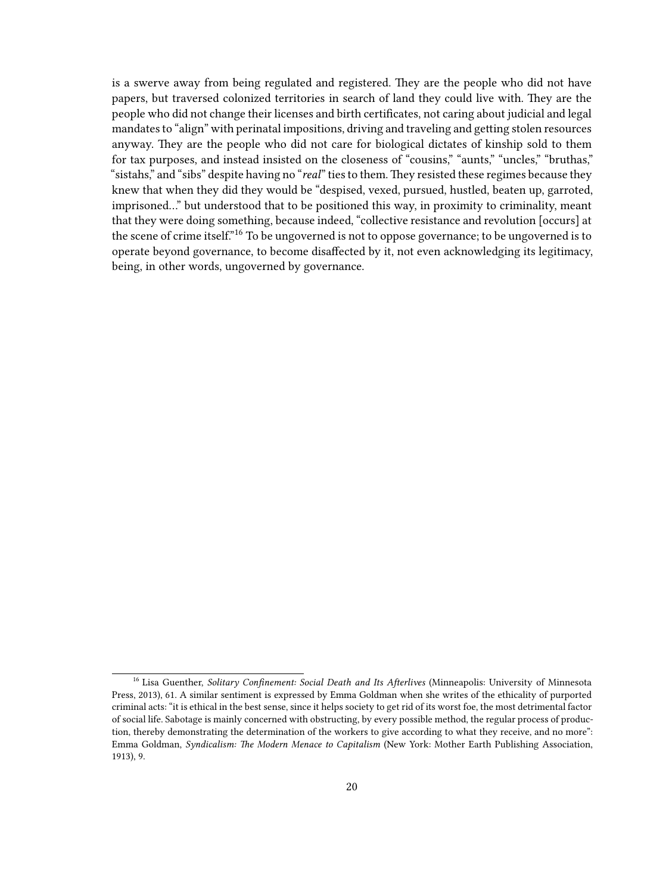is a swerve away from being regulated and registered. They are the people who did not have papers, but traversed colonized territories in search of land they could live with. They are the people who did not change their licenses and birth certificates, not caring about judicial and legal mandates to "align" with perinatal impositions, driving and traveling and getting stolen resources anyway. They are the people who did not care for biological dictates of kinship sold to them for tax purposes, and instead insisted on the closeness of "cousins," "aunts," "uncles," "bruthas," "sistahs," and "sibs" despite having no "*real*" ties to them. They resisted these regimes because they knew that when they did they would be "despised, vexed, pursued, hustled, beaten up, garroted, imprisoned…" but understood that to be positioned this way, in proximity to criminality, meant that they were doing something, because indeed, "collective resistance and revolution [occurs] at the scene of crime itself."[16] To be ungoverned is not to oppose governance; to be ungoverned is to operate beyond governance, to become disaffected by it, not even acknowledging its legitimacy, being, in other words, ungoverned by governance.

---

[16] Lisa Guenther, *Solitary Confinement: Social Death and Its Afterlives* (Minneapolis: University of Minnesota Press, 2013), 61. A similar sentiment is expressed by Emma Goldman when she writes of the ethicality of purported criminal acts: "it is ethical in the best sense, since it helps society to get rid of its worst foe, the most detrimental factor of social life. Sabotage is mainly concerned with obstructing, by every possible method, the regular process of production, thereby demonstrating the determination of the workers to give according to what they receive, and no more": Emma Goldman, *Syndicalism: The Modern Menace to Capitalism* (New York: Mother Earth Publishing Association, 1913), 9.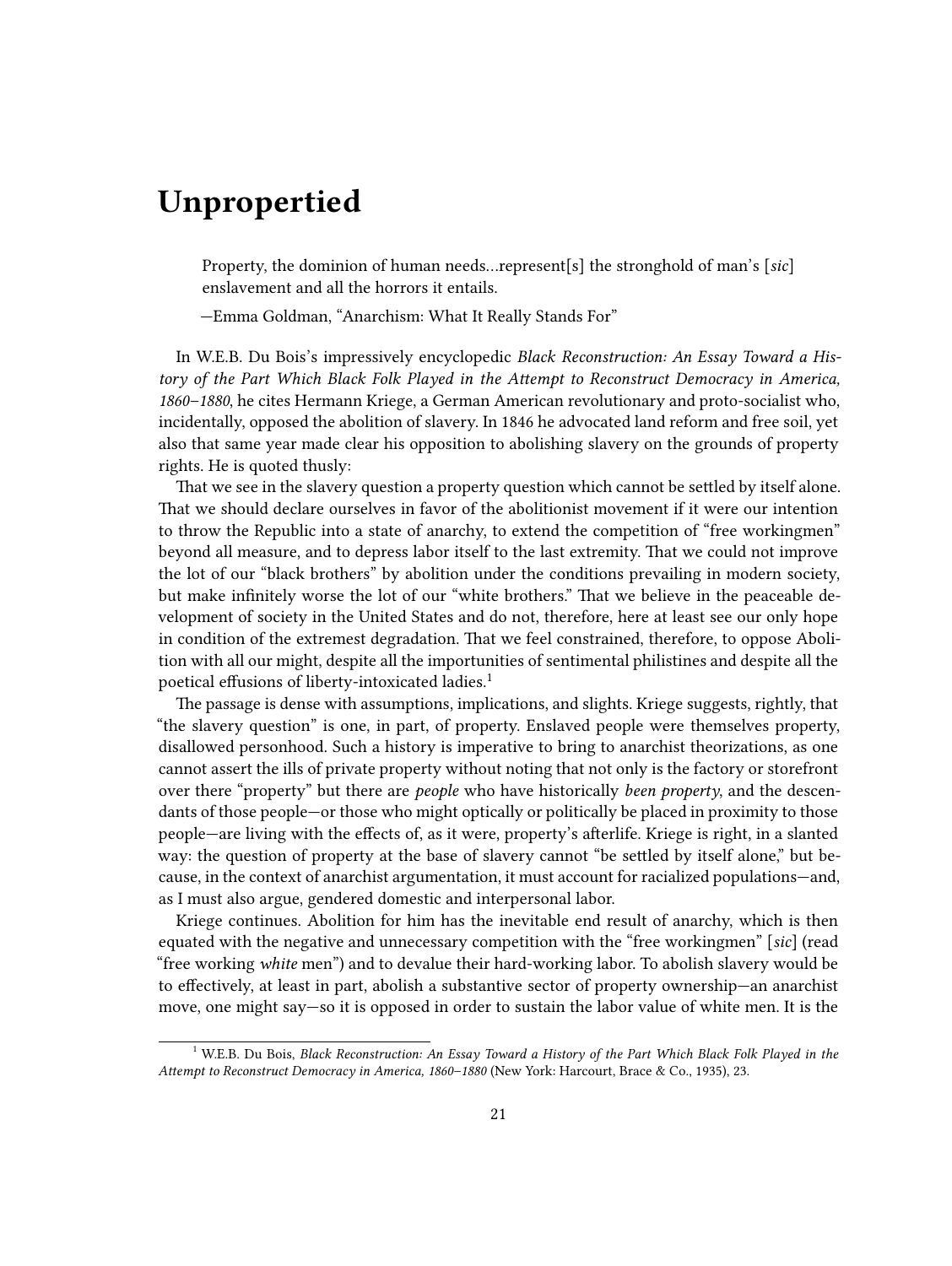# Unpropertied

> Property, the dominion of human needs…represent[s] the stronghold of man's [*sic*] enslavement and all the horrors it entails.
>
> —Emma Goldman, "Anarchism: What It Really Stands For"

In W.E.B. Du Bois's impressively encyclopedic *Black Reconstruction: An Essay Toward a History of the Part Which Black Folk Played in the Attempt to Reconstruct Democracy in America, 1860–1880*, he cites Hermann Kriege, a German American revolutionary and proto-socialist who, incidentally, opposed the abolition of slavery. In 1846 he advocated land reform and free soil, yet also that same year made clear his opposition to abolishing slavery on the grounds of property rights. He is quoted thusly:

That we see in the slavery question a property question which cannot be settled by itself alone. That we should declare ourselves in favor of the abolitionist movement if it were our intention to throw the Republic into a state of anarchy, to extend the competition of "free workingmen" beyond all measure, and to depress labor itself to the last extremity. That we could not improve the lot of our "black brothers" by abolition under the conditions prevailing in modern society, but make infinitely worse the lot of our "white brothers." That we believe in the peaceable development of society in the United States and do not, therefore, here at least see our only hope in condition of the extremest degradation. That we feel constrained, therefore, to oppose Abolition with all our might, despite all the importunities of sentimental philistines and despite all the poetical effusions of liberty-intoxicated ladies.[1]

The passage is dense with assumptions, implications, and slights. Kriege suggests, rightly, that "the slavery question" is one, in part, of property. Enslaved people were themselves property, disallowed personhood. Such a history is imperative to bring to anarchist theorizations, as one cannot assert the ills of private property without noting that not only is the factory or storefront over there "property" but there are *people* who have historically *been property*, and the descendants of those people—or those who might optically or politically be placed in proximity to those people—are living with the effects of, as it were, property's afterlife. Kriege is right, in a slanted way: the question of property at the base of slavery cannot "be settled by itself alone," but because, in the context of anarchist argumentation, it must account for racialized populations—and, as I must also argue, gendered domestic and interpersonal labor.

Kriege continues. Abolition for him has the inevitable end result of anarchy, which is then equated with the negative and unnecessary competition with the "free workingmen" [*sic*] (read "free working *white* men") and to devalue their hard-working labor. To abolish slavery would be to effectively, at least in part, abolish a substantive sector of property ownership—an anarchist move, one might say—so it is opposed in order to sustain the labor value of white men. It is the

[1] W.E.B. Du Bois, *Black Reconstruction: An Essay Toward a History of the Part Which Black Folk Played in the Attempt to Reconstruct Democracy in America, 1860–1880* (New York: Harcourt, Brace & Co., 1935), 23.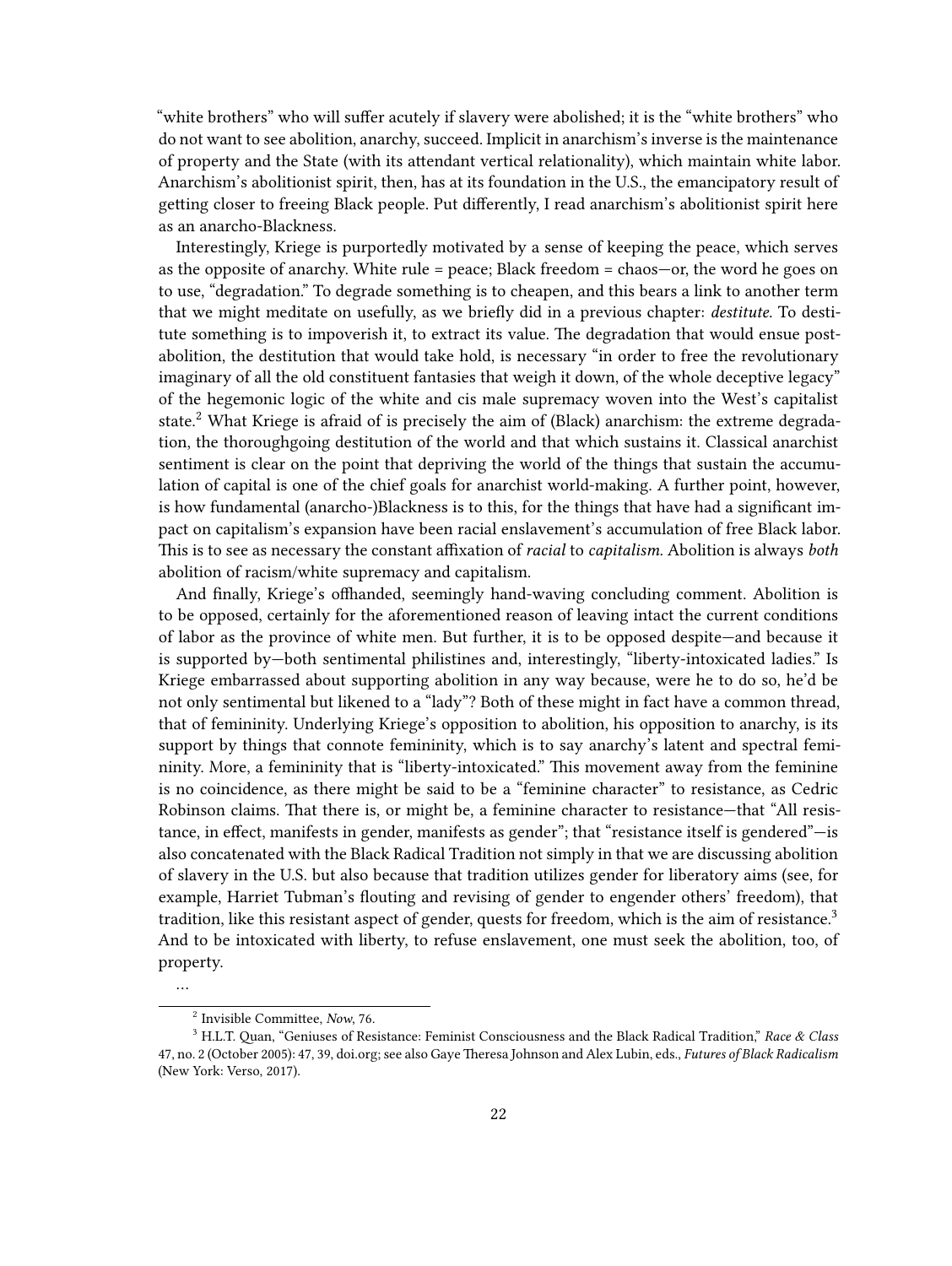"white brothers" who will suffer acutely if slavery were abolished; it is the "white brothers" who do not want to see abolition, anarchy, succeed. Implicit in anarchism's inverse is the maintenance of property and the State (with its attendant vertical relationality), which maintain white labor. Anarchism's abolitionist spirit, then, has at its foundation in the U.S., the emancipatory result of getting closer to freeing Black people. Put differently, I read anarchism's abolitionist spirit here as an anarcho-Blackness.

Interestingly, Kriege is purportedly motivated by a sense of keeping the peace, which serves as the opposite of anarchy. White rule = peace; Black freedom = chaos—or, the word he goes on to use, "degradation." To degrade something is to cheapen, and this bears a link to another term that we might meditate on usefully, as we briefly did in a previous chapter: *destitute*. To destitute something is to impoverish it, to extract its value. The degradation that would ensue post-abolition, the destitution that would take hold, is necessary "in order to free the revolutionary imaginary of all the old constituent fantasies that weigh it down, of the whole deceptive legacy" of the hegemonic logic of the white and cis male supremacy woven into the West's capitalist state.[2] What Kriege is afraid of is precisely the aim of (Black) anarchism: the extreme degradation, the thoroughgoing destitution of the world and that which sustains it. Classical anarchist sentiment is clear on the point that depriving the world of the things that sustain the accumulation of capital is one of the chief goals for anarchist world-making. A further point, however, is how fundamental (anarcho-)Blackness is to this, for the things that have had a significant impact on capitalism's expansion have been racial enslavement's accumulation of free Black labor. This is to see as necessary the constant affixation of *racial* to *capitalism*. Abolition is always *both* abolition of racism/white supremacy and capitalism.

And finally, Kriege's offhanded, seemingly hand-waving concluding comment. Abolition is to be opposed, certainly for the aforementioned reason of leaving intact the current conditions of labor as the province of white men. But further, it is to be opposed despite—and because it is supported by—both sentimental philistines and, interestingly, "liberty-intoxicated ladies." Is Kriege embarrassed about supporting abolition in any way because, were he to do so, he'd be not only sentimental but likened to a "lady"? Both of these might in fact have a common thread, that of femininity. Underlying Kriege's opposition to abolition, his opposition to anarchy, is its support by things that connote femininity, which is to say anarchy's latent and spectral femininity. More, a femininity that is "liberty-intoxicated." This movement away from the feminine is no coincidence, as there might be said to be a "feminine character" to resistance, as Cedric Robinson claims. That there is, or might be, a feminine character to resistance—that "All resistance, in effect, manifests in gender, manifests as gender"; that "resistance itself is gendered"—is also concatenated with the Black Radical Tradition not simply in that we are discussing abolition of slavery in the U.S. but also because that tradition utilizes gender for liberatory aims (see, for example, Harriet Tubman's flouting and revising of gender to engender others' freedom), that tradition, like this resistant aspect of gender, quests for freedom, which is the aim of resistance.[3] And to be intoxicated with liberty, to refuse enslavement, one must seek the abolition, too, of property.

…

[2] Invisible Committee, *Now*, 76.

[3] H.L.T. Quan, "Geniuses of Resistance: Feminist Consciousness and the Black Radical Tradition," *Race & Class* 47, no. 2 (October 2005): 47, 39, doi.org; see also Gaye Theresa Johnson and Alex Lubin, eds., *Futures of Black Radicalism* (New York: Verso, 2017).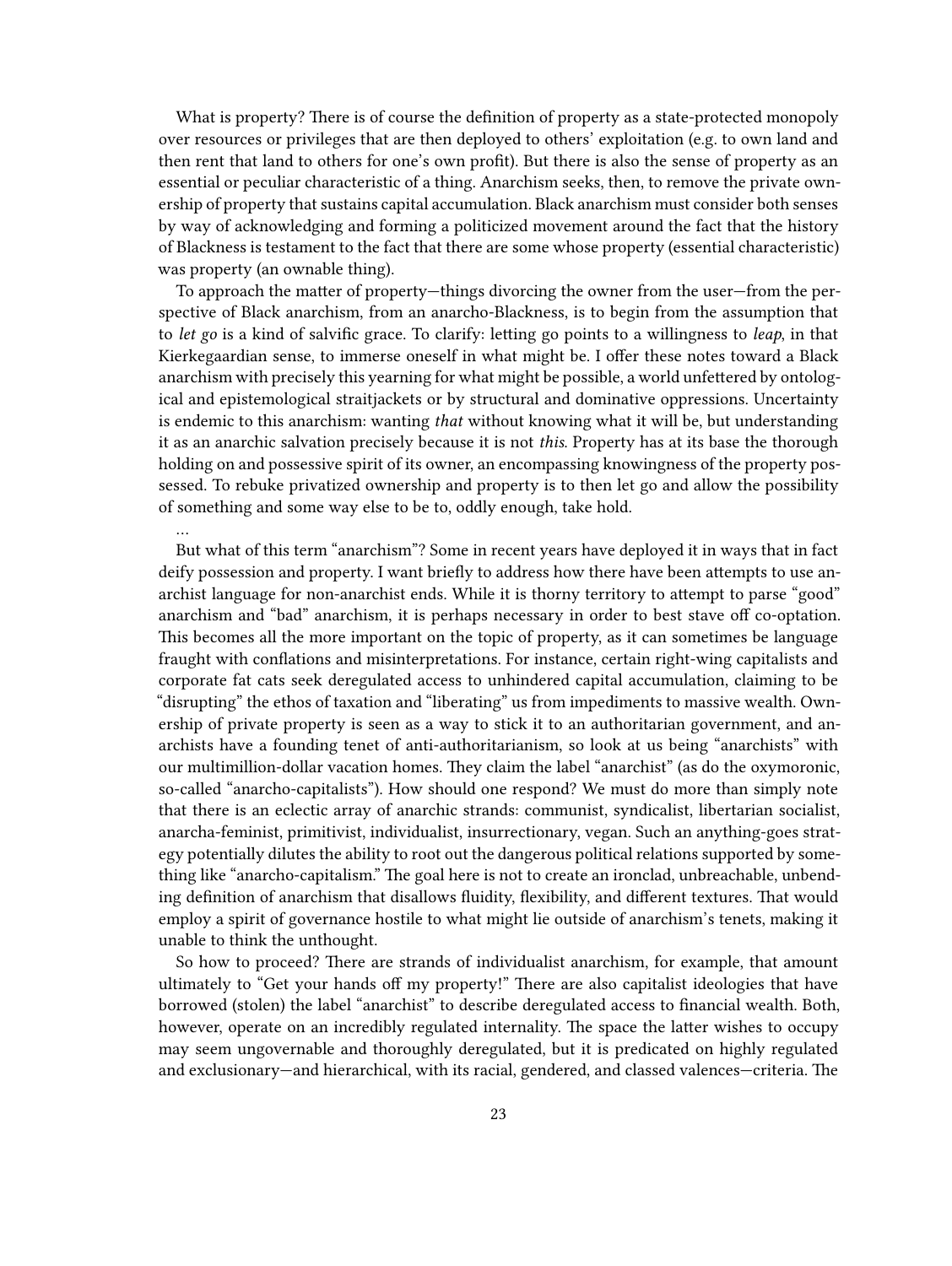What is property? There is of course the definition of property as a state-protected monopoly over resources or privileges that are then deployed to others' exploitation (e.g. to own land and then rent that land to others for one's own profit). But there is also the sense of property as an essential or peculiar characteristic of a thing. Anarchism seeks, then, to remove the private ownership of property that sustains capital accumulation. Black anarchism must consider both senses by way of acknowledging and forming a politicized movement around the fact that the history of Blackness is testament to the fact that there are some whose property (essential characteristic) was property (an ownable thing).

To approach the matter of property—things divorcing the owner from the user—from the perspective of Black anarchism, from an anarcho-Blackness, is to begin from the assumption that to *let go* is a kind of salvific grace. To clarify: letting go points to a willingness to *leap*, in that Kierkegaardian sense, to immerse oneself in what might be. I offer these notes toward a Black anarchism with precisely this yearning for what might be possible, a world unfettered by ontological and epistemological straitjackets or by structural and dominative oppressions. Uncertainty is endemic to this anarchism: wanting *that* without knowing what it will be, but understanding it as an anarchic salvation precisely because it is not *this*. Property has at its base the thorough holding on and possessive spirit of its owner, an encompassing knowingness of the property possessed. To rebuke privatized ownership and property is to then let go and allow the possibility of something and some way else to be to, oddly enough, take hold.

…

But what of this term "anarchism"? Some in recent years have deployed it in ways that in fact deify possession and property. I want briefly to address how there have been attempts to use anarchist language for non-anarchist ends. While it is thorny territory to attempt to parse "good" anarchism and "bad" anarchism, it is perhaps necessary in order to best stave off co-optation. This becomes all the more important on the topic of property, as it can sometimes be language fraught with conflations and misinterpretations. For instance, certain right-wing capitalists and corporate fat cats seek deregulated access to unhindered capital accumulation, claiming to be "disrupting" the ethos of taxation and "liberating" us from impediments to massive wealth. Ownership of private property is seen as a way to stick it to an authoritarian government, and anarchists have a founding tenet of anti-authoritarianism, so look at us being "anarchists" with our multimillion-dollar vacation homes. They claim the label "anarchist" (as do the oxymoronic, so-called "anarcho-capitalists"). How should one respond? We must do more than simply note that there is an eclectic array of anarchic strands: communist, syndicalist, libertarian socialist, anarcha-feminist, primitivist, individualist, insurrectionary, vegan. Such an anything-goes strategy potentially dilutes the ability to root out the dangerous political relations supported by something like "anarcho-capitalism." The goal here is not to create an ironclad, unbreachable, unbending definition of anarchism that disallows fluidity, flexibility, and different textures. That would employ a spirit of governance hostile to what might lie outside of anarchism's tenets, making it unable to think the unthought.

So how to proceed? There are strands of individualist anarchism, for example, that amount ultimately to "Get your hands off my property!" There are also capitalist ideologies that have borrowed (stolen) the label "anarchist" to describe deregulated access to financial wealth. Both, however, operate on an incredibly regulated internality. The space the latter wishes to occupy may seem ungovernable and thoroughly deregulated, but it is predicated on highly regulated and exclusionary—and hierarchical, with its racial, gendered, and classed valences—criteria. The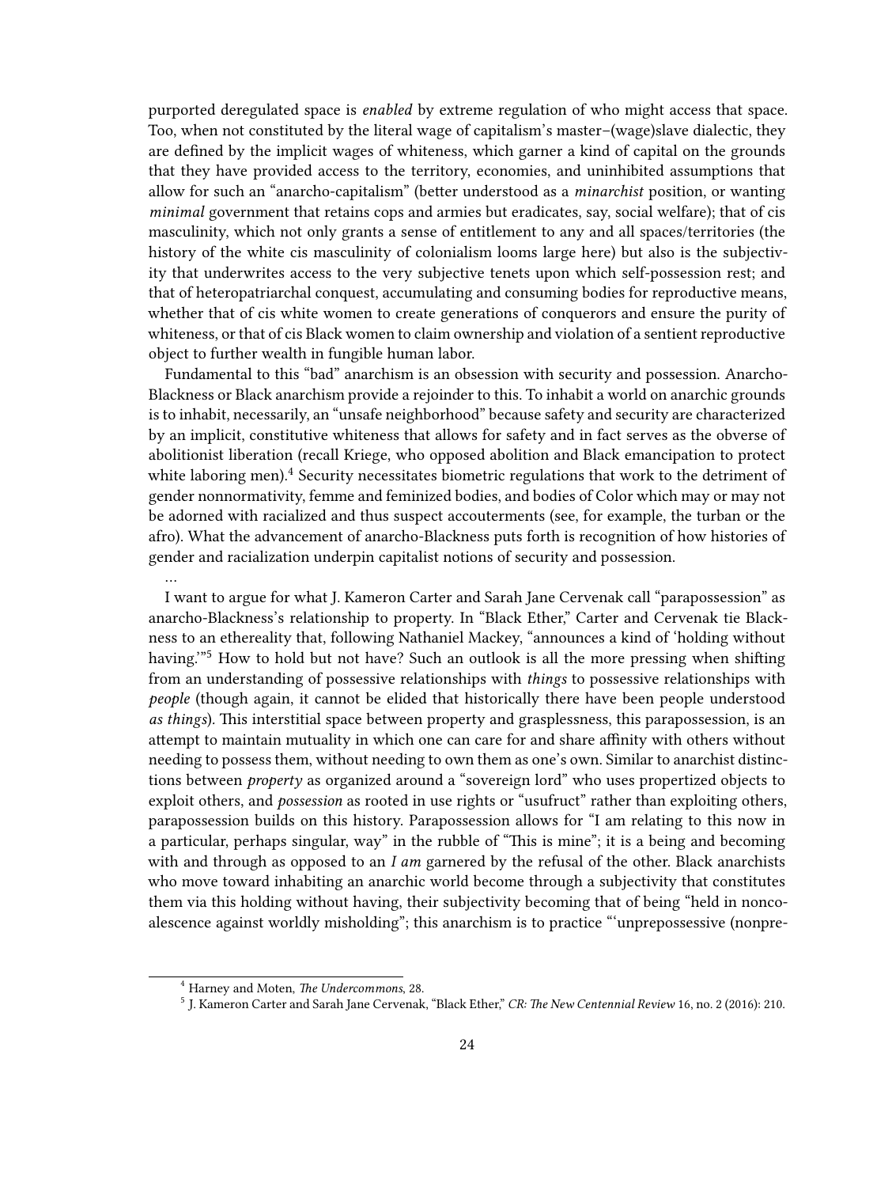purported deregulated space is *enabled* by extreme regulation of who might access that space. Too, when not constituted by the literal wage of capitalism's master–(wage)slave dialectic, they are defined by the implicit wages of whiteness, which garner a kind of capital on the grounds that they have provided access to the territory, economies, and uninhibited assumptions that allow for such an "anarcho-capitalism" (better understood as a *minarchist* position, or wanting *minimal* government that retains cops and armies but eradicates, say, social welfare); that of cis masculinity, which not only grants a sense of entitlement to any and all spaces/territories (the history of the white cis masculinity of colonialism looms large here) but also is the subjectivity that underwrites access to the very subjective tenets upon which self-possession rest; and that of heteropatriarchal conquest, accumulating and consuming bodies for reproductive means, whether that of cis white women to create generations of conquerors and ensure the purity of whiteness, or that of cis Black women to claim ownership and violation of a sentient reproductive object to further wealth in fungible human labor.

Fundamental to this "bad" anarchism is an obsession with security and possession. Anarcho-Blackness or Black anarchism provide a rejoinder to this. To inhabit a world on anarchic grounds is to inhabit, necessarily, an "unsafe neighborhood" because safety and security are characterized by an implicit, constitutive whiteness that allows for safety and in fact serves as the obverse of abolitionist liberation (recall Kriege, who opposed abolition and Black emancipation to protect white laboring men).[4] Security necessitates biometric regulations that work to the detriment of gender nonnormativity, femme and feminized bodies, and bodies of Color which may or may not be adorned with racialized and thus suspect accouterments (see, for example, the turban or the afro). What the advancement of anarcho-Blackness puts forth is recognition of how histories of gender and racialization underpin capitalist notions of security and possession.

…

I want to argue for what J. Kameron Carter and Sarah Jane Cervenak call "parapossession" as anarcho-Blackness's relationship to property. In "Black Ether," Carter and Cervenak tie Blackness to an ethereality that, following Nathaniel Mackey, "announces a kind of 'holding without having.'"[5] How to hold but not have? Such an outlook is all the more pressing when shifting from an understanding of possessive relationships with *things* to possessive relationships with *people* (though again, it cannot be elided that historically there have been people understood *as things*). This interstitial space between property and graspslessness, this parapossession, is an attempt to maintain mutuality in which one can care for and share affinity with others without needing to possess them, without needing to own them as one's own. Similar to anarchist distinctions between *property* as organized around a "sovereign lord" who uses propertized objects to exploit others, and *possession* as rooted in use rights or "usufruct" rather than exploiting others, parapossession builds on this history. Parapossession allows for "I am relating to this now in a particular, perhaps singular, way" in the rubble of "This is mine"; it is a being and becoming with and through as opposed to an *I am* garnered by the refusal of the other. Black anarchists who move toward inhabiting an anarchic world become through a subjectivity that constitutes them via this holding without having, their subjectivity becoming that of being "held in noncoalescence against worldly misholding"; this anarchism is to practice "'unprepossessive (nonpre-

[4] Harney and Moten, *The Undercommons*, 28.

[5] J. Kameron Carter and Sarah Jane Cervenak, "Black Ether," *CR: The New Centennial Review* 16, no. 2 (2016): 210.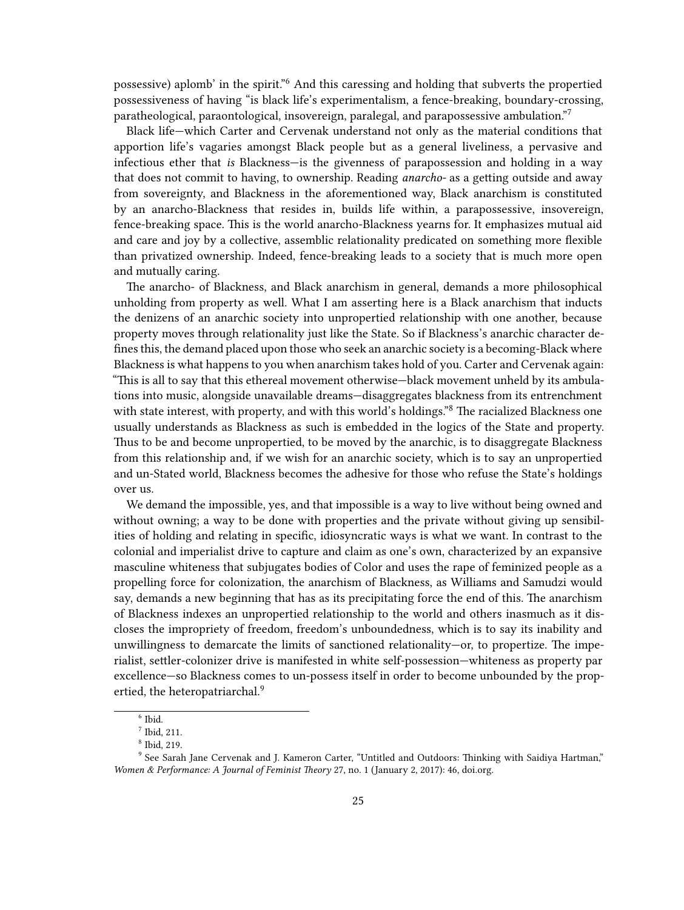possessive) aplomb' in the spirit."[6] And this caressing and holding that subverts the propertied possessiveness of having "is black life's experimentalism, a fence-breaking, boundary-crossing, paratheological, paraontological, insovereign, paralegal, and parapossessive ambulation."[7]

Black life—which Carter and Cervenak understand not only as the material conditions that apportion life's vagaries amongst Black people but as a general liveliness, a pervasive and infectious ether that *is* Blackness—is the givenness of parapossession and holding in a way that does not commit to having, to ownership. Reading *anarcho-* as a getting outside and away from sovereignty, and Blackness in the aforementioned way, Black anarchism is constituted by an anarcho-Blackness that resides in, builds life within, a parapossessive, insovereign, fence-breaking space. This is the world anarcho-Blackness yearns for. It emphasizes mutual aid and care and joy by a collective, assemblic relationality predicated on something more flexible than privatized ownership. Indeed, fence-breaking leads to a society that is much more open and mutually caring.

The anarcho- of Blackness, and Black anarchism in general, demands a more philosophical unholding from property as well. What I am asserting here is a Black anarchism that inducts the denizens of an anarchic society into unpropertied relationship with one another, because property moves through relationality just like the State. So if Blackness's anarchic character defines this, the demand placed upon those who seek an anarchic society is a becoming-Black where Blackness is what happens to you when anarchism takes hold of you. Carter and Cervenak again: "This is all to say that this ethereal movement otherwise—black movement unheld by its ambulations into music, alongside unavailable dreams—disaggregates blackness from its entrenchment with state interest, with property, and with this world's holdings."[8] The racialized Blackness one usually understands as Blackness as such is embedded in the logics of the State and property. Thus to be and become unpropertied, to be moved by the anarchic, is to disaggregate Blackness from this relationship and, if we wish for an anarchic society, which is to say an unpropertied and un-Stated world, Blackness becomes the adhesive for those who refuse the State's holdings over us.

We demand the impossible, yes, and that impossible is a way to live without being owned and without owning; a way to be done with properties and the private without giving up sensibilities of holding and relating in specific, idiosyncratic ways is what we want. In contrast to the colonial and imperialist drive to capture and claim as one's own, characterized by an expansive masculine whiteness that subjugates bodies of Color and uses the rape of feminized people as a propelling force for colonization, the anarchism of Blackness, as Williams and Samudzi would say, demands a new beginning that has as its precipitating force the end of this. The anarchism of Blackness indexes an unpropertied relationship to the world and others inasmuch as it discloses the impropriety of freedom, freedom's unboundedness, which is to say its inability and unwillingness to demarcate the limits of sanctioned relationality—or, to propertize. The imperialist, settler-colonizer drive is manifested in white self-possession—whiteness as property par excellence—so Blackness comes to un-possess itself in order to become unbounded by the propertied, the heteropatriarchal.[9]

---

[6] Ibid.

[7] Ibid, 211.

[8] Ibid, 219.

[9] See Sarah Jane Cervenak and J. Kameron Carter, "Untitled and Outdoors: Thinking with Saidiya Hartman," *Women & Performance: A Journal of Feminist Theory* 27, no. 1 (January 2, 2017): 46, doi.org.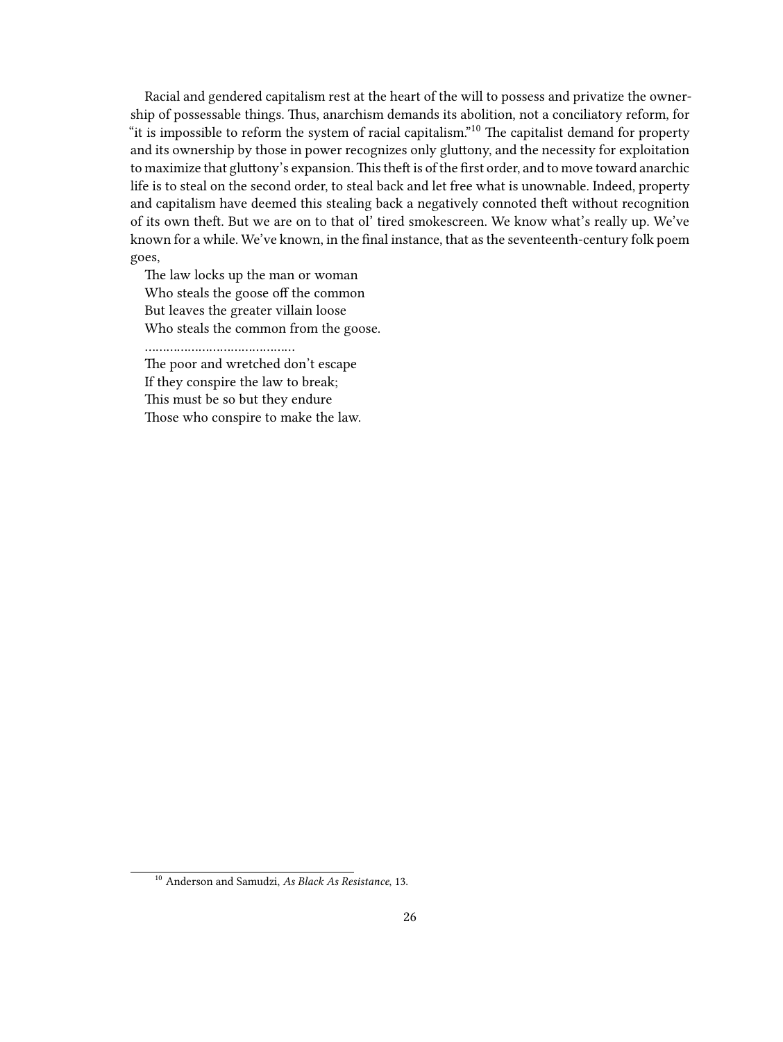Racial and gendered capitalism rest at the heart of the will to possess and privatize the ownership of possessable things. Thus, anarchism demands its abolition, not a conciliatory reform, for "it is impossible to reform the system of racial capitalism."[10] The capitalist demand for property and its ownership by those in power recognizes only gluttony, and the necessity for exploitation to maximize that gluttony's expansion. This theft is of the first order, and to move toward anarchic life is to steal on the second order, to steal back and let free what is unownable. Indeed, property and capitalism have deemed this stealing back a negatively connoted theft without recognition of its own theft. But we are on to that ol' tired smokescreen. We know what's really up. We've known for a while. We've known, in the final instance, that as the seventeenth-century folk poem goes,

The law locks up the man or woman
Who steals the goose off the common
But leaves the greater villain loose
Who steals the common from the goose.

………………………………….

The poor and wretched don't escape
If they conspire the law to break;
This must be so but they endure
Those who conspire to make the law.

---

[10] Anderson and Samudzi, *As Black As Resistance*, 13.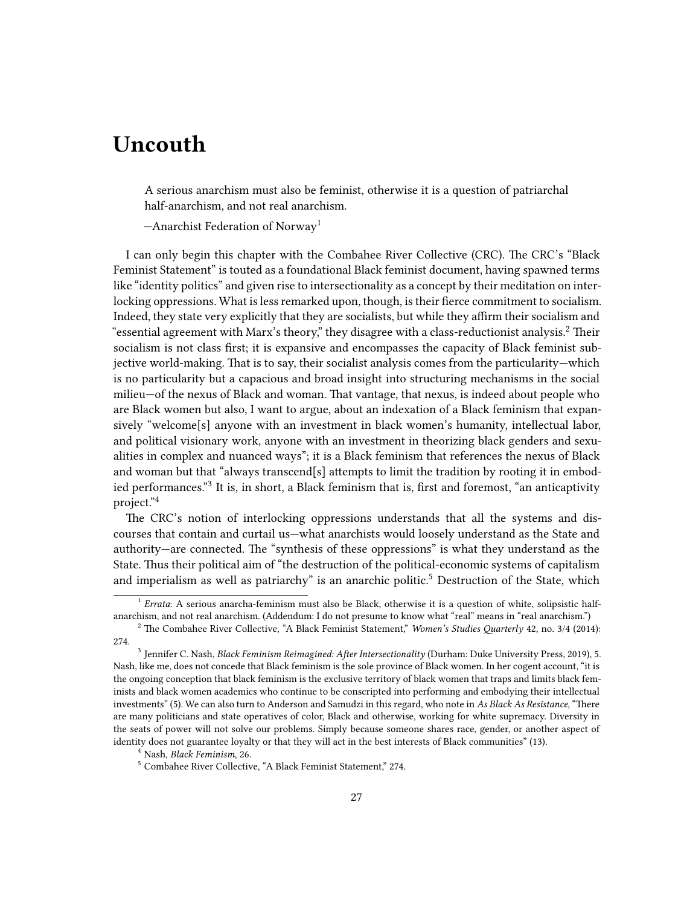# Uncouth

> A serious anarchism must also be feminist, otherwise it is a question of patriarchal half-anarchism, and not real anarchism.
>
> —Anarchist Federation of Norway[1]

I can only begin this chapter with the Combahee River Collective (CRC). The CRC's "Black Feminist Statement" is touted as a foundational Black feminist document, having spawned terms like "identity politics" and given rise to intersectionality as a concept by their meditation on interlocking oppressions. What is less remarked upon, though, is their fierce commitment to socialism. Indeed, they state very explicitly that they are socialists, but while they affirm their socialism and "essential agreement with Marx's theory," they disagree with a class-reductionist analysis.[2] Their socialism is not class first; it is expansive and encompasses the capacity of Black feminist subjective world-making. That is to say, their socialist analysis comes from the particularity—which is no particularity but a capacious and broad insight into structuring mechanisms in the social milieu—of the nexus of Black and woman. That vantage, that nexus, is indeed about people who are Black women but also, I want to argue, about an indexation of a Black feminism that expansively "welcome[s] anyone with an investment in black women's humanity, intellectual labor, and political visionary work, anyone with an investment in theorizing black genders and sexualities in complex and nuanced ways"; it is a Black feminism that references the nexus of Black and woman but that "always transcend[s] attempts to limit the tradition by rooting it in embodied performances."[3] It is, in short, a Black feminism that is, first and foremost, "an anticaptivity project."[4]

The CRC's notion of interlocking oppressions understands that all the systems and discourses that contain and curtail us—what anarchists would loosely understand as the State and authority—are connected. The "synthesis of these oppressions" is what they understand as the State. Thus their political aim of "the destruction of the political-economic systems of capitalism and imperialism as well as patriarchy" is an anarchic politic.[5] Destruction of the State, which

---

[1] *Errata*: A serious anarcha-feminism must also be Black, otherwise it is a question of white, solipsistic half-anarchism, and not real anarchism. (Addendum: I do not presume to know what "real" means in "real anarchism.")

[2] The Combahee River Collective, "A Black Feminist Statement," *Women's Studies Quarterly* 42, no. 3/4 (2014): 274.

[3] Jennifer C. Nash, *Black Feminism Reimagined: After Intersectionality* (Durham: Duke University Press, 2019), 5. Nash, like me, does not concede that Black feminism is the sole province of Black women. In her cogent account, "it is the ongoing conception that black feminism is the exclusive territory of black women that traps and limits black feminists and black women academics who continue to be conscripted into performing and embodying their intellectual investments" (5). We can also turn to Anderson and Samudzi in this regard, who note in *As Black As Resistance*, "There are many politicians and state operatives of color, Black and otherwise, working for white supremacy. Diversity in the seats of power will not solve our problems. Simply because someone shares race, gender, or another aspect of identity does not guarantee loyalty or that they will act in the best interests of Black communities" (13).

[4] Nash, *Black Feminism*, 26.

[5] Combahee River Collective, "A Black Feminist Statement," 274.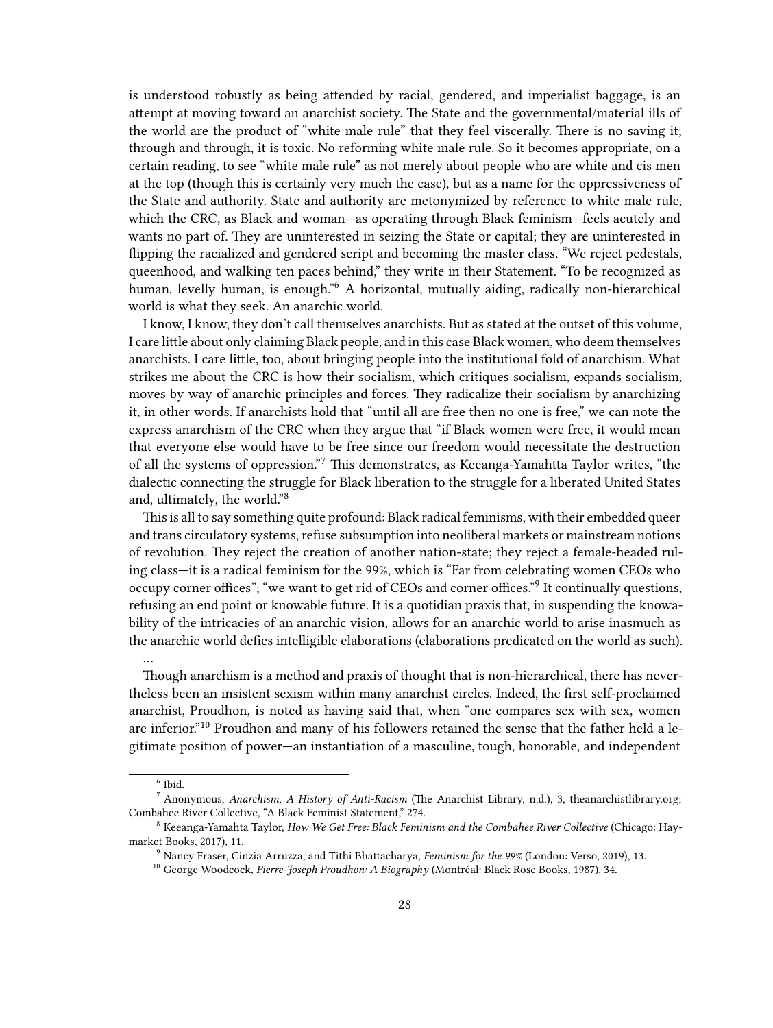is understood robustly as being attended by racial, gendered, and imperialist baggage, is an attempt at moving toward an anarchist society. The State and the governmental/material ills of the world are the product of "white male rule" that they feel viscerally. There is no saving it; through and through, it is toxic. No reforming white male rule. So it becomes appropriate, on a certain reading, to see "white male rule" as not merely about people who are white and cis men at the top (though this is certainly very much the case), but as a name for the oppressiveness of the State and authority. State and authority are metonymized by reference to white male rule, which the CRC, as Black and woman—as operating through Black feminism—feels acutely and wants no part of. They are uninterested in seizing the State or capital; they are uninterested in flipping the racialized and gendered script and becoming the master class. "We reject pedestals, queenhood, and walking ten paces behind," they write in their Statement. "To be recognized as human, levelly human, is enough."[6] A horizontal, mutually aiding, radically non-hierarchical world is what they seek. An anarchic world.

I know, I know, they don't call themselves anarchists. But as stated at the outset of this volume, I care little about only claiming Black people, and in this case Black women, who deem themselves anarchists. I care little, too, about bringing people into the institutional fold of anarchism. What strikes me about the CRC is how their socialism, which critiques socialism, expands socialism, moves by way of anarchic principles and forces. They radicalize their socialism by anarchizing it, in other words. If anarchists hold that "until all are free then no one is free," we can note the express anarchism of the CRC when they argue that "if Black women were free, it would mean that everyone else would have to be free since our freedom would necessitate the destruction of all the systems of oppression."[7] This demonstrates, as Keeanga-Yamahtta Taylor writes, "the dialectic connecting the struggle for Black liberation to the struggle for a liberated United States and, ultimately, the world."[8]

This is all to say something quite profound: Black radical feminisms, with their embedded queer and trans circulatory systems, refuse subsumption into neoliberal markets or mainstream notions of revolution. They reject the creation of another nation-state; they reject a female-headed ruling class—it is a radical feminism for the 99%, which is "Far from celebrating women CEOs who occupy corner offices"; "we want to get rid of CEOs and corner offices."[9] It continually questions, refusing an end point or knowable future. It is a quotidian praxis that, in suspending the knowability of the intricacies of an anarchic vision, allows for an anarchic world to arise inasmuch as the anarchic world defies intelligible elaborations (elaborations predicated on the world as such).

…

Though anarchism is a method and praxis of thought that is non-hierarchical, there has nevertheless been an insistent sexism within many anarchist circles. Indeed, the first self-proclaimed anarchist, Proudhon, is noted as having said that, when "one compares sex with sex, women are inferior."[10] Proudhon and many of his followers retained the sense that the father held a legitimate position of power—an instantiation of a masculine, tough, honorable, and independent

---

[6] Ibid.

[7] Anonymous, *Anarchism, A History of Anti-Racism* (The Anarchist Library, n.d.), 3, theanarchistlibrary.org; Combahee River Collective, "A Black Feminist Statement," 274.

[8] Keeanga-Yamahta Taylor, *How We Get Free: Black Feminism and the Combahee River Collective* (Chicago: Haymarket Books, 2017), 11.

[9] Nancy Fraser, Cinzia Arruzza, and Tithi Bhattacharya, *Feminism for the 99%* (London: Verso, 2019), 13.

[10] George Woodcock, *Pierre-Joseph Proudhon: A Biography* (Montréal: Black Rose Books, 1987), 34.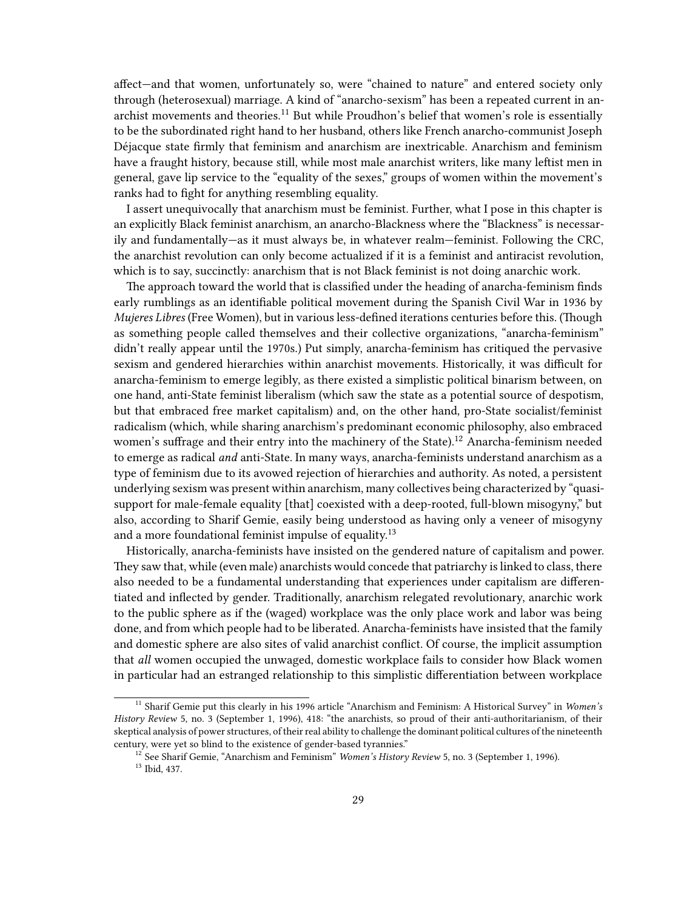affect—and that women, unfortunately so, were "chained to nature" and entered society only through (heterosexual) marriage. A kind of "anarcho-sexism" has been a repeated current in anarchist movements and theories.[11] But while Proudhon's belief that women's role is essentially to be the subordinated right hand to her husband, others like French anarcho-communist Joseph Déjacque state firmly that feminism and anarchism are inextricable. Anarchism and feminism have a fraught history, because still, while most male anarchist writers, like many leftist men in general, gave lip service to the "equality of the sexes," groups of women within the movement's ranks had to fight for anything resembling equality.

I assert unequivocally that anarchism must be feminist. Further, what I pose in this chapter is an explicitly Black feminist anarchism, an anarcho-Blackness where the "Blackness" is necessarily and fundamentally—as it must always be, in whatever realm—feminist. Following the CRC, the anarchist revolution can only become actualized if it is a feminist and antiracist revolution, which is to say, succinctly: anarchism that is not Black feminist is not doing anarchic work.

The approach toward the world that is classified under the heading of anarcha-feminism finds early rumblings as an identifiable political movement during the Spanish Civil War in 1936 by *Mujeres Libres* (Free Women), but in various less-defined iterations centuries before this. (Though as something people called themselves and their collective organizations, "anarcha-feminism" didn't really appear until the 1970s.) Put simply, anarcha-feminism has critiqued the pervasive sexism and gendered hierarchies within anarchist movements. Historically, it was difficult for anarcha-feminism to emerge legibly, as there existed a simplistic political binarism between, on one hand, anti-State feminist liberalism (which saw the state as a potential source of despotism, but that embraced free market capitalism) and, on the other hand, pro-State socialist/feminist radicalism (which, while sharing anarchism's predominant economic philosophy, also embraced women's suffrage and their entry into the machinery of the State).[12] Anarcha-feminism needed to emerge as radical *and* anti-State. In many ways, anarcha-feminists understand anarchism as a type of feminism due to its avowed rejection of hierarchies and authority. As noted, a persistent underlying sexism was present within anarchism, many collectives being characterized by "quasi-support for male-female equality [that] coexisted with a deep-rooted, full-blown misogyny," but also, according to Sharif Gemie, easily being understood as having only a veneer of misogyny and a more foundational feminist impulse of equality.[13]

Historically, anarcha-feminists have insisted on the gendered nature of capitalism and power. They saw that, while (even male) anarchists would concede that patriarchy is linked to class, there also needed to be a fundamental understanding that experiences under capitalism are differentiated and inflected by gender. Traditionally, anarchism relegated revolutionary, anarchic work to the public sphere as if the (waged) workplace was the only place work and labor was being done, and from which people had to be liberated. Anarcha-feminists have insisted that the family and domestic sphere are also sites of valid anarchist conflict. Of course, the implicit assumption that *all* women occupied the unwaged, domestic workplace fails to consider how Black women in particular had an estranged relationship to this simplistic differentiation between workplace

---

[11] Sharif Gemie put this clearly in his 1996 article "Anarchism and Feminism: A Historical Survey" in *Women's History Review* 5, no. 3 (September 1, 1996), 418: "the anarchists, so proud of their anti-authoritarianism, of their skeptical analysis of power structures, of their real ability to challenge the dominant political cultures of the nineteenth century, were yet so blind to the existence of gender-based tyrannies."

[12] See Sharif Gemie, "Anarchism and Feminism" *Women's History Review* 5, no. 3 (September 1, 1996).

[13] Ibid, 437.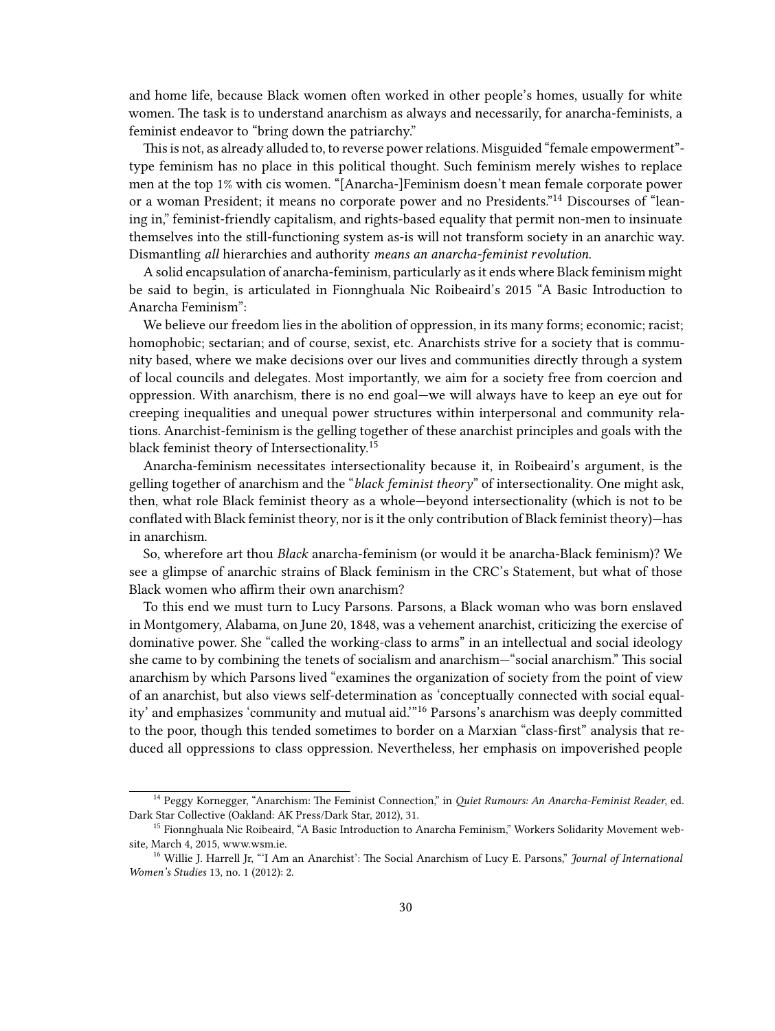and home life, because Black women often worked in other people's homes, usually for white women. The task is to understand anarchism as always and necessarily, for anarcha-feminists, a feminist endeavor to "bring down the patriarchy."

This is not, as already alluded to, to reverse power relations. Misguided "female empowerment"-type feminism has no place in this political thought. Such feminism merely wishes to replace men at the top 1% with cis women. "[Anarcha-]Feminism doesn't mean female corporate power or a woman President; it means no corporate power and no Presidents."[14] Discourses of "leaning in," feminist-friendly capitalism, and rights-based equality that permit non-men to insinuate themselves into the still-functioning system as-is will not transform society in an anarchic way. Dismantling *all* hierarchies and authority *means an anarcha-feminist revolution*.

A solid encapsulation of anarcha-feminism, particularly as it ends where Black feminism might be said to begin, is articulated in Fionnghuala Nic Roibeaird's 2015 "A Basic Introduction to Anarcha Feminism":

We believe our freedom lies in the abolition of oppression, in its many forms; economic; racist; homophobic; sectarian; and of course, sexist, etc. Anarchists strive for a society that is community based, where we make decisions over our lives and communities directly through a system of local councils and delegates. Most importantly, we aim for a society free from coercion and oppression. With anarchism, there is no end goal—we will always have to keep an eye out for creeping inequalities and unequal power structures within interpersonal and community relations. Anarchist-feminism is the gelling together of these anarchist principles and goals with the black feminist theory of Intersectionality.[15]

Anarcha-feminism necessitates intersectionality because it, in Roibeaird's argument, is the gelling together of anarchism and the "*black feminist theory*" of intersectionality. One might ask, then, what role Black feminist theory as a whole—beyond intersectionality (which is not to be conflated with Black feminist theory, nor is it the only contribution of Black feminist theory)—has in anarchism.

So, wherefore art thou *Black* anarcha-feminism (or would it be anarcha-Black feminism)? We see a glimpse of anarchic strains of Black feminism in the CRC's Statement, but what of those Black women who affirm their own anarchism?

To this end we must turn to Lucy Parsons. Parsons, a Black woman who was born enslaved in Montgomery, Alabama, on June 20, 1848, was a vehement anarchist, criticizing the exercise of dominative power. She "called the working-class to arms" in an intellectual and social ideology she came to by combining the tenets of socialism and anarchism—"social anarchism." This social anarchism by which Parsons lived "examines the organization of society from the point of view of an anarchist, but also views self-determination as 'conceptually connected with social equality' and emphasizes 'community and mutual aid.'"[16] Parsons's anarchism was deeply committed to the poor, though this tended sometimes to border on a Marxian "class-first" analysis that reduced all oppressions to class oppression. Nevertheless, her emphasis on impoverished people

---

[14] Peggy Kornegger, "Anarchism: The Feminist Connection," in *Quiet Rumours: An Anarcha-Feminist Reader*, ed. Dark Star Collective (Oakland: AK Press/Dark Star, 2012), 31.

[15] Fionnghuala Nic Roibeaird, "A Basic Introduction to Anarcha Feminism," Workers Solidarity Movement website, March 4, 2015, www.wsm.ie.

[16] Willie J. Harrell Jr, "'I Am an Anarchist': The Social Anarchism of Lucy E. Parsons," *Journal of International Women's Studies* 13, no. 1 (2012): 2.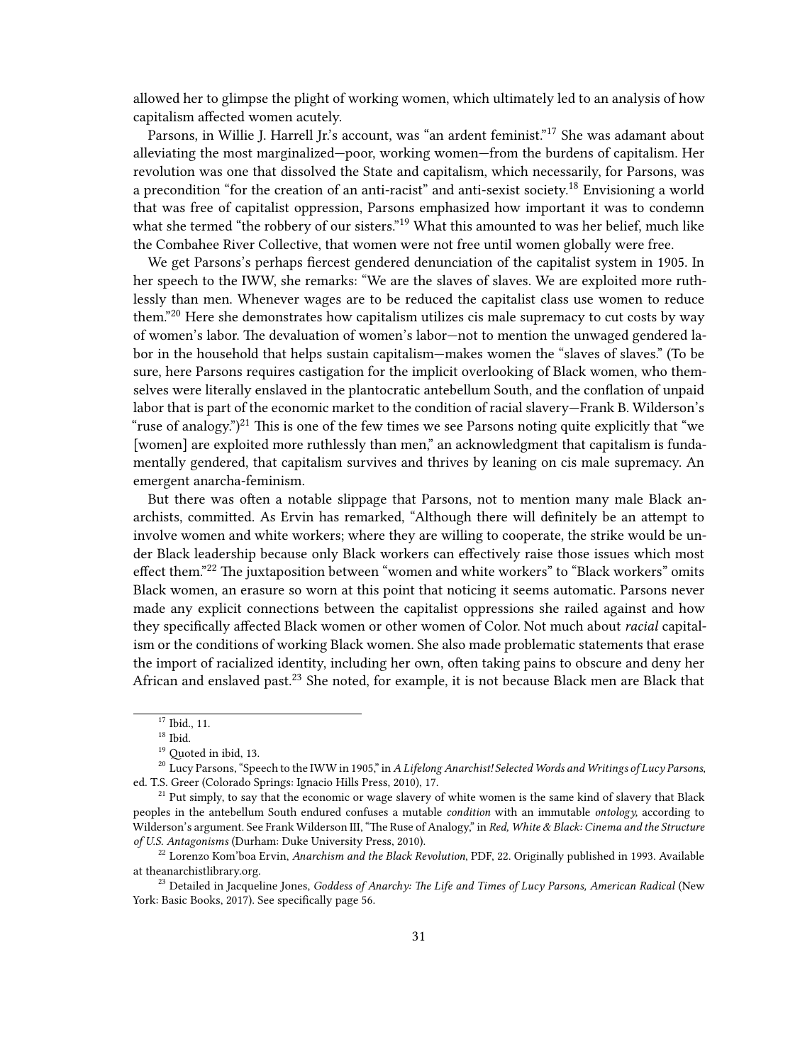allowed her to glimpse the plight of working women, which ultimately led to an analysis of how capitalism affected women acutely.

Parsons, in Willie J. Harrell Jr.'s account, was "an ardent feminist."[17] She was adamant about alleviating the most marginalized—poor, working women—from the burdens of capitalism. Her revolution was one that dissolved the State and capitalism, which necessarily, for Parsons, was a precondition "for the creation of an anti-racist" and anti-sexist society.[18] Envisioning a world that was free of capitalist oppression, Parsons emphasized how important it was to condemn what she termed "the robbery of our sisters."[19] What this amounted to was her belief, much like the Combahee River Collective, that women were not free until women globally were free.

We get Parsons's perhaps fiercest gendered denunciation of the capitalist system in 1905. In her speech to the IWW, she remarks: "We are the slaves of slaves. We are exploited more ruthlessly than men. Whenever wages are to be reduced the capitalist class use women to reduce them."[20] Here she demonstrates how capitalism utilizes cis male supremacy to cut costs by way of women's labor. The devaluation of women's labor—not to mention the unwaged gendered labor in the household that helps sustain capitalism—makes women the "slaves of slaves." (To be sure, here Parsons requires castigation for the implicit overlooking of Black women, who themselves were literally enslaved in the plantocratic antebellum South, and the conflation of unpaid labor that is part of the economic market to the condition of racial slavery—Frank B. Wilderson's "ruse of analogy.")[21] This is one of the few times we see Parsons noting quite explicitly that "we [women] are exploited more ruthlessly than men," an acknowledgment that capitalism is fundamentally gendered, that capitalism survives and thrives by leaning on cis male supremacy. An emergent anarcha-feminism.

But there was often a notable slippage that Parsons, not to mention many male Black anarchists, committed. As Ervin has remarked, "Although there will definitely be an attempt to involve women and white workers; where they are willing to cooperate, the strike would be under Black leadership because only Black workers can effectively raise those issues which most effect them."[22] The juxtaposition between "women and white workers" to "Black workers" omits Black women, an erasure so worn at this point that noticing it seems automatic. Parsons never made any explicit connections between the capitalist oppressions she railed against and how they specifically affected Black women or other women of Color. Not much about *racial* capitalism or the conditions of working Black women. She also made problematic statements that erase the import of racialized identity, including her own, often taking pains to obscure and deny her African and enslaved past.[23] She noted, for example, it is not because Black men are Black that

---

[17] Ibid., 11.

[18] Ibid.

[19] Quoted in ibid, 13.

[20] Lucy Parsons, "Speech to the IWW in 1905," in *A Lifelong Anarchist! Selected Words and Writings of Lucy Parsons*, ed. T.S. Greer (Colorado Springs: Ignacio Hills Press, 2010), 17.

[21] Put simply, to say that the economic or wage slavery of white women is the same kind of slavery that Black peoples in the antebellum South endured confuses a mutable *condition* with an immutable *ontology,* according to Wilderson's argument. See Frank Wilderson III, "The Ruse of Analogy," in *Red, White & Black: Cinema and the Structure of U.S. Antagonisms* (Durham: Duke University Press, 2010).

[22] Lorenzo Kom'boa Ervin, *Anarchism and the Black Revolution*, PDF, 22. Originally published in 1993. Available at theanarchistlibrary.org.

[23] Detailed in Jacqueline Jones, *Goddess of Anarchy: The Life and Times of Lucy Parsons, American Radical* (New York: Basic Books, 2017). See specifically page 56.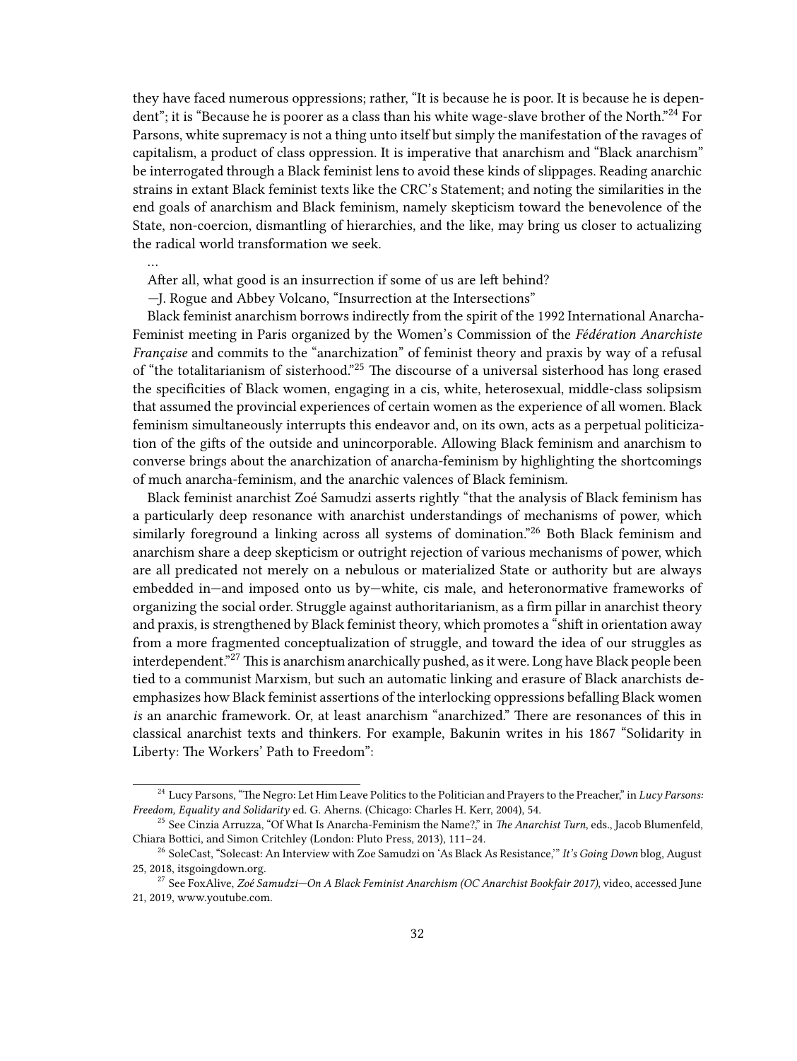they have faced numerous oppressions; rather, "It is because he is poor. It is because he is dependent"; it is "Because he is poorer as a class than his white wage-slave brother of the North."[24] For Parsons, white supremacy is not a thing unto itself but simply the manifestation of the ravages of capitalism, a product of class oppression. It is imperative that anarchism and "Black anarchism" be interrogated through a Black feminist lens to avoid these kinds of slippages. Reading anarchic strains in extant Black feminist texts like the CRC's Statement; and noting the similarities in the end goals of anarchism and Black feminism, namely skepticism toward the benevolence of the State, non-coercion, dismantling of hierarchies, and the like, may bring us closer to actualizing the radical world transformation we seek.

…

After all, what good is an insurrection if some of us are left behind?

—J. Rogue and Abbey Volcano, "Insurrection at the Intersections"

Black feminist anarchism borrows indirectly from the spirit of the 1992 International Anarcha-Feminist meeting in Paris organized by the Women's Commission of the *Fédération Anarchiste Française* and commits to the "anarchization" of feminist theory and praxis by way of a refusal of "the totalitarianism of sisterhood."[25] The discourse of a universal sisterhood has long erased the specificities of Black women, engaging in a cis, white, heterosexual, middle-class solipsism that assumed the provincial experiences of certain women as the experience of all women. Black feminism simultaneously interrupts this endeavor and, on its own, acts as a perpetual politicization of the gifts of the outside and unincorporable. Allowing Black feminism and anarchism to converse brings about the anarchization of anarcha-feminism by highlighting the shortcomings of much anarcha-feminism, and the anarchic valences of Black feminism.

Black feminist anarchist Zoé Samudzi asserts rightly "that the analysis of Black feminism has a particularly deep resonance with anarchist understandings of mechanisms of power, which similarly foreground a linking across all systems of domination."[26] Both Black feminism and anarchism share a deep skepticism or outright rejection of various mechanisms of power, which are all predicated not merely on a nebulous or materialized State or authority but are always embedded in—and imposed onto us by—white, cis male, and heteronormative frameworks of organizing the social order. Struggle against authoritarianism, as a firm pillar in anarchist theory and praxis, is strengthened by Black feminist theory, which promotes a "shift in orientation away from a more fragmented conceptualization of struggle, and toward the idea of our struggles as interdependent."[27] This is anarchism anarchically pushed, as it were. Long have Black people been tied to a communist Marxism, but such an automatic linking and erasure of Black anarchists de-emphasizes how Black feminist assertions of the interlocking oppressions befalling Black women *is* an anarchic framework. Or, at least anarchism "anarchized." There are resonances of this in classical anarchist texts and thinkers. For example, Bakunin writes in his 1867 "Solidarity in Liberty: The Workers' Path to Freedom":

---

[24] Lucy Parsons, "The Negro: Let Him Leave Politics to the Politician and Prayers to the Preacher," in *Lucy Parsons: Freedom, Equality and Solidarity* ed. G. Aherns. (Chicago: Charles H. Kerr, 2004), 54.

[25] See Cinzia Arruzza, "Of What Is Anarcha-Feminism the Name?," in *The Anarchist Turn*, eds., Jacob Blumenfeld, Chiara Bottici, and Simon Critchley (London: Pluto Press, 2013), 111–24.

[26] SoleCast, "Solecast: An Interview with Zoe Samudzi on 'As Black As Resistance,'" *It's Going Down* blog, August 25, 2018, itsgoingdown.org.

[27] See FoxAlive, *Zoé Samudzi—On A Black Feminist Anarchism (OC Anarchist Bookfair 2017)*, video, accessed June 21, 2019, www.youtube.com.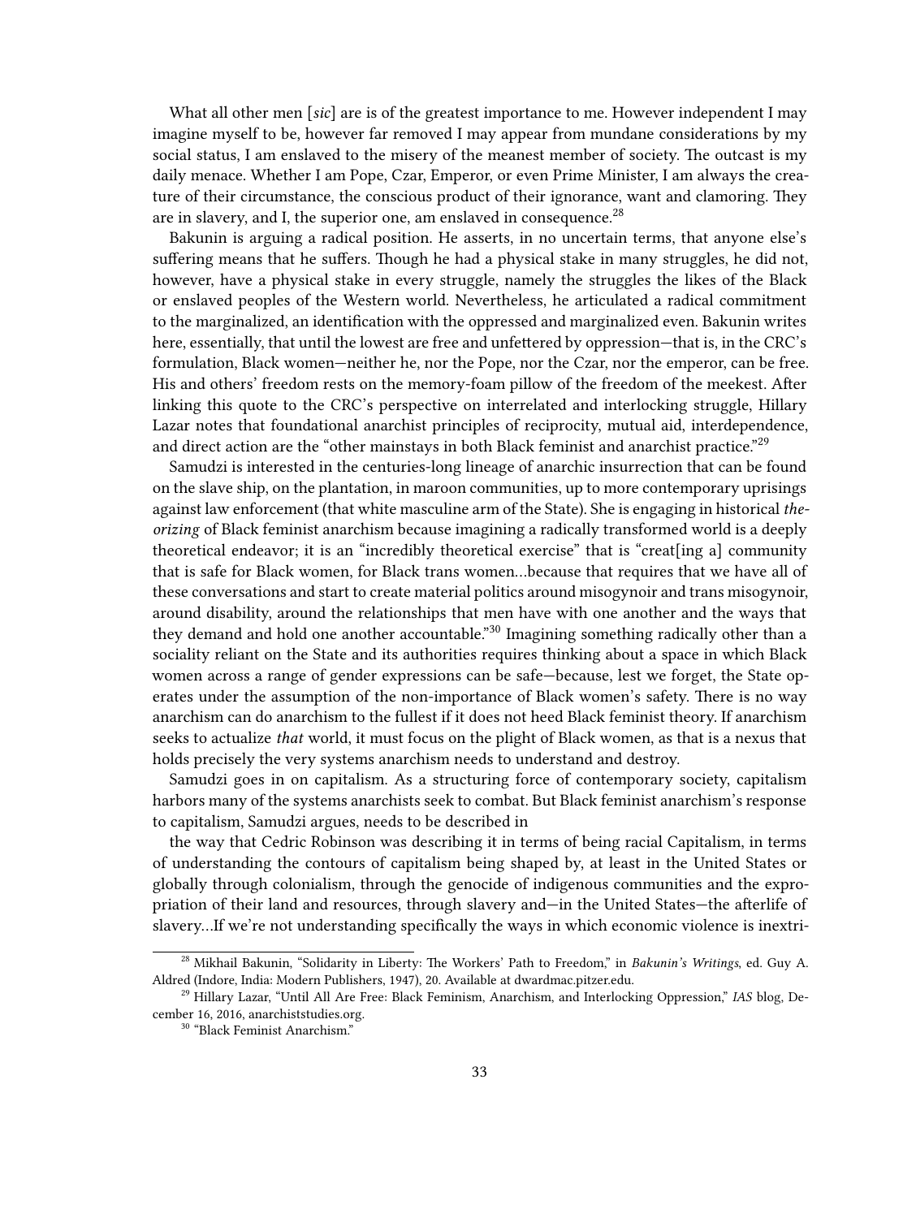What all other men [*sic*] are is of the greatest importance to me. However independent I may imagine myself to be, however far removed I may appear from mundane considerations by my social status, I am enslaved to the misery of the meanest member of society. The outcast is my daily menace. Whether I am Pope, Czar, Emperor, or even Prime Minister, I am always the creature of their circumstance, the conscious product of their ignorance, want and clamoring. They are in slavery, and I, the superior one, am enslaved in consequence.[28]

Bakunin is arguing a radical position. He asserts, in no uncertain terms, that anyone else's suffering means that he suffers. Though he had a physical stake in many struggles, he did not, however, have a physical stake in every struggle, namely the struggles the likes of the Black or enslaved peoples of the Western world. Nevertheless, he articulated a radical commitment to the marginalized, an identification with the oppressed and marginalized even. Bakunin writes here, essentially, that until the lowest are free and unfettered by oppression—that is, in the CRC's formulation, Black women—neither he, nor the Pope, nor the Czar, nor the emperor, can be free. His and others' freedom rests on the memory-foam pillow of the freedom of the meekest. After linking this quote to the CRC's perspective on interrelated and interlocking struggle, Hillary Lazar notes that foundational anarchist principles of reciprocity, mutual aid, interdependence, and direct action are the "other mainstays in both Black feminist and anarchist practice."[29]

Samudzi is interested in the centuries-long lineage of anarchic insurrection that can be found on the slave ship, on the plantation, in maroon communities, up to more contemporary uprisings against law enforcement (that white masculine arm of the State). She is engaging in historical *theorizing* of Black feminist anarchism because imagining a radically transformed world is a deeply theoretical endeavor; it is an "incredibly theoretical exercise" that is "creat[ing a] community that is safe for Black women, for Black trans women…because that requires that we have all of these conversations and start to create material politics around misogynoir and trans misogynoir, around disability, around the relationships that men have with one another and the ways that they demand and hold one another accountable."[30] Imagining something radically other than a sociality reliant on the State and its authorities requires thinking about a space in which Black women across a range of gender expressions can be safe—because, lest we forget, the State operates under the assumption of the non-importance of Black women's safety. There is no way anarchism can do anarchism to the fullest if it does not heed Black feminist theory. If anarchism seeks to actualize *that* world, it must focus on the plight of Black women, as that is a nexus that holds precisely the very systems anarchism needs to understand and destroy.

Samudzi goes in on capitalism. As a structuring force of contemporary society, capitalism harbors many of the systems anarchists seek to combat. But Black feminist anarchism's response to capitalism, Samudzi argues, needs to be described in

the way that Cedric Robinson was describing it in terms of being racial Capitalism, in terms of understanding the contours of capitalism being shaped by, at least in the United States or globally through colonialism, through the genocide of indigenous communities and the expropriation of their land and resources, through slavery and—in the United States—the afterlife of slavery…If we're not understanding specifically the ways in which economic violence is inextri-

---

[28] Mikhail Bakunin, "Solidarity in Liberty: The Workers' Path to Freedom," in *Bakunin's Writings*, ed. Guy A. Aldred (Indore, India: Modern Publishers, 1947), 20. Available at dwardmac.pitzer.edu.

[29] Hillary Lazar, "Until All Are Free: Black Feminism, Anarchism, and Interlocking Oppression," *IAS* blog, December 16, 2016, anarchiststudies.org.

[30] "Black Feminist Anarchism."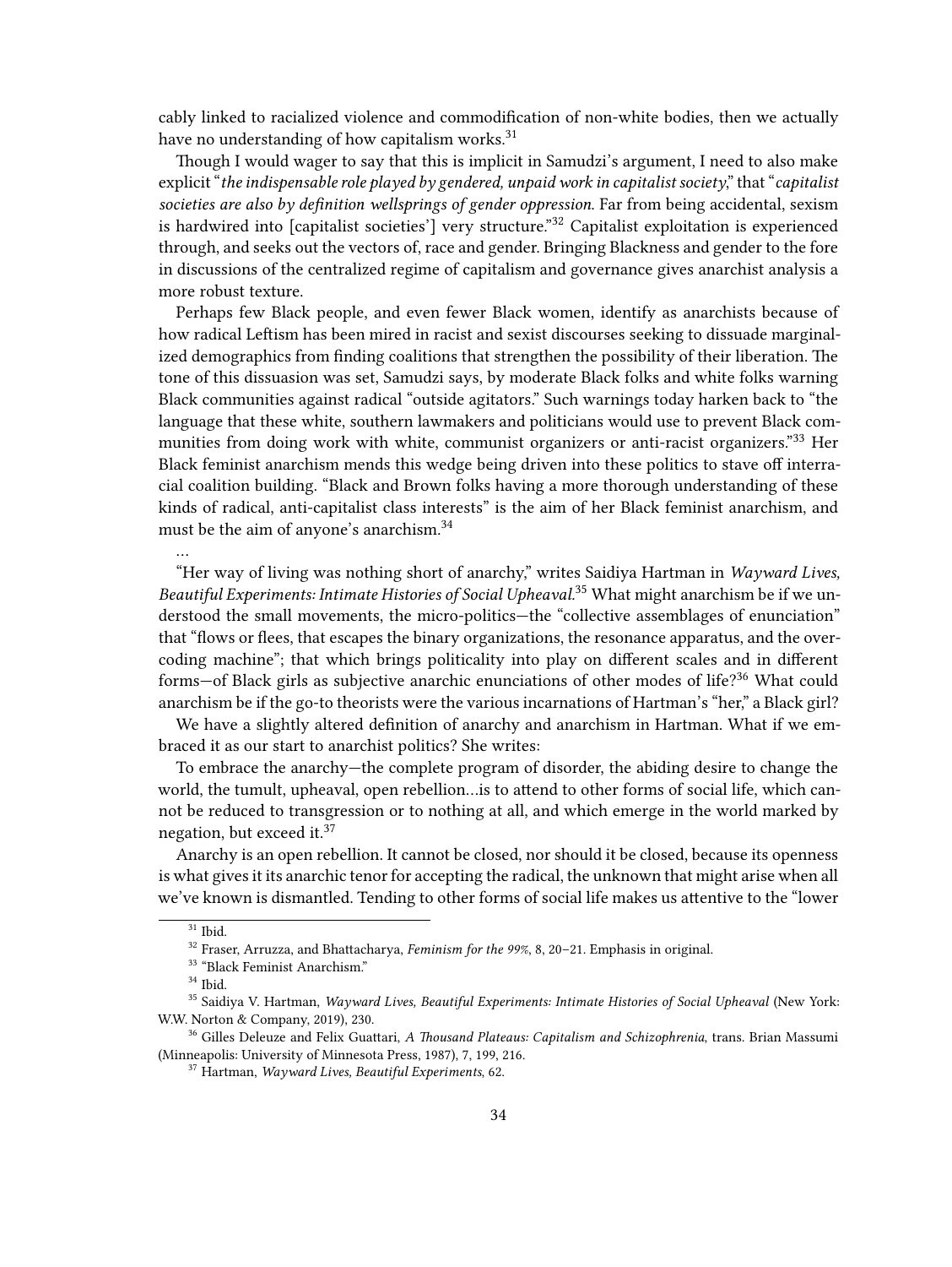cably linked to racialized violence and commodification of non-white bodies, then we actually have no understanding of how capitalism works.[31]

Though I would wager to say that this is implicit in Samudzi's argument, I need to also make explicit "*the indispensable role played by gendered, unpaid work in capitalist society*," that "*capitalist societies are also by definition wellsprings of gender oppression*. Far from being accidental, sexism is hardwired into [capitalist societies'] very structure."[32] Capitalist exploitation is experienced through, and seeks out the vectors of, race and gender. Bringing Blackness and gender to the fore in discussions of the centralized regime of capitalism and governance gives anarchist analysis a more robust texture.

Perhaps few Black people, and even fewer Black women, identify as anarchists because of how radical Leftism has been mired in racist and sexist discourses seeking to dissuade marginalized demographics from finding coalitions that strengthen the possibility of their liberation. The tone of this dissuasion was set, Samudzi says, by moderate Black folks and white folks warning Black communities against radical "outside agitators." Such warnings today harken back to "the language that these white, southern lawmakers and politicians would use to prevent Black communities from doing work with white, communist organizers or anti-racist organizers."[33] Her Black feminist anarchism mends this wedge being driven into these politics to stave off interracial coalition building. "Black and Brown folks having a more thorough understanding of these kinds of radical, anti-capitalist class interests" is the aim of her Black feminist anarchism, and must be the aim of anyone's anarchism.[34]

…

"Her way of living was nothing short of anarchy," writes Saidiya Hartman in *Wayward Lives, Beautiful Experiments: Intimate Histories of Social Upheaval*.[35] What might anarchism be if we understood the small movements, the micro-politics—the "collective assemblages of enunciation" that "flows or flees, that escapes the binary organizations, the resonance apparatus, and the overcoding machine"; that which brings politicality into play on different scales and in different forms—of Black girls as subjective anarchic enunciations of other modes of life?[36] What could anarchism be if the go-to theorists were the various incarnations of Hartman's "her," a Black girl?

We have a slightly altered definition of anarchy and anarchism in Hartman. What if we embraced it as our start to anarchist politics? She writes:

To embrace the anarchy—the complete program of disorder, the abiding desire to change the world, the tumult, upheaval, open rebellion…is to attend to other forms of social life, which cannot be reduced to transgression or to nothing at all, and which emerge in the world marked by negation, but exceed it.[37]

Anarchy is an open rebellion. It cannot be closed, nor should it be closed, because its openness is what gives it its anarchic tenor for accepting the radical, the unknown that might arise when all we've known is dismantled. Tending to other forms of social life makes us attentive to the "lower

---

[31] Ibid.

[32] Fraser, Arruzza, and Bhattacharya, *Feminism for the 99%*, 8, 20–21. Emphasis in original.

[33] "Black Feminist Anarchism."

[34] Ibid.

[35] Saidiya V. Hartman, *Wayward Lives, Beautiful Experiments: Intimate Histories of Social Upheaval* (New York: W.W. Norton & Company, 2019), 230.

[36] Gilles Deleuze and Felix Guattari, *A Thousand Plateaus: Capitalism and Schizophrenia*, trans. Brian Massumi (Minneapolis: University of Minnesota Press, 1987), 7, 199, 216.

[37] Hartman, *Wayward Lives, Beautiful Experiments*, 62.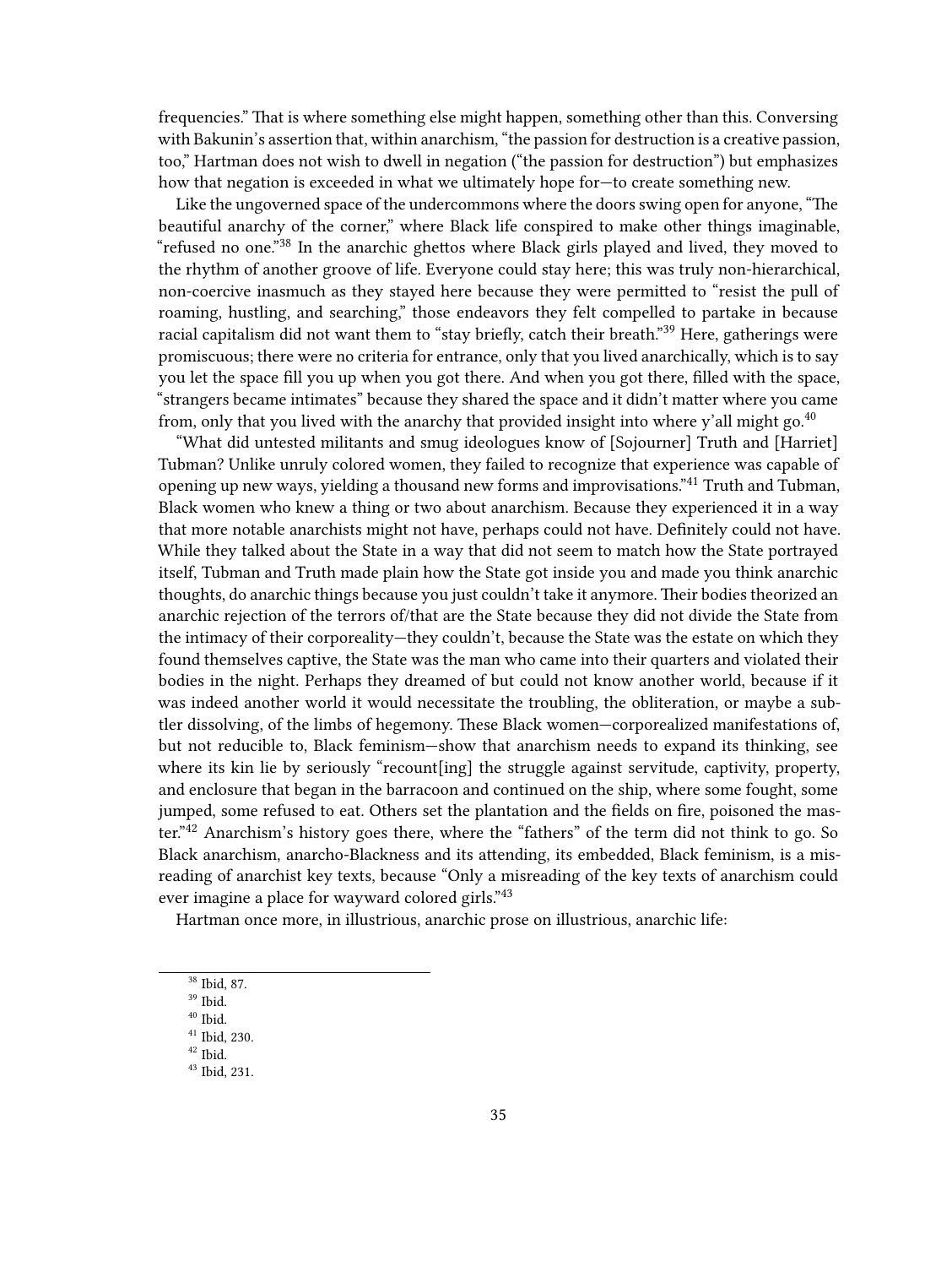frequencies." That is where something else might happen, something other than this. Conversing with Bakunin's assertion that, within anarchism, "the passion for destruction is a creative passion, too," Hartman does not wish to dwell in negation ("the passion for destruction") but emphasizes how that negation is exceeded in what we ultimately hope for—to create something new.

Like the ungoverned space of the undercommons where the doors swing open for anyone, "The beautiful anarchy of the corner," where Black life conspired to make other things imaginable, "refused no one."[38] In the anarchic ghettos where Black girls played and lived, they moved to the rhythm of another groove of life. Everyone could stay here; this was truly non-hierarchical, non-coercive inasmuch as they stayed here because they were permitted to "resist the pull of roaming, hustling, and searching," those endeavors they felt compelled to partake in because racial capitalism did not want them to "stay briefly, catch their breath."[39] Here, gatherings were promiscuous; there were no criteria for entrance, only that you lived anarchically, which is to say you let the space fill you up when you got there. And when you got there, filled with the space, "strangers became intimates" because they shared the space and it didn't matter where you came from, only that you lived with the anarchy that provided insight into where y'all might go.[40]

"What did untested militants and smug ideologues know of [Sojourner] Truth and [Harriet] Tubman? Unlike unruly colored women, they failed to recognize that experience was capable of opening up new ways, yielding a thousand new forms and improvisations."[41] Truth and Tubman, Black women who knew a thing or two about anarchism. Because they experienced it in a way that more notable anarchists might not have, perhaps could not have. Definitely could not have. While they talked about the State in a way that did not seem to match how the State portrayed itself, Tubman and Truth made plain how the State got inside you and made you think anarchic thoughts, do anarchic things because you just couldn't take it anymore. Their bodies theorized an anarchic rejection of the terrors of/that are the State because they did not divide the State from the intimacy of their corporeality—they couldn't, because the State was the estate on which they found themselves captive, the State was the man who came into their quarters and violated their bodies in the night. Perhaps they dreamed of but could not know another world, because if it was indeed another world it would necessitate the troubling, the obliteration, or maybe a subtler dissolving, of the limbs of hegemony. These Black women—corporealized manifestations of, but not reducible to, Black feminism—show that anarchism needs to expand its thinking, see where its kin lie by seriously "recount[ing] the struggle against servitude, captivity, property, and enclosure that began in the barracoon and continued on the ship, where some fought, some jumped, some refused to eat. Others set the plantation and the fields on fire, poisoned the master."[42] Anarchism's history goes there, where the "fathers" of the term did not think to go. So Black anarchism, anarcho-Blackness and its attending, its embedded, Black feminism, is a misreading of anarchist key texts, because "Only a misreading of the key texts of anarchism could ever imagine a place for wayward colored girls."[43]

Hartman once more, in illustrious, anarchic prose on illustrious, anarchic life:

---

[38] Ibid, 87.

[39] Ibid.

[40] Ibid.

[41] Ibid, 230.

[42] Ibid.

[43] Ibid, 231.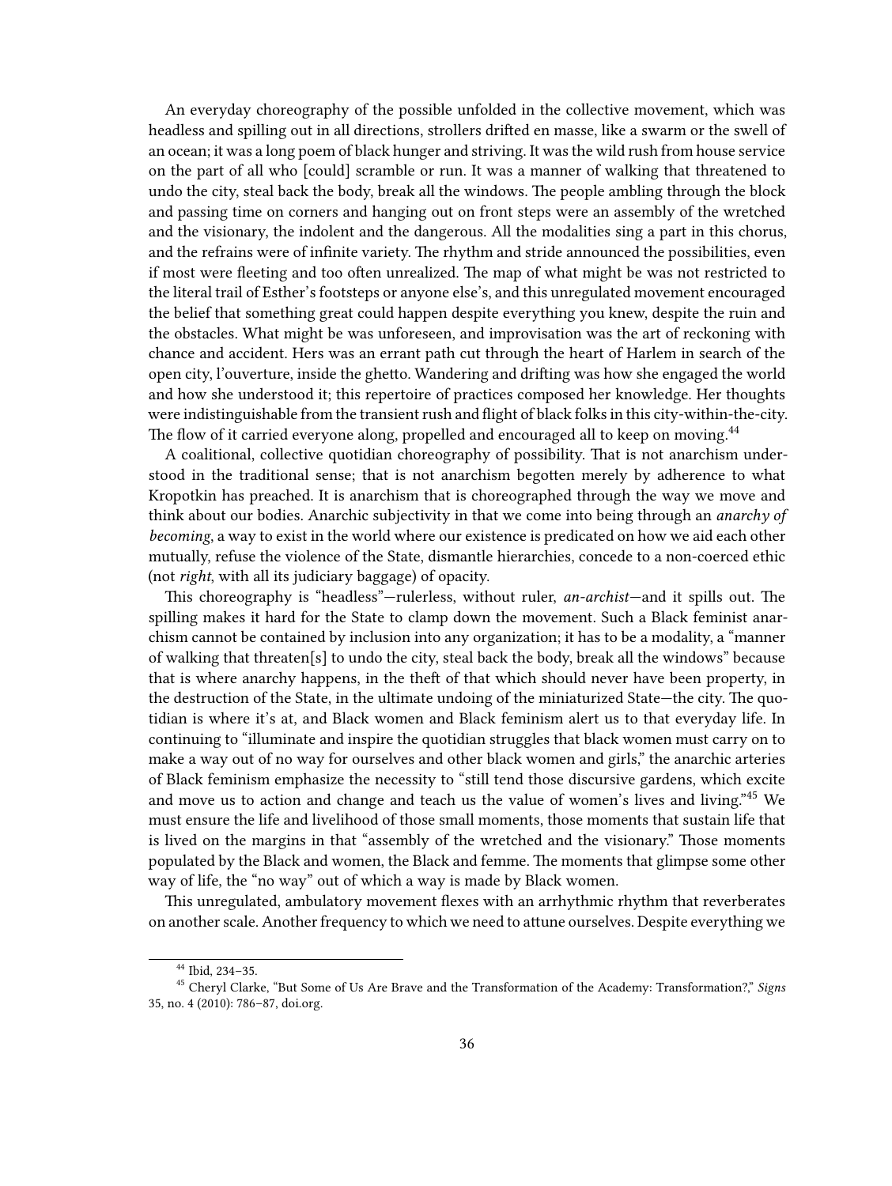An everyday choreography of the possible unfolded in the collective movement, which was headless and spilling out in all directions, strollers drifted en masse, like a swarm or the swell of an ocean; it was a long poem of black hunger and striving. It was the wild rush from house service on the part of all who [could] scramble or run. It was a manner of walking that threatened to undo the city, steal back the body, break all the windows. The people ambling through the block and passing time on corners and hanging out on front steps were an assembly of the wretched and the visionary, the indolent and the dangerous. All the modalities sing a part in this chorus, and the refrains were of infinite variety. The rhythm and stride announced the possibilities, even if most were fleeting and too often unrealized. The map of what might be was not restricted to the literal trail of Esther's footsteps or anyone else's, and this unregulated movement encouraged the belief that something great could happen despite everything you knew, despite the ruin and the obstacles. What might be was unforeseen, and improvisation was the art of reckoning with chance and accident. Hers was an errant path cut through the heart of Harlem in search of the open city, l'ouverture, inside the ghetto. Wandering and drifting was how she engaged the world and how she understood it; this repertoire of practices composed her knowledge. Her thoughts were indistinguishable from the transient rush and flight of black folks in this city-within-the-city. The flow of it carried everyone along, propelled and encouraged all to keep on moving.[44]

A coalitional, collective quotidian choreography of possibility. That is not anarchism understood in the traditional sense; that is not anarchism begotten merely by adherence to what Kropotkin has preached. It is anarchism that is choreographed through the way we move and think about our bodies. Anarchic subjectivity in that we come into being through an *anarchy of becoming*, a way to exist in the world where our existence is predicated on how we aid each other mutually, refuse the violence of the State, dismantle hierarchies, concede to a non-coerced ethic (not *right*, with all its judiciary baggage) of opacity.

This choreography is "headless"—rulerless, without ruler, *an-archist*—and it spills out. The spilling makes it hard for the State to clamp down the movement. Such a Black feminist anarchism cannot be contained by inclusion into any organization; it has to be a modality, a "manner of walking that threaten[s] to undo the city, steal back the body, break all the windows" because that is where anarchy happens, in the theft of that which should never have been property, in the destruction of the State, in the ultimate undoing of the miniaturized State—the city. The quotidian is where it's at, and Black women and Black feminism alert us to that everyday life. In continuing to "illuminate and inspire the quotidian struggles that black women must carry on to make a way out of no way for ourselves and other black women and girls," the anarchic arteries of Black feminism emphasize the necessity to "still tend those discursive gardens, which excite and move us to action and change and teach us the value of women's lives and living."[45] We must ensure the life and livelihood of those small moments, those moments that sustain life that is lived on the margins in that "assembly of the wretched and the visionary." Those moments populated by the Black and women, the Black and femme. The moments that glimpse some other way of life, the "no way" out of which a way is made by Black women.

This unregulated, ambulatory movement flexes with an arrhythmic rhythm that reverberates on another scale. Another frequency to which we need to attune ourselves. Despite everything we

---

[44] Ibid, 234–35.

[45] Cheryl Clarke, "But Some of Us Are Brave and the Transformation of the Academy: Transformation?," *Signs* 35, no. 4 (2010): 786–87, doi.org.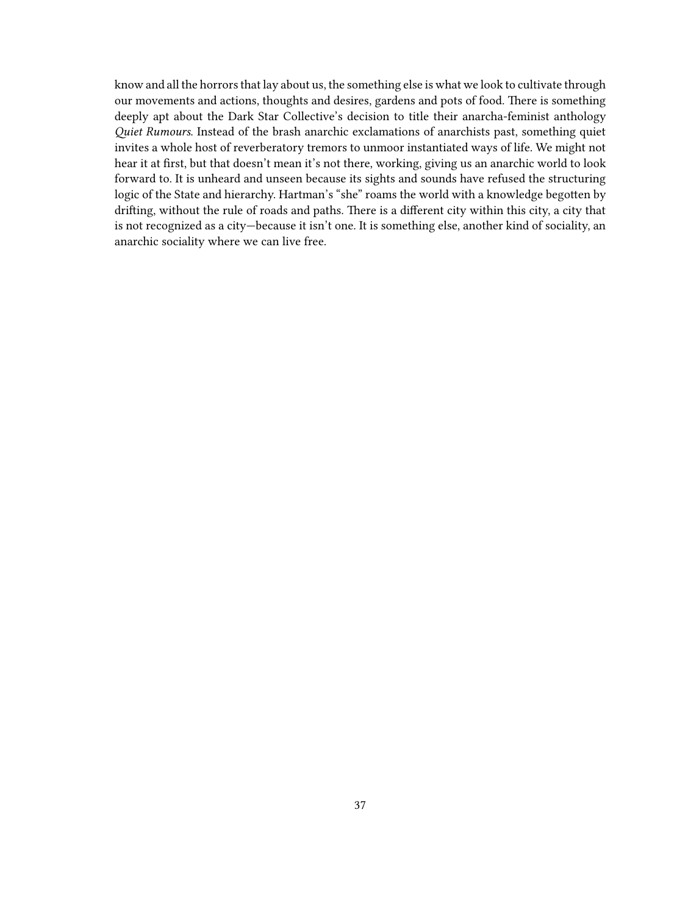know and all the horrors that lay about us, the something else is what we look to cultivate through our movements and actions, thoughts and desires, gardens and pots of food. There is something deeply apt about the Dark Star Collective's decision to title their anarcha-feminist anthology *Quiet Rumours*. Instead of the brash anarchic exclamations of anarchists past, something quiet invites a whole host of reverberatory tremors to unmoor instantiated ways of life. We might not hear it at first, but that doesn't mean it's not there, working, giving us an anarchic world to look forward to. It is unheard and unseen because its sights and sounds have refused the structuring logic of the State and hierarchy. Hartman's "she" roams the world with a knowledge begotten by drifting, without the rule of roads and paths. There is a different city within this city, a city that is not recognized as a city—because it isn't one. It is something else, another kind of sociality, an anarchic sociality where we can live free.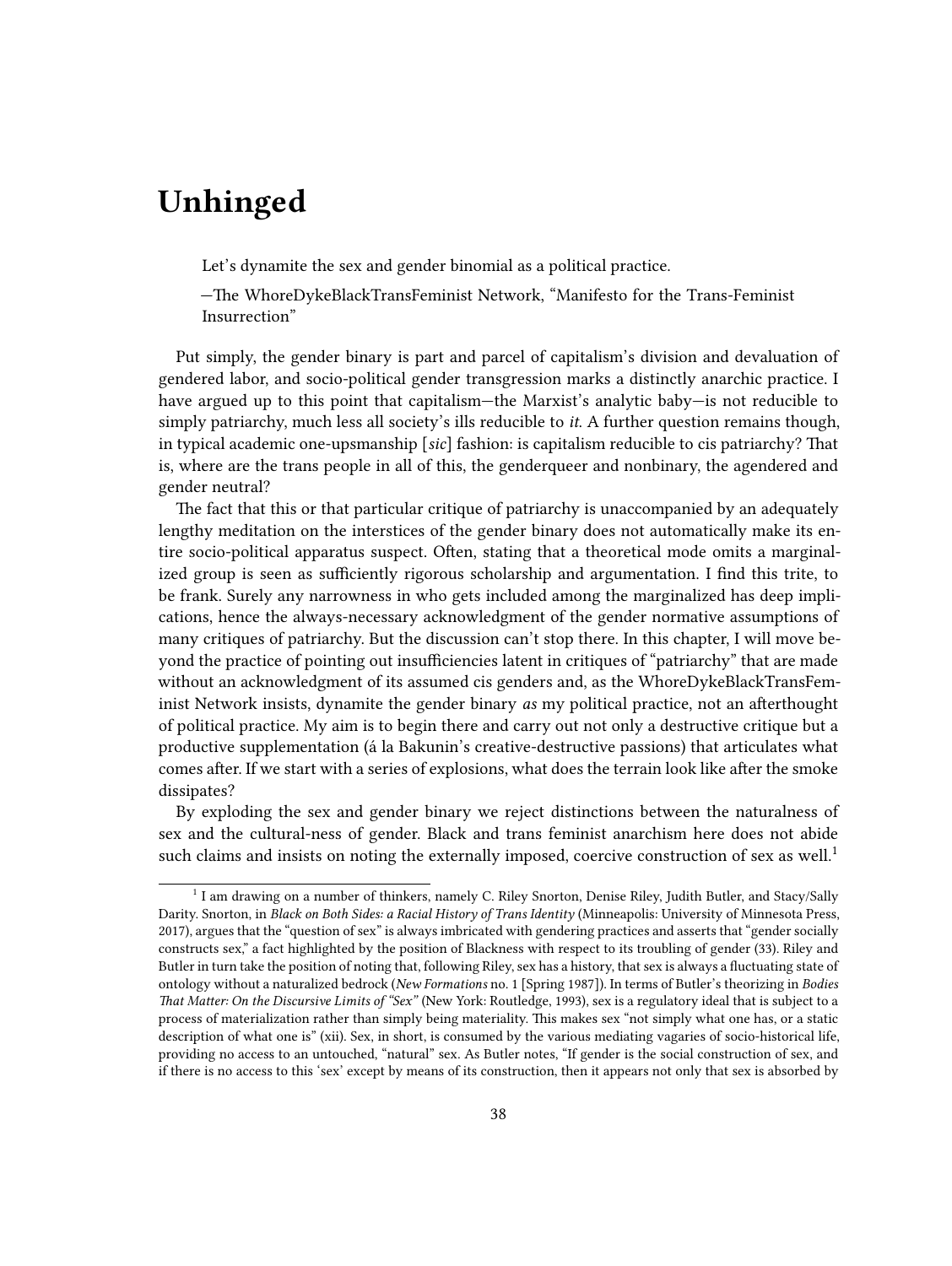# Unhinged

> Let's dynamite the sex and gender binomial as a political practice.
>
> —The WhoreDykeBlackTransFeminist Network, "Manifesto for the Trans-Feminist Insurrection"

Put simply, the gender binary is part and parcel of capitalism's division and devaluation of gendered labor, and socio-political gender transgression marks a distinctly anarchic practice. I have argued up to this point that capitalism—the Marxist's analytic baby—is not reducible to simply patriarchy, much less all society's ills reducible to *it*. A further question remains though, in typical academic one-upsmanship [*sic*] fashion: is capitalism reducible to cis patriarchy? That is, where are the trans people in all of this, the genderqueer and nonbinary, the agendered and gender neutral?

The fact that this or that particular critique of patriarchy is unaccompanied by an adequately lengthy meditation on the interstices of the gender binary does not automatically make its entire socio-political apparatus suspect. Often, stating that a theoretical mode omits a marginalized group is seen as sufficiently rigorous scholarship and argumentation. I find this trite, to be frank. Surely any narrowness in who gets included among the marginalized has deep implications, hence the always-necessary acknowledgment of the gender normative assumptions of many critiques of patriarchy. But the discussion can't stop there. In this chapter, I will move beyond the practice of pointing out insufficiencies latent in critiques of "patriarchy" that are made without an acknowledgment of its assumed cis genders and, as the WhoreDykeBlackTransFeminist Network insists, dynamite the gender binary *as* my political practice, not an afterthought of political practice. My aim is to begin there and carry out not only a destructive critique but a productive supplementation (á la Bakunin's creative-destructive passions) that articulates what comes after. If we start with a series of explosions, what does the terrain look like after the smoke dissipates?

By exploding the sex and gender binary we reject distinctions between the naturalness of sex and the cultural-ness of gender. Black and trans feminist anarchism here does not abide such claims and insists on noting the externally imposed, coercive construction of sex as well.[1]

[1] I am drawing on a number of thinkers, namely C. Riley Snorton, Denise Riley, Judith Butler, and Stacy/Sally Darity. Snorton, in *Black on Both Sides: a Racial History of Trans Identity* (Minneapolis: University of Minnesota Press, 2017), argues that the "question of sex" is always imbricated with gendering practices and asserts that "gender socially constructs sex," a fact highlighted by the position of Blackness with respect to its troubling of gender (33). Riley and Butler in turn take the position of noting that, following Riley, sex has a history, that sex is always a fluctuating state of ontology without a naturalized bedrock (*New Formations* no. 1 [Spring 1987]). In terms of Butler's theorizing in *Bodies That Matter: On the Discursive Limits of "Sex"* (New York: Routledge, 1993), sex is a regulatory ideal that is subject to a process of materialization rather than simply being materiality. This makes sex "not simply what one has, or a static description of what one is" (xii). Sex, in short, is consumed by the various mediating vagaries of socio-historical life, providing no access to an untouched, "natural" sex. As Butler notes, "If gender is the social construction of sex, and if there is no access to this 'sex' except by means of its construction, then it appears not only that sex is absorbed by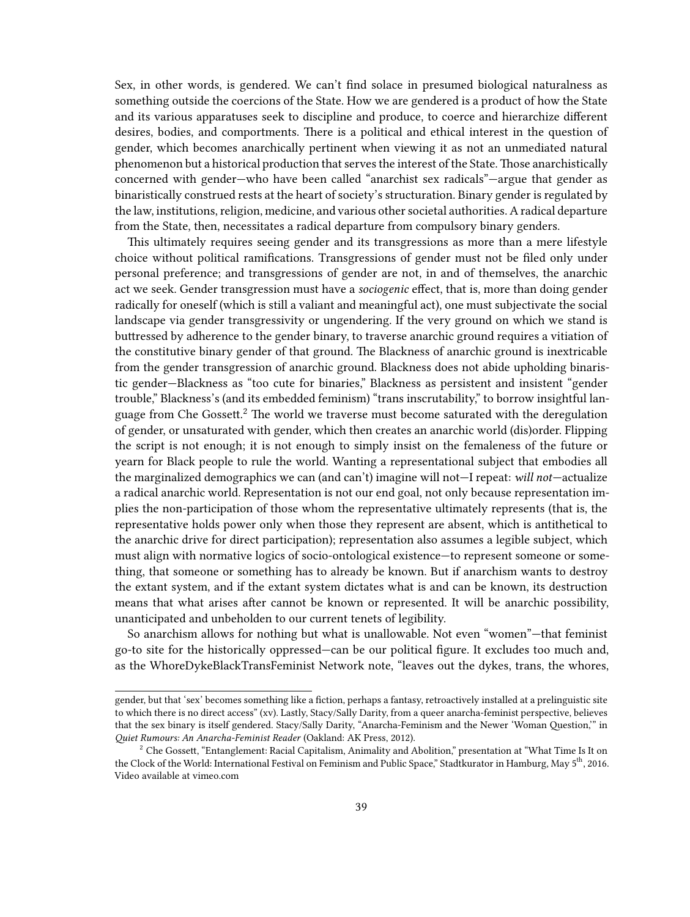Sex, in other words, is gendered. We can't find solace in presumed biological naturalness as something outside the coercions of the State. How we are gendered is a product of how the State and its various apparatuses seek to discipline and produce, to coerce and hierarchize different desires, bodies, and comportments. There is a political and ethical interest in the question of gender, which becomes anarchically pertinent when viewing it as not an unmediated natural phenomenon but a historical production that serves the interest of the State. Those anarchistically concerned with gender—who have been called "anarchist sex radicals"—argue that gender as binaristically construed rests at the heart of society's structuration. Binary gender is regulated by the law, institutions, religion, medicine, and various other societal authorities. A radical departure from the State, then, necessitates a radical departure from compulsory binary genders.

This ultimately requires seeing gender and its transgressions as more than a mere lifestyle choice without political ramifications. Transgressions of gender must not be filed only under personal preference; and transgressions of gender are not, in and of themselves, the anarchic act we seek. Gender transgression must have a *sociogenic* effect, that is, more than doing gender radically for oneself (which is still a valiant and meaningful act), one must subjectivate the social landscape via gender transgressivity or ungendering. If the very ground on which we stand is buttressed by adherence to the gender binary, to traverse anarchic ground requires a vitiation of the constitutive binary gender of that ground. The Blackness of anarchic ground is inextricable from the gender transgression of anarchic ground. Blackness does not abide upholding binaristic gender—Blackness as "too cute for binaries," Blackness as persistent and insistent "gender trouble," Blackness's (and its embedded feminism) "trans inscrutability," to borrow insightful language from Che Gossett.[2] The world we traverse must become saturated with the deregulation of gender, or unsaturated with gender, which then creates an anarchic world (dis)order. Flipping the script is not enough; it is not enough to simply insist on the femaleness of the future or yearn for Black people to rule the world. Wanting a representational subject that embodies all the marginalized demographics we can (and can't) imagine will not—I repeat: *will not*—actualize a radical anarchic world. Representation is not our end goal, not only because representation implies the non-participation of those whom the representative ultimately represents (that is, the representative holds power only when those they represent are absent, which is antithetical to the anarchic drive for direct participation); representation also assumes a legible subject, which must align with normative logics of socio-ontological existence—to represent someone or something, that someone or something has to already be known. But if anarchism wants to destroy the extant system, and if the extant system dictates what is and can be known, its destruction means that what arises after cannot be known or represented. It will be anarchic possibility, unanticipated and unbeholden to our current tenets of legibility.

So anarchism allows for nothing but what is unallowable. Not even "women"—that feminist go-to site for the historically oppressed—can be our political figure. It excludes too much and, as the WhoreDykeBlackTransFeminist Network note, "leaves out the dykes, trans, the whores,

---

gender, but that 'sex' becomes something like a fiction, perhaps a fantasy, retroactively installed at a prelinguistic site to which there is no direct access" (xv). Lastly, Stacy/Sally Darity, from a queer anarcha-feminist perspective, believes that the sex binary is itself gendered. Stacy/Sally Darity, "Anarcha-Feminism and the Newer 'Woman Question,'" in *Quiet Rumours: An Anarcha-Feminist Reader* (Oakland: AK Press, 2012).

[2] Che Gossett, "Entanglement: Racial Capitalism, Animality and Abolition," presentation at "What Time Is It on the Clock of the World: International Festival on Feminism and Public Space," Stadtkurator in Hamburg, May 5th, 2016. Video available at vimeo.com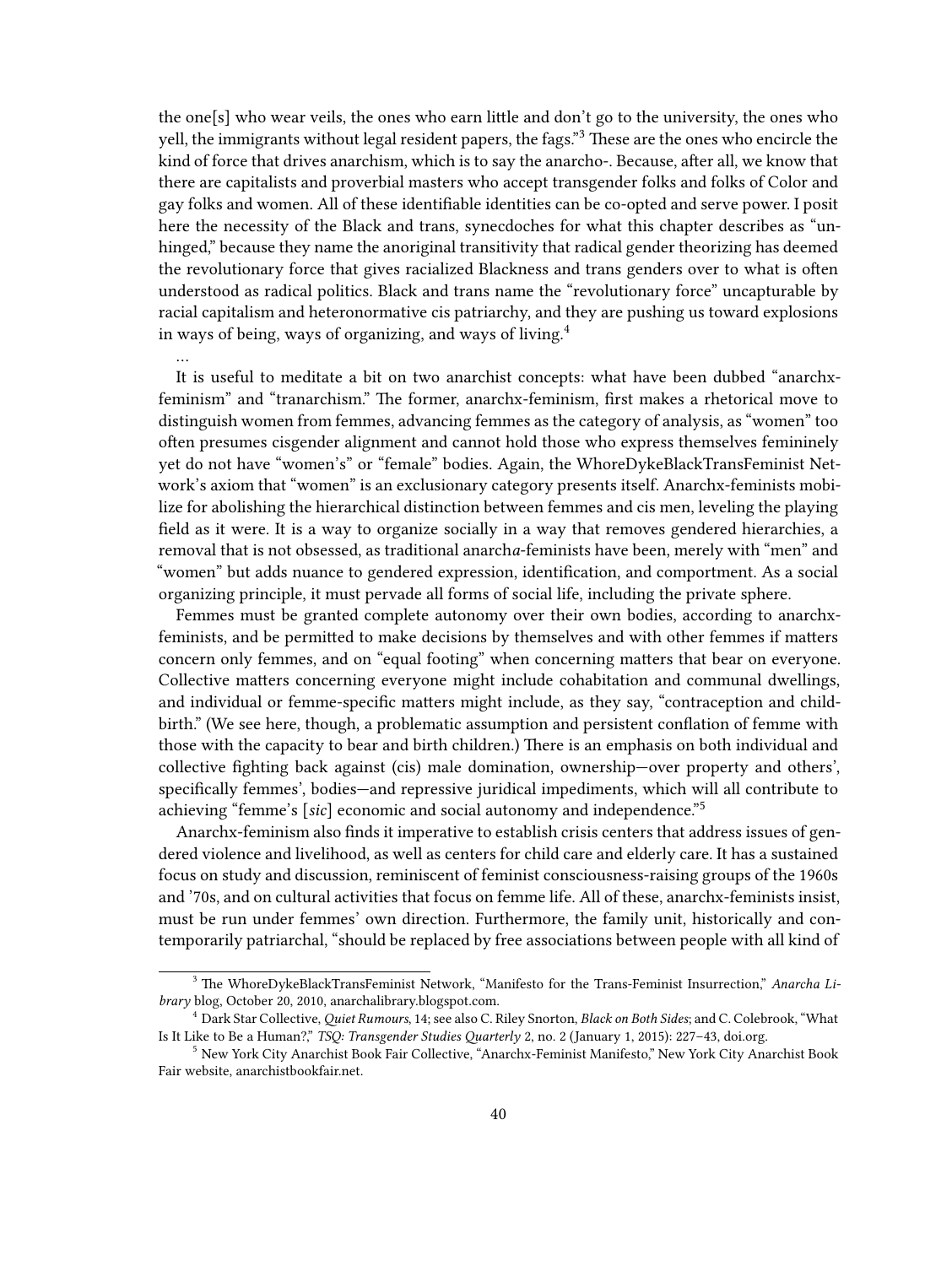the one[s] who wear veils, the ones who earn little and don't go to the university, the ones who yell, the immigrants without legal resident papers, the fags."[3] These are the ones who encircle the kind of force that drives anarchism, which is to say the anarcho-. Because, after all, we know that there are capitalists and proverbial masters who accept transgender folks and folks of Color and gay folks and women. All of these identifiable identities can be co-opted and serve power. I posit here the necessity of the Black and trans, synecdoches for what this chapter describes as "unhinged," because they name the anoriginal transitivity that radical gender theorizing has deemed the revolutionary force that gives racialized Blackness and trans genders over to what is often understood as radical politics. Black and trans name the "revolutionary force" uncapturable by racial capitalism and heteronormative cis patriarchy, and they are pushing us toward explosions in ways of being, ways of organizing, and ways of living.[4]

…

It is useful to meditate a bit on two anarchist concepts: what have been dubbed "anarchx-feminism" and "tranarchism." The former, anarchx-feminism, first makes a rhetorical move to distinguish women from femmes, advancing femmes as the category of analysis, as "women" too often presumes cisgender alignment and cannot hold those who express themselves femininely yet do not have "women's" or "female" bodies. Again, the WhoreDykeBlackTransFeminist Network's axiom that "women" is an exclusionary category presents itself. Anarchx-feminists mobilize for abolishing the hierarchical distinction between femmes and cis men, leveling the playing field as it were. It is a way to organize socially in a way that removes gendered hierarchies, a removal that is not obsessed, as traditional anarch*a*-feminists have been, merely with "men" and "women" but adds nuance to gendered expression, identification, and comportment. As a social organizing principle, it must pervade all forms of social life, including the private sphere.

Femmes must be granted complete autonomy over their own bodies, according to anarchx-feminists, and be permitted to make decisions by themselves and with other femmes if matters concern only femmes, and on "equal footing" when concerning matters that bear on everyone. Collective matters concerning everyone might include cohabitation and communal dwellings, and individual or femme-specific matters might include, as they say, "contraception and childbirth." (We see here, though, a problematic assumption and persistent conflation of femme with those with the capacity to bear and birth children.) There is an emphasis on both individual and collective fighting back against (cis) male domination, ownership—over property and others', specifically femmes', bodies—and repressive juridical impediments, which will all contribute to achieving "femme's [*sic*] economic and social autonomy and independence."[5]

Anarchx-feminism also finds it imperative to establish crisis centers that address issues of gendered violence and livelihood, as well as centers for child care and elderly care. It has a sustained focus on study and discussion, reminiscent of feminist consciousness-raising groups of the 1960s and '70s, and on cultural activities that focus on femme life. All of these, anarchx-feminists insist, must be run under femmes' own direction. Furthermore, the family unit, historically and contemporarily patriarchal, "should be replaced by free associations between people with all kind of

---

[3] The WhoreDykeBlackTransFeminist Network, "Manifesto for the Trans-Feminist Insurrection," *Anarcha Library* blog, October 20, 2010, anarchalibrary.blogspot.com.

[4] Dark Star Collective, *Quiet Rumours*, 14; see also C. Riley Snorton, *Black on Both Sides*; and C. Colebrook, "What Is It Like to Be a Human?," *TSQ: Transgender Studies Quarterly* 2, no. 2 (January 1, 2015): 227–43, doi.org.

[5] New York City Anarchist Book Fair Collective, "Anarchx-Feminist Manifesto," New York City Anarchist Book Fair website, anarchistbookfair.net.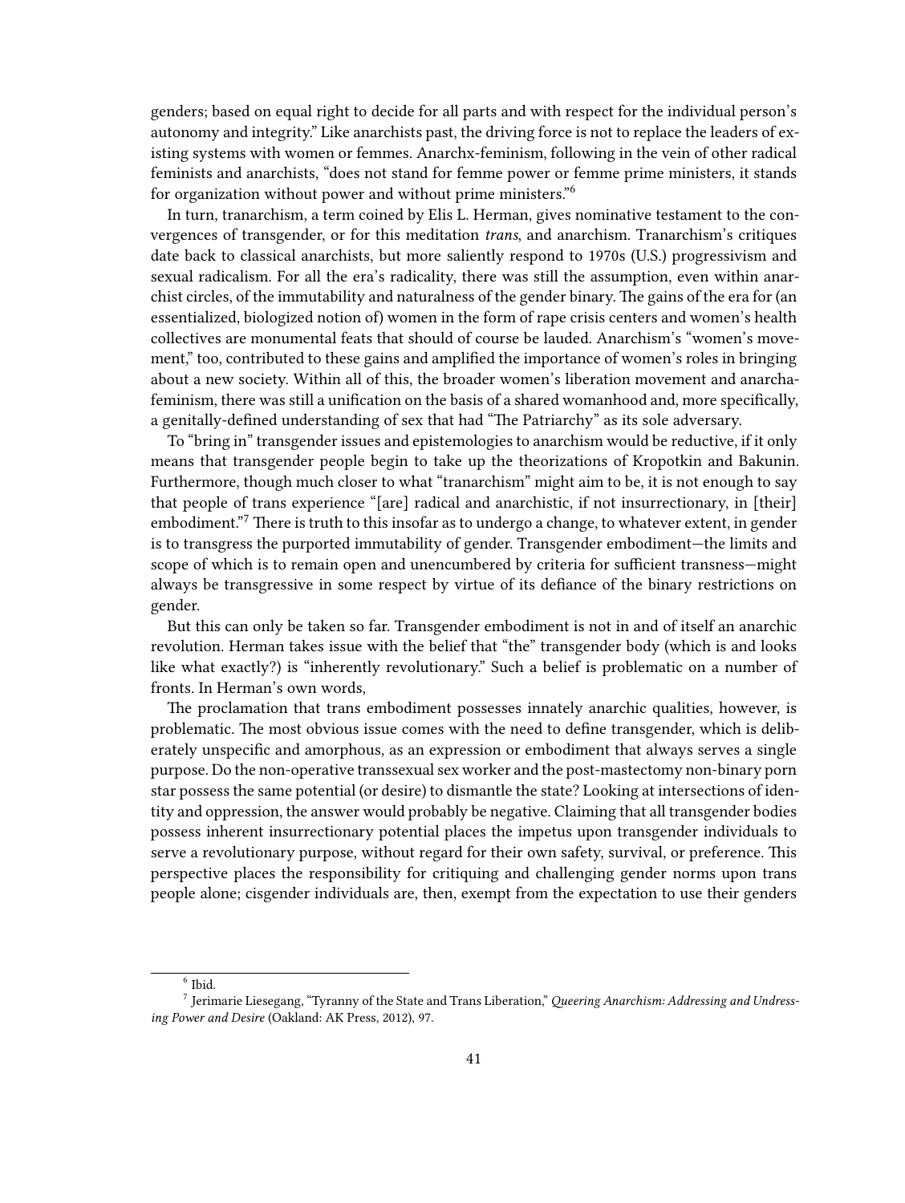genders; based on equal right to decide for all parts and with respect for the individual person's autonomy and integrity." Like anarchists past, the driving force is not to replace the leaders of existing systems with women or femmes. Anarchx-feminism, following in the vein of other radical feminists and anarchists, "does not stand for femme power or femme prime ministers, it stands for organization without power and without prime ministers."[6]

In turn, tranarchism, a term coined by Elis L. Herman, gives nominative testament to the convergences of transgender, or for this meditation *trans*, and anarchism. Tranarchism's critiques date back to classical anarchists, but more saliently respond to 1970s (U.S.) progressivism and sexual radicalism. For all the era's radicality, there was still the assumption, even within anarchist circles, of the immutability and naturalness of the gender binary. The gains of the era for (an essentialized, biologized notion of) women in the form of rape crisis centers and women's health collectives are monumental feats that should of course be lauded. Anarchism's "women's movement," too, contributed to these gains and amplified the importance of women's roles in bringing about a new society. Within all of this, the broader women's liberation movement and anarcha-feminism, there was still a unification on the basis of a shared womanhood and, more specifically, a genitally-defined understanding of sex that had "The Patriarchy" as its sole adversary.

To "bring in" transgender issues and epistemologies to anarchism would be reductive, if it only means that transgender people begin to take up the theorizations of Kropotkin and Bakunin. Furthermore, though much closer to what "tranarchism" might aim to be, it is not enough to say that people of trans experience "[are] radical and anarchistic, if not insurrectionary, in [their] embodiment."[7] There is truth to this insofar as to undergo a change, to whatever extent, in gender is to transgress the purported immutability of gender. Transgender embodiment—the limits and scope of which is to remain open and unencumbered by criteria for sufficient transness—might always be transgressive in some respect by virtue of its defiance of the binary restrictions on gender.

But this can only be taken so far. Transgender embodiment is not in and of itself an anarchic revolution. Herman takes issue with the belief that "the" transgender body (which is and looks like what exactly?) is "inherently revolutionary." Such a belief is problematic on a number of fronts. In Herman's own words,

The proclamation that trans embodiment possesses innately anarchic qualities, however, is problematic. The most obvious issue comes with the need to define transgender, which is deliberately unspecific and amorphous, as an expression or embodiment that always serves a single purpose. Do the non-operative transsexual sex worker and the post-mastectomy non-binary porn star possess the same potential (or desire) to dismantle the state? Looking at intersections of identity and oppression, the answer would probably be negative. Claiming that all transgender bodies possess inherent insurrectionary potential places the impetus upon transgender individuals to serve a revolutionary purpose, without regard for their own safety, survival, or preference. This perspective places the responsibility for critiquing and challenging gender norms upon trans people alone; cisgender individuals are, then, exempt from the expectation to use their genders

[6] Ibid.

[7] Jerimarie Liesegang, "Tyranny of the State and Trans Liberation," *Queering Anarchism: Addressing and Undressing Power and Desire* (Oakland: AK Press, 2012), 97.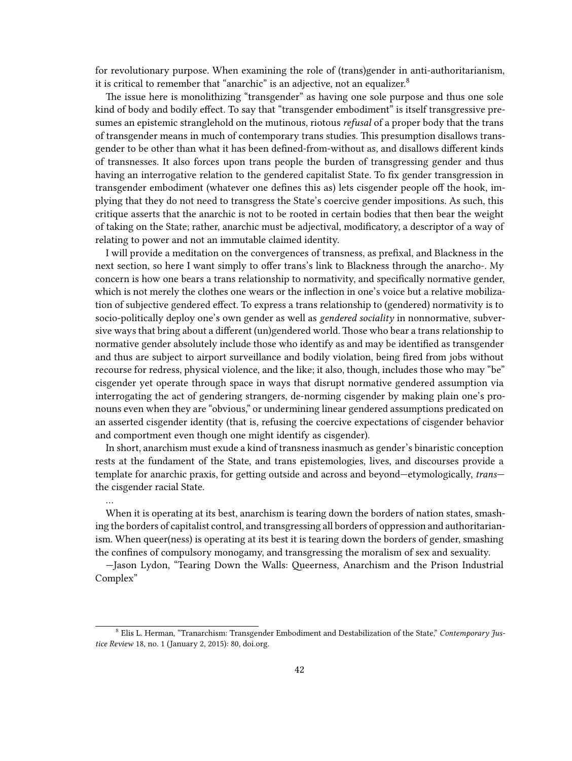for revolutionary purpose. When examining the role of (trans)gender in anti-authoritarianism, it is critical to remember that "anarchic" is an adjective, not an equalizer.[8]

The issue here is monolithizing "transgender" as having one sole purpose and thus one sole kind of body and bodily effect. To say that "transgender embodiment" is itself transgressive presumes an epistemic stranglehold on the mutinous, riotous *refusal* of a proper body that the trans of transgender means in much of contemporary trans studies. This presumption disallows transgender to be other than what it has been defined-from-without as, and disallows different kinds of transnesses. It also forces upon trans people the burden of transgressing gender and thus having an interrogative relation to the gendered capitalist State. To fix gender transgression in transgender embodiment (whatever one defines this as) lets cisgender people off the hook, implying that they do not need to transgress the State's coercive gender impositions. As such, this critique asserts that the anarchic is not to be rooted in certain bodies that then bear the weight of taking on the State; rather, anarchic must be adjectival, modificatory, a descriptor of a way of relating to power and not an immutable claimed identity.

I will provide a meditation on the convergences of transness, as prefixal, and Blackness in the next section, so here I want simply to offer trans's link to Blackness through the anarcho-. My concern is how one bears a trans relationship to normativity, and specifically normative gender, which is not merely the clothes one wears or the inflection in one's voice but a relative mobilization of subjective gendered effect. To express a trans relationship to (gendered) normativity is to socio-politically deploy one's own gender as well as *gendered sociality* in nonnormative, subversive ways that bring about a different (un)gendered world. Those who bear a trans relationship to normative gender absolutely include those who identify as and may be identified as transgender and thus are subject to airport surveillance and bodily violation, being fired from jobs without recourse for redress, physical violence, and the like; it also, though, includes those who may "be" cisgender yet operate through space in ways that disrupt normative gendered assumption via interrogating the act of gendering strangers, de-norming cisgender by making plain one's pronouns even when they are "obvious," or undermining linear gendered assumptions predicated on an asserted cisgender identity (that is, refusing the coercive expectations of cisgender behavior and comportment even though one might identify as cisgender).

In short, anarchism must exude a kind of transness inasmuch as gender's binaristic conception rests at the fundament of the State, and trans epistemologies, lives, and discourses provide a template for anarchic praxis, for getting outside and across and beyond—etymologically, *trans*—the cisgender racial State.

…

When it is operating at its best, anarchism is tearing down the borders of nation states, smashing the borders of capitalist control, and transgressing all borders of oppression and authoritarianism. When queer(ness) is operating at its best it is tearing down the borders of gender, smashing the confines of compulsory monogamy, and transgressing the moralism of sex and sexuality.

—Jason Lydon, "Tearing Down the Walls: Queerness, Anarchism and the Prison Industrial Complex"

[8] Elis L. Herman, "Tranarchism: Transgender Embodiment and Destabilization of the State," *Contemporary Justice Review* 18, no. 1 (January 2, 2015): 80, doi.org.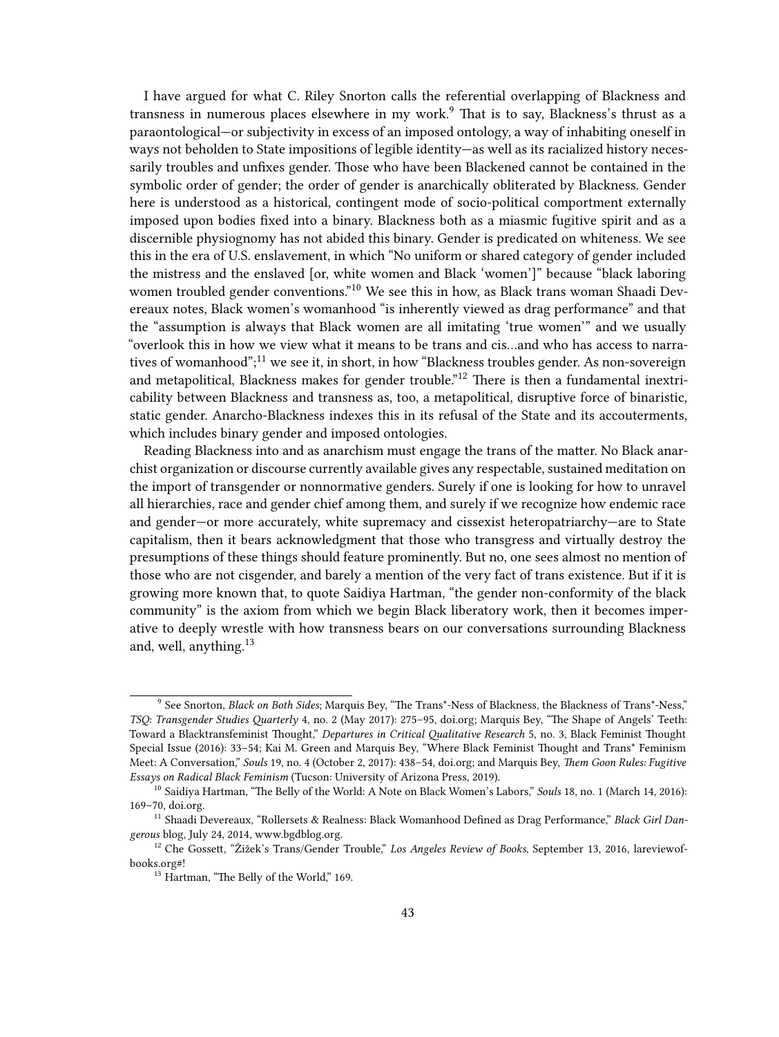I have argued for what C. Riley Snorton calls the referential overlapping of Blackness and transness in numerous places elsewhere in my work.[9] That is to say, Blackness's thrust as a paraontological—or subjectivity in excess of an imposed ontology, a way of inhabiting oneself in ways not beholden to State impositions of legible identity—as well as its racialized history necessarily troubles and unfixes gender. Those who have been Blackened cannot be contained in the symbolic order of gender; the order of gender is anarchically obliterated by Blackness. Gender here is understood as a historical, contingent mode of socio-political comportment externally imposed upon bodies fixed into a binary. Blackness both as a miasmic fugitive spirit and as a discernible physiognomy has not abided this binary. Gender is predicated on whiteness. We see this in the era of U.S. enslavement, in which "No uniform or shared category of gender included the mistress and the enslaved [or, white women and Black 'women']" because "black laboring women troubled gender conventions."[10] We see this in how, as Black trans woman Shaadi Devereaux notes, Black women's womanhood "is inherently viewed as drag performance" and that the "assumption is always that Black women are all imitating 'true women'" and we usually "overlook this in how we view what it means to be trans and cis…and who has access to narratives of womanhood";[11] we see it, in short, in how "Blackness troubles gender. As non-sovereign and metapolitical, Blackness makes for gender trouble."[12] There is then a fundamental inextricability between Blackness and transness as, too, a metapolitical, disruptive force of binaristic, static gender. Anarcho-Blackness indexes this in its refusal of the State and its accouterments, which includes binary gender and imposed ontologies.

Reading Blackness into and as anarchism must engage the trans of the matter. No Black anarchist organization or discourse currently available gives any respectable, sustained meditation on the import of transgender or nonnormative genders. Surely if one is looking for how to unravel all hierarchies, race and gender chief among them, and surely if we recognize how endemic race and gender—or more accurately, white supremacy and cissexist heteropatriarchy—are to State capitalism, then it bears acknowledgment that those who transgress and virtually destroy the presumptions of these things should feature prominently. But no, one sees almost no mention of those who are not cisgender, and barely a mention of the very fact of trans existence. But if it is growing more known that, to quote Saidiya Hartman, "the gender non-conformity of the black community" is the axiom from which we begin Black liberatory work, then it becomes imperative to deeply wrestle with how transness bears on our conversations surrounding Blackness and, well, anything.[13]

---

[9] See Snorton, *Black on Both Sides*; Marquis Bey, "The Trans*-Ness of Blackness, the Blackness of Trans*-Ness," *TSQ: Transgender Studies Quarterly* 4, no. 2 (May 2017): 275–95, doi.org; Marquis Bey, "The Shape of Angels' Teeth: Toward a Blacktransfeminist Thought," *Departures in Critical Qualitative Research* 5, no. 3, Black Feminist Thought Special Issue (2016): 33–54; Kai M. Green and Marquis Bey, "Where Black Feminist Thought and Trans* Feminism Meet: A Conversation," *Souls* 19, no. 4 (October 2, 2017): 438–54, doi.org; and Marquis Bey, *Them Goon Rules: Fugitive Essays on Radical Black Feminism* (Tucson: University of Arizona Press, 2019).

[10] Saidiya Hartman, "The Belly of the World: A Note on Black Women's Labors," *Souls* 18, no. 1 (March 14, 2016): 169–70, doi.org.

[11] Shaadi Devereaux, "Rollersets & Realness: Black Womanhood Defined as Drag Performance," *Black Girl Dangerous* blog, July 24, 2014, www.bgdblog.org.

[12] Che Gossett, "Žižek's Trans/Gender Trouble," *Los Angeles Review of Books*, September 13, 2016, lareviewofbooks.org#!

[13] Hartman, "The Belly of the World," 169.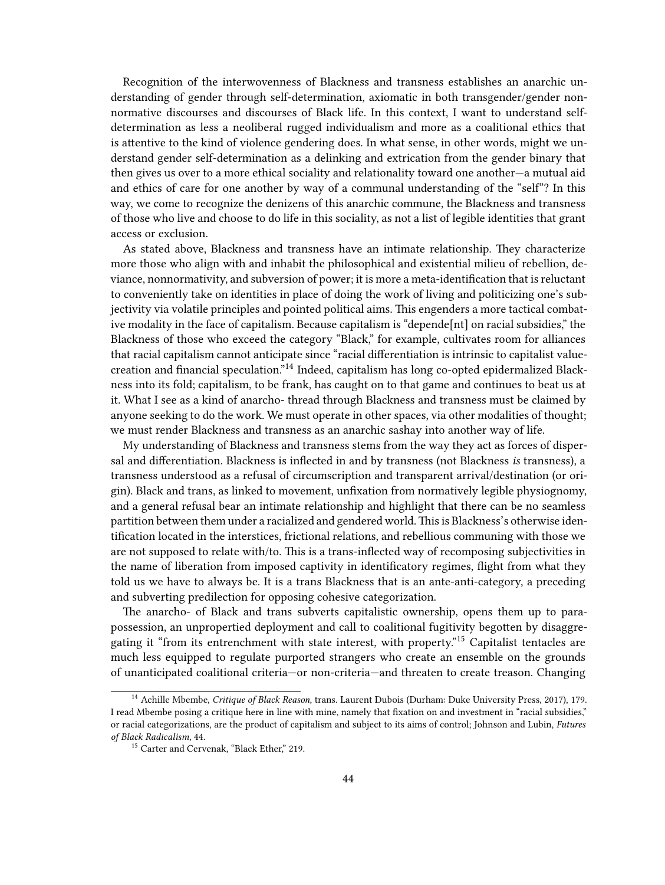Recognition of the interwovenness of Blackness and transness establishes an anarchic understanding of gender through self-determination, axiomatic in both transgender/gender nonnormative discourses and discourses of Black life. In this context, I want to understand self-determination as less a neoliberal rugged individualism and more as a coalitional ethics that is attentive to the kind of violence gendering does. In what sense, in other words, might we understand gender self-determination as a delinking and extrication from the gender binary that then gives us over to a more ethical sociality and relationality toward one another—a mutual aid and ethics of care for one another by way of a communal understanding of the "self"? In this way, we come to recognize the denizens of this anarchic commune, the Blackness and transness of those who live and choose to do life in this sociality, as not a list of legible identities that grant access or exclusion.

As stated above, Blackness and transness have an intimate relationship. They characterize more those who align with and inhabit the philosophical and existential milieu of rebellion, deviance, nonnormativity, and subversion of power; it is more a meta-identification that is reluctant to conveniently take on identities in place of doing the work of living and politicizing one's subjectivity via volatile principles and pointed political aims. This engenders a more tactical combative modality in the face of capitalism. Because capitalism is "depende[nt] on racial subsidies," the Blackness of those who exceed the category "Black," for example, cultivates room for alliances that racial capitalism cannot anticipate since "racial differentiation is intrinsic to capitalist value-creation and financial speculation."[14] Indeed, capitalism has long co-opted epidermalized Blackness into its fold; capitalism, to be frank, has caught on to that game and continues to beat us at it. What I see as a kind of anarcho- thread through Blackness and transness must be claimed by anyone seeking to do the work. We must operate in other spaces, via other modalities of thought; we must render Blackness and transness as an anarchic sashay into another way of life.

My understanding of Blackness and transness stems from the way they act as forces of dispersal and differentiation. Blackness is inflected in and by transness (not Blackness *is* transness), a transness understood as a refusal of circumscription and transparent arrival/destination (or origin). Black and trans, as linked to movement, unfixation from normatively legible physiognomy, and a general refusal bear an intimate relationship and highlight that there can be no seamless partition between them under a racialized and gendered world. This is Blackness's otherwise identification located in the interstices, frictional relations, and rebellious communing with those we are not supposed to relate with/to. This is a trans-inflected way of recomposing subjectivities in the name of liberation from imposed captivity in identificatory regimes, flight from what they told us we have to always be. It is a trans Blackness that is an ante-anti-category, a preceding and subverting predilection for opposing cohesive categorization.

The anarcho- of Black and trans subverts capitalistic ownership, opens them up to para-possession, an unpropertied deployment and call to coalitional fugitivity begotten by disaggregating it "from its entrenchment with state interest, with property."[15] Capitalist tentacles are much less equipped to regulate purported strangers who create an ensemble on the grounds of unanticipated coalitional criteria—or non-criteria—and threaten to create treason. Changing

---

[14] Achille Mbembe, *Critique of Black Reason*, trans. Laurent Dubois (Durham: Duke University Press, 2017), 179. I read Mbembe posing a critique here in line with mine, namely that fixation on and investment in "racial subsidies," or racial categorizations, are the product of capitalism and subject to its aims of control; Johnson and Lubin, *Futures of Black Radicalism*, 44.

[15] Carter and Cervenak, "Black Ether," 219.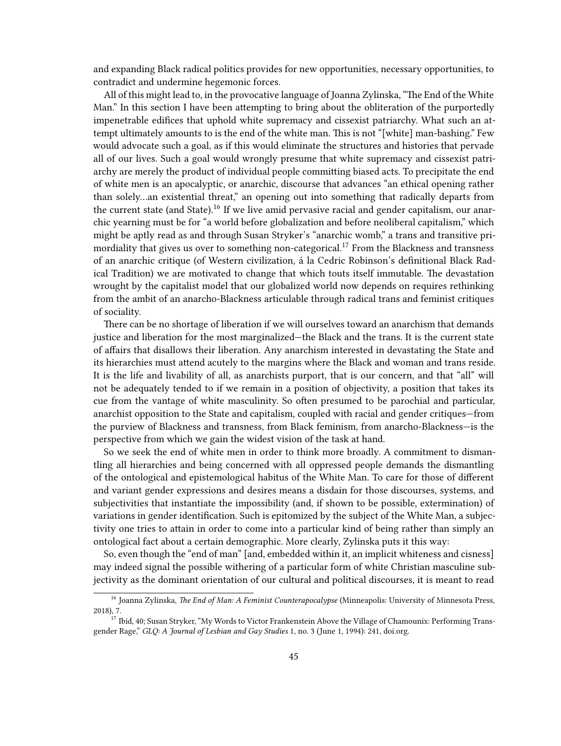and expanding Black radical politics provides for new opportunities, necessary opportunities, to contradict and undermine hegemonic forces.

All of this might lead to, in the provocative language of Joanna Zylinska, "The End of the White Man." In this section I have been attempting to bring about the obliteration of the purportedly impenetrable edifices that uphold white supremacy and cissexist patriarchy. What such an attempt ultimately amounts to is the end of the white man. This is not "[white] man-bashing." Few would advocate such a goal, as if this would eliminate the structures and histories that pervade all of our lives. Such a goal would wrongly presume that white supremacy and cissexist patriarchy are merely the product of individual people committing biased acts. To precipitate the end of white men is an apocalyptic, or anarchic, discourse that advances "an ethical opening rather than solely…an existential threat," an opening out into something that radically departs from the current state (and State).[16] If we live amid pervasive racial and gender capitalism, our anarchic yearning must be for "a world before globalization and before neoliberal capitalism," which might be aptly read as and through Susan Stryker's "anarchic womb," a trans and transitive primordiality that gives us over to something non-categorical.[17] From the Blackness and transness of an anarchic critique (of Western civilization, á la Cedric Robinson's definitional Black Radical Tradition) we are motivated to change that which touts itself immutable. The devastation wrought by the capitalist model that our globalized world now depends on requires rethinking from the ambit of an anarcho-Blackness articulable through radical trans and feminist critiques of sociality.

There can be no shortage of liberation if we will ourselves toward an anarchism that demands justice and liberation for the most marginalized—the Black and the trans. It is the current state of affairs that disallows their liberation. Any anarchism interested in devastating the State and its hierarchies must attend acutely to the margins where the Black and woman and trans reside. It is the life and livability of all, as anarchists purport, that is our concern, and that "all" will not be adequately tended to if we remain in a position of objectivity, a position that takes its cue from the vantage of white masculinity. So often presumed to be parochial and particular, anarchist opposition to the State and capitalism, coupled with racial and gender critiques—from the purview of Blackness and transness, from Black feminism, from anarcho-Blackness—is the perspective from which we gain the widest vision of the task at hand.

So we seek the end of white men in order to think more broadly. A commitment to dismantling all hierarchies and being concerned with all oppressed people demands the dismantling of the ontological and epistemological habitus of the White Man. To care for those of different and variant gender expressions and desires means a disdain for those discourses, systems, and subjectivities that instantiate the impossibility (and, if shown to be possible, extermination) of variations in gender identification. Such is epitomized by the subject of the White Man, a subjectivity one tries to attain in order to come into a particular kind of being rather than simply an ontological fact about a certain demographic. More clearly, Zylinska puts it this way:

So, even though the "end of man" [and, embedded within it, an implicit whiteness and cisness] may indeed signal the possible withering of a particular form of white Christian masculine subjectivity as the dominant orientation of our cultural and political discourses, it is meant to read

---

[16] Joanna Zylinska, *The End of Man: A Feminist Counterapocalypse* (Minneapolis: University of Minnesota Press, 2018), 7.

[17] Ibid, 40; Susan Stryker, "My Words to Victor Frankenstein Above the Village of Chamounix: Performing Transgender Rage," *GLQ: A Journal of Lesbian and Gay Studies* 1, no. 3 (June 1, 1994): 241, doi.org.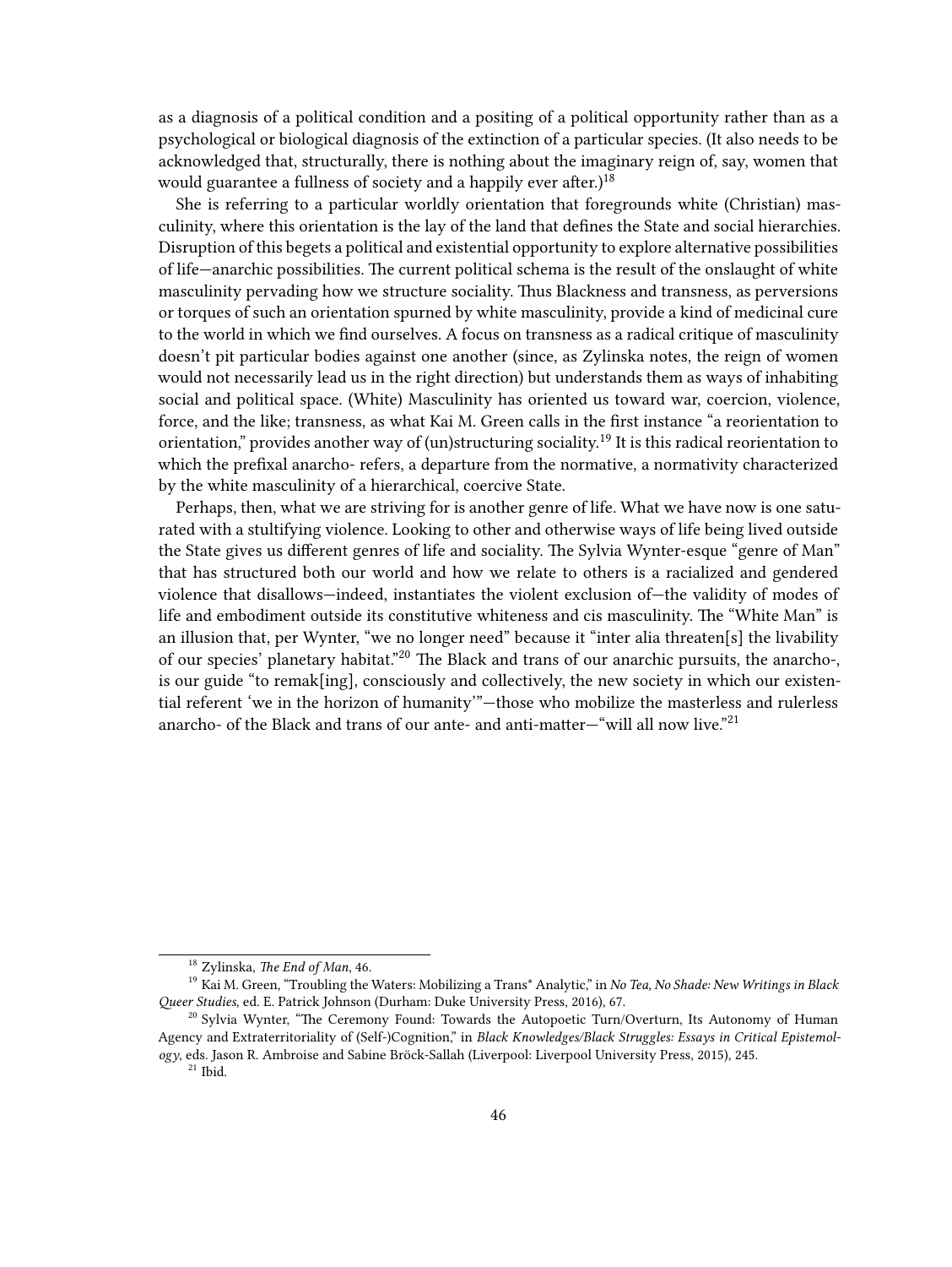as a diagnosis of a political condition and a positing of a political opportunity rather than as a psychological or biological diagnosis of the extinction of a particular species. (It also needs to be acknowledged that, structurally, there is nothing about the imaginary reign of, say, women that would guarantee a fullness of society and a happily ever after.)[18]

She is referring to a particular worldly orientation that foregrounds white (Christian) masculinity, where this orientation is the lay of the land that defines the State and social hierarchies. Disruption of this begets a political and existential opportunity to explore alternative possibilities of life—anarchic possibilities. The current political schema is the result of the onslaught of white masculinity pervading how we structure sociality. Thus Blackness and transness, as perversions or torques of such an orientation spurned by white masculinity, provide a kind of medicinal cure to the world in which we find ourselves. A focus on transness as a radical critique of masculinity doesn't pit particular bodies against one another (since, as Zylinska notes, the reign of women would not necessarily lead us in the right direction) but understands them as ways of inhabiting social and political space. (White) Masculinity has oriented us toward war, coercion, violence, force, and the like; transness, as what Kai M. Green calls in the first instance "a reorientation to orientation," provides another way of (un)structuring sociality.[19] It is this radical reorientation to which the prefixal anarcho- refers, a departure from the normative, a normativity characterized by the white masculinity of a hierarchical, coercive State.

Perhaps, then, what we are striving for is another genre of life. What we have now is one saturated with a stultifying violence. Looking to other and otherwise ways of life being lived outside the State gives us different genres of life and sociality. The Sylvia Wynter-esque "genre of Man" that has structured both our world and how we relate to others is a racialized and gendered violence that disallows—indeed, instantiates the violent exclusion of—the validity of modes of life and embodiment outside its constitutive whiteness and cis masculinity. The "White Man" is an illusion that, per Wynter, "we no longer need" because it "inter alia threaten[s] the livability of our species' planetary habitat."[20] The Black and trans of our anarchic pursuits, the anarcho-, is our guide "to remak[ing], consciously and collectively, the new society in which our existential referent 'we in the horizon of humanity'"—those who mobilize the masterless and rulerless anarcho- of the Black and trans of our ante- and anti-matter—"will all now live."[21]

---

[18] Zylinska, *The End of Man*, 46.

[19] Kai M. Green, "Troubling the Waters: Mobilizing a Trans* Analytic," in *No Tea, No Shade: New Writings in Black Queer Studies*, ed. E. Patrick Johnson (Durham: Duke University Press, 2016), 67.

[20] Sylvia Wynter, "The Ceremony Found: Towards the Autopoetic Turn/Overturn, Its Autonomy of Human Agency and Extraterritoriality of (Self-)Cognition," in *Black Knowledges/Black Struggles: Essays in Critical Epistemology*, eds. Jason R. Ambroise and Sabine Bröck-Sallah (Liverpool: Liverpool University Press, 2015), 245.

[21] Ibid.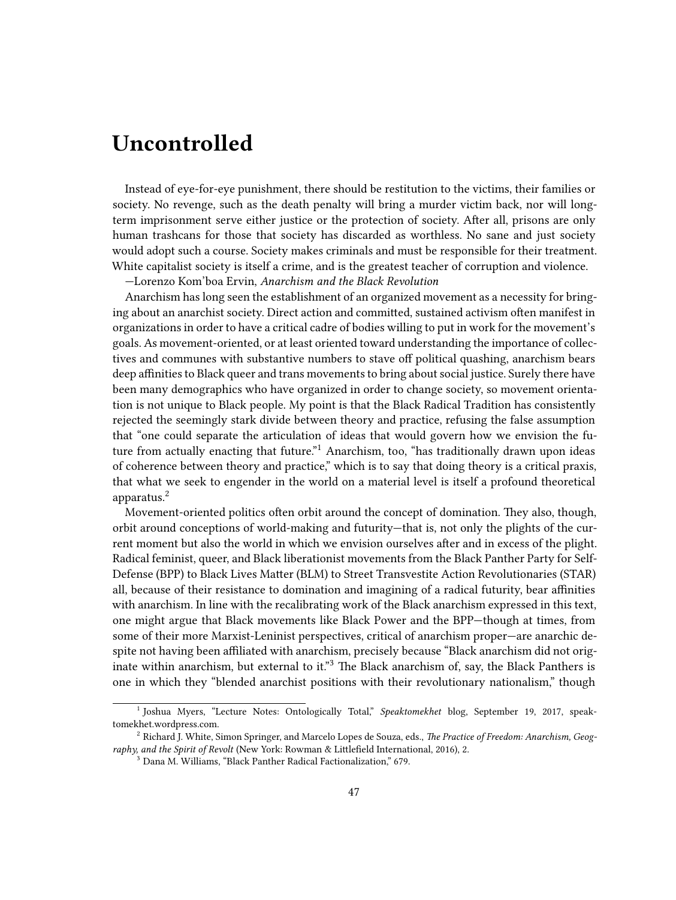# Uncontrolled

Instead of eye-for-eye punishment, there should be restitution to the victims, their families or society. No revenge, such as the death penalty will bring a murder victim back, nor will long-term imprisonment serve either justice or the protection of society. After all, prisons are only human trashcans for those that society has discarded as worthless. No sane and just society would adopt such a course. Society makes criminals and must be responsible for their treatment. White capitalist society is itself a crime, and is the greatest teacher of corruption and violence.

—Lorenzo Kom'boa Ervin, *Anarchism and the Black Revolution*

Anarchism has long seen the establishment of an organized movement as a necessity for bringing about an anarchist society. Direct action and committed, sustained activism often manifest in organizations in order to have a critical cadre of bodies willing to put in work for the movement's goals. As movement-oriented, or at least oriented toward understanding the importance of collectives and communes with substantive numbers to stave off political quashing, anarchism bears deep affinities to Black queer and trans movements to bring about social justice. Surely there have been many demographics who have organized in order to change society, so movement orientation is not unique to Black people. My point is that the Black Radical Tradition has consistently rejected the seemingly stark divide between theory and practice, refusing the false assumption that "one could separate the articulation of ideas that would govern how we envision the future from actually enacting that future."[1] Anarchism, too, "has traditionally drawn upon ideas of coherence between theory and practice," which is to say that doing theory is a critical praxis, that what we seek to engender in the world on a material level is itself a profound theoretical apparatus.[2]

Movement-oriented politics often orbit around the concept of domination. They also, though, orbit around conceptions of world-making and futurity—that is, not only the plights of the current moment but also the world in which we envision ourselves after and in excess of the plight. Radical feminist, queer, and Black liberationist movements from the Black Panther Party for Self-Defense (BPP) to Black Lives Matter (BLM) to Street Transvestite Action Revolutionaries (STAR) all, because of their resistance to domination and imagining of a radical futurity, bear affinities with anarchism. In line with the recalibrating work of the Black anarchism expressed in this text, one might argue that Black movements like Black Power and the BPP—though at times, from some of their more Marxist-Leninist perspectives, critical of anarchism proper—are anarchic despite not having been affiliated with anarchism, precisely because "Black anarchism did not originate within anarchism, but external to it."[3] The Black anarchism of, say, the Black Panthers is one in which they "blended anarchist positions with their revolutionary nationalism," though

[1] Joshua Myers, "Lecture Notes: Ontologically Total," *Speaktomekhet* blog, September 19, 2017, speaktomekhet.wordpress.com.

[2] Richard J. White, Simon Springer, and Marcelo Lopes de Souza, eds., *The Practice of Freedom: Anarchism, Geography, and the Spirit of Revolt* (New York: Rowman & Littlefield International, 2016), 2.

[3] Dana M. Williams, "Black Panther Radical Factionalization," 679.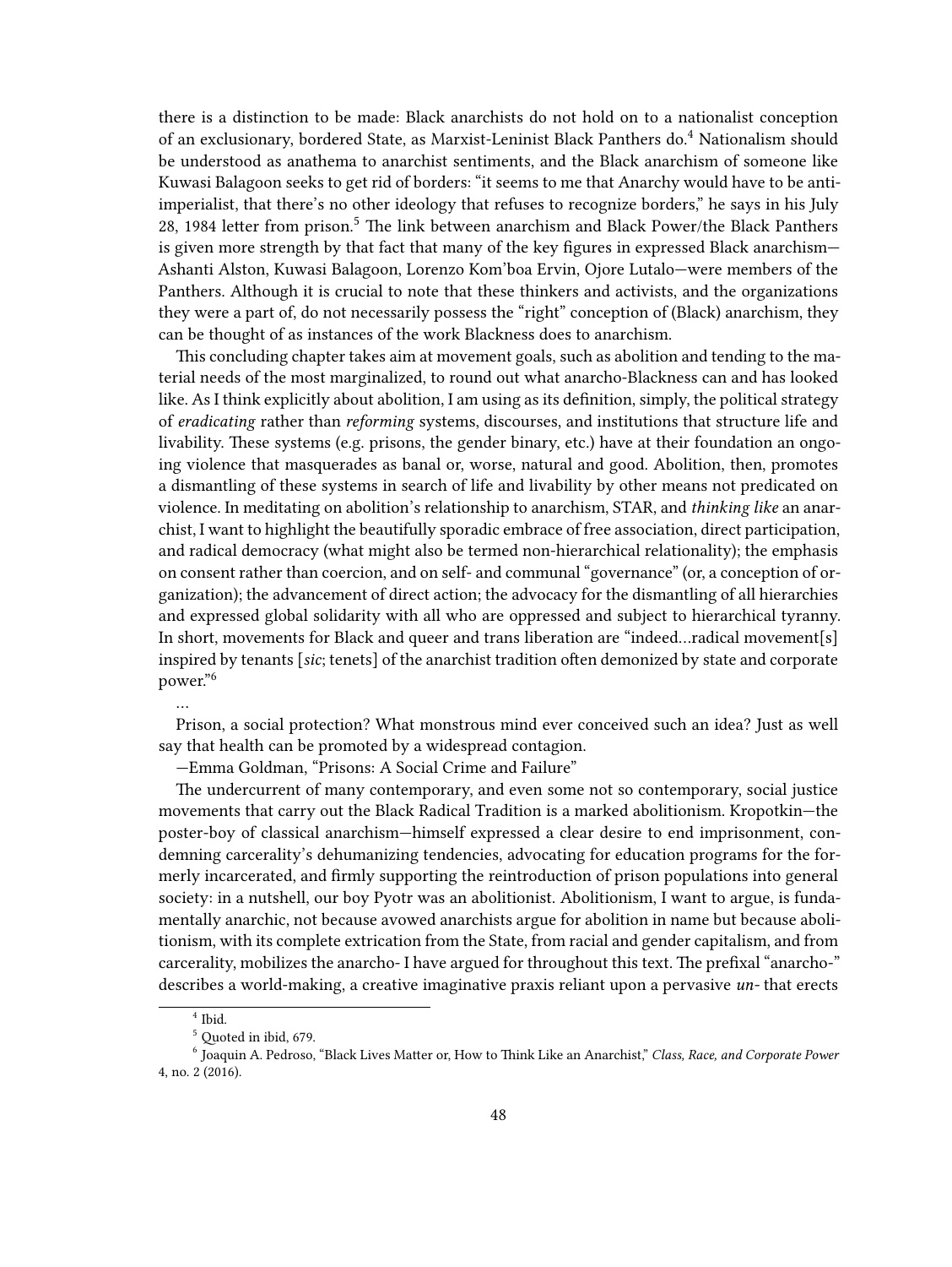there is a distinction to be made: Black anarchists do not hold on to a nationalist conception of an exclusionary, bordered State, as Marxist-Leninist Black Panthers do.[4] Nationalism should be understood as anathema to anarchist sentiments, and the Black anarchism of someone like Kuwasi Balagoon seeks to get rid of borders: "it seems to me that Anarchy would have to be anti-imperialist, that there's no other ideology that refuses to recognize borders," he says in his July 28, 1984 letter from prison.[5] The link between anarchism and Black Power/the Black Panthers is given more strength by that fact that many of the key figures in expressed Black anarchism—Ashanti Alston, Kuwasi Balagoon, Lorenzo Kom'boa Ervin, Ojore Lutalo—were members of the Panthers. Although it is crucial to note that these thinkers and activists, and the organizations they were a part of, do not necessarily possess the "right" conception of (Black) anarchism, they can be thought of as instances of the work Blackness does to anarchism.

This concluding chapter takes aim at movement goals, such as abolition and tending to the material needs of the most marginalized, to round out what anarcho-Blackness can and has looked like. As I think explicitly about abolition, I am using as its definition, simply, the political strategy of *eradicating* rather than *reforming* systems, discourses, and institutions that structure life and livability. These systems (e.g. prisons, the gender binary, etc.) have at their foundation an ongoing violence that masquerades as banal or, worse, natural and good. Abolition, then, promotes a dismantling of these systems in search of life and livability by other means not predicated on violence. In meditating on abolition's relationship to anarchism, STAR, and *thinking like* an anarchist, I want to highlight the beautifully sporadic embrace of free association, direct participation, and radical democracy (what might also be termed non-hierarchical relationality); the emphasis on consent rather than coercion, and on self- and communal "governance" (or, a conception of organization); the advancement of direct action; the advocacy for the dismantling of all hierarchies and expressed global solidarity with all who are oppressed and subject to hierarchical tyranny. In short, movements for Black and queer and trans liberation are "indeed…radical movement[s] inspired by tenants [*sic*; tenets] of the anarchist tradition often demonized by state and corporate power."[6]

…

Prison, a social protection? What monstrous mind ever conceived such an idea? Just as well say that health can be promoted by a widespread contagion.

—Emma Goldman, "Prisons: A Social Crime and Failure"

The undercurrent of many contemporary, and even some not so contemporary, social justice movements that carry out the Black Radical Tradition is a marked abolitionism. Kropotkin—the poster-boy of classical anarchism—himself expressed a clear desire to end imprisonment, condemning carcerality's dehumanizing tendencies, advocating for education programs for the formerly incarcerated, and firmly supporting the reintroduction of prison populations into general society: in a nutshell, our boy Pyotr was an abolitionist. Abolitionism, I want to argue, is fundamentally anarchic, not because avowed anarchists argue for abolition in name but because abolitionism, with its complete extrication from the State, from racial and gender capitalism, and from carcerality, mobilizes the anarcho- I have argued for throughout this text. The prefixal "anarcho-" describes a world-making, a creative imaginative praxis reliant upon a pervasive *un-* that erects

---

[4] Ibid.

[5] Quoted in ibid, 679.

[6] Joaquin A. Pedroso, "Black Lives Matter or, How to Think Like an Anarchist," *Class, Race, and Corporate Power* 4, no. 2 (2016).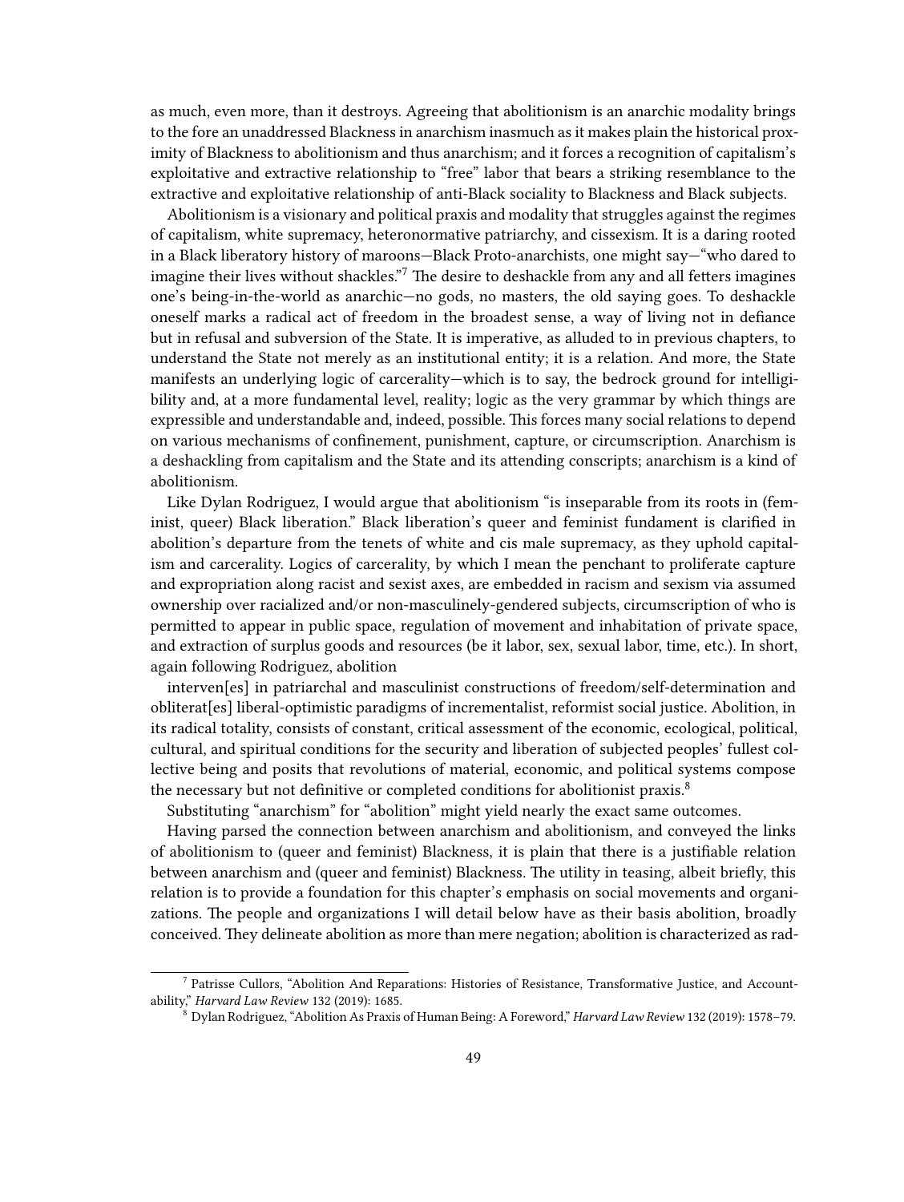as much, even more, than it destroys. Agreeing that abolitionism is an anarchic modality brings to the fore an unaddressed Blackness in anarchism inasmuch as it makes plain the historical proximity of Blackness to abolitionism and thus anarchism; and it forces a recognition of capitalism's exploitative and extractive relationship to "free" labor that bears a striking resemblance to the extractive and exploitative relationship of anti-Black sociality to Blackness and Black subjects.

Abolitionism is a visionary and political praxis and modality that struggles against the regimes of capitalism, white supremacy, heteronormative patriarchy, and cissexism. It is a daring rooted in a Black liberatory history of maroons—Black Proto-anarchists, one might say—"who dared to imagine their lives without shackles."[7] The desire to deshackle from any and all fetters imagines one's being-in-the-world as anarchic—no gods, no masters, the old saying goes. To deshackle oneself marks a radical act of freedom in the broadest sense, a way of living not in defiance but in refusal and subversion of the State. It is imperative, as alluded to in previous chapters, to understand the State not merely as an institutional entity; it is a relation. And more, the State manifests an underlying logic of carcerality—which is to say, the bedrock ground for intelligibility and, at a more fundamental level, reality; logic as the very grammar by which things are expressible and understandable and, indeed, possible. This forces many social relations to depend on various mechanisms of confinement, punishment, capture, or circumscription. Anarchism is a deshackling from capitalism and the State and its attending conscripts; anarchism is a kind of abolitionism.

Like Dylan Rodriguez, I would argue that abolitionism "is inseparable from its roots in (feminist, queer) Black liberation." Black liberation's queer and feminist fundament is clarified in abolition's departure from the tenets of white and cis male supremacy, as they uphold capitalism and carcerality. Logics of carcerality, by which I mean the penchant to proliferate capture and expropriation along racist and sexist axes, are embedded in racism and sexism via assumed ownership over racialized and/or non-masculinely-gendered subjects, circumscription of who is permitted to appear in public space, regulation of movement and inhabitation of private space, and extraction of surplus goods and resources (be it labor, sex, sexual labor, time, etc.). In short, again following Rodriguez, abolition

interven[es] in patriarchal and masculinist constructions of freedom/self-determination and obliterat[es] liberal-optimistic paradigms of incrementalist, reformist social justice. Abolition, in its radical totality, consists of constant, critical assessment of the economic, ecological, political, cultural, and spiritual conditions for the security and liberation of subjected peoples' fullest collective being and posits that revolutions of material, economic, and political systems compose the necessary but not definitive or completed conditions for abolitionist praxis.[8]

Substituting "anarchism" for "abolition" might yield nearly the exact same outcomes.

Having parsed the connection between anarchism and abolitionism, and conveyed the links of abolitionism to (queer and feminist) Blackness, it is plain that there is a justifiable relation between anarchism and (queer and feminist) Blackness. The utility in teasing, albeit briefly, this relation is to provide a foundation for this chapter's emphasis on social movements and organizations. The people and organizations I will detail below have as their basis abolition, broadly conceived. They delineate abolition as more than mere negation; abolition is characterized as rad-

---

[7] Patrisse Cullors, "Abolition And Reparations: Histories of Resistance, Transformative Justice, and Accountability," *Harvard Law Review* 132 (2019): 1685.

[8] Dylan Rodriguez, "Abolition As Praxis of Human Being: A Foreword," *Harvard Law Review* 132 (2019): 1578–79.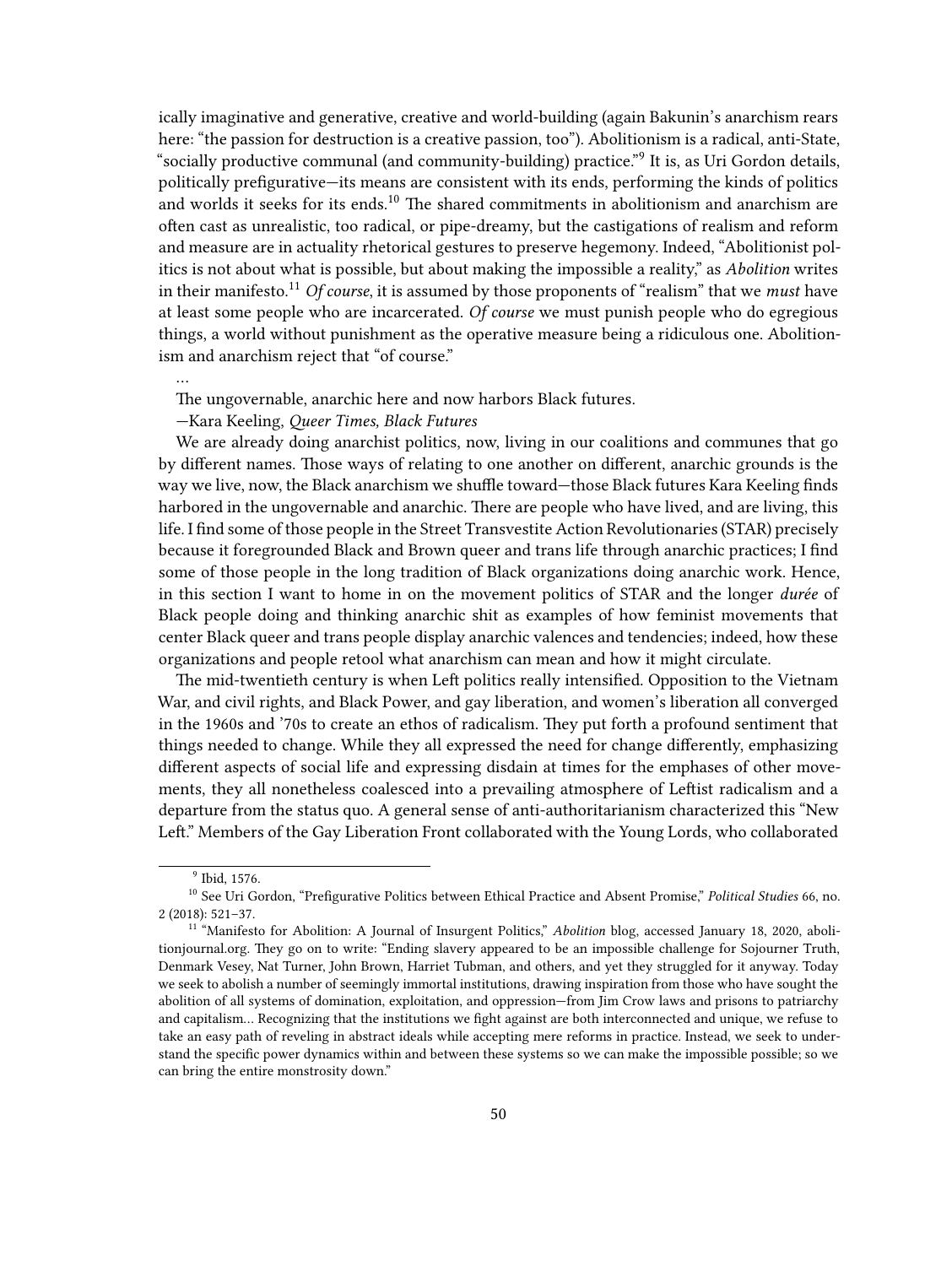ically imaginative and generative, creative and world-building (again Bakunin's anarchism rears here: "the passion for destruction is a creative passion, too"). Abolitionism is a radical, anti-State, "socially productive communal (and community-building) practice."[9] It is, as Uri Gordon details, politically prefigurative—its means are consistent with its ends, performing the kinds of politics and worlds it seeks for its ends.[10] The shared commitments in abolitionism and anarchism are often cast as unrealistic, too radical, or pipe-dreamy, but the castigations of realism and reform and measure are in actuality rhetorical gestures to preserve hegemony. Indeed, "Abolitionist politics is not about what is possible, but about making the impossible a reality," as *Abolition* writes in their manifesto.[11] *Of course*, it is assumed by those proponents of "realism" that we *must* have at least some people who are incarcerated. *Of course* we must punish people who do egregious things, a world without punishment as the operative measure being a ridiculous one. Abolitionism and anarchism reject that "of course."

…

The ungovernable, anarchic here and now harbors Black futures.

—Kara Keeling, *Queer Times, Black Futures*

We are already doing anarchist politics, now, living in our coalitions and communes that go by different names. Those ways of relating to one another on different, anarchic grounds is the way we live, now, the Black anarchism we shuffle toward—those Black futures Kara Keeling finds harbored in the ungovernable and anarchic. There are people who have lived, and are living, this life. I find some of those people in the Street Transvestite Action Revolutionaries (STAR) precisely because it foregrounded Black and Brown queer and trans life through anarchic practices; I find some of those people in the long tradition of Black organizations doing anarchic work. Hence, in this section I want to home in on the movement politics of STAR and the longer *durée* of Black people doing and thinking anarchic shit as examples of how feminist movements that center Black queer and trans people display anarchic valences and tendencies; indeed, how these organizations and people retool what anarchism can mean and how it might circulate.

The mid-twentieth century is when Left politics really intensified. Opposition to the Vietnam War, and civil rights, and Black Power, and gay liberation, and women's liberation all converged in the 1960s and '70s to create an ethos of radicalism. They put forth a profound sentiment that things needed to change. While they all expressed the need for change differently, emphasizing different aspects of social life and expressing disdain at times for the emphases of other movements, they all nonetheless coalesced into a prevailing atmosphere of Leftist radicalism and a departure from the status quo. A general sense of anti-authoritarianism characterized this "New Left." Members of the Gay Liberation Front collaborated with the Young Lords, who collaborated

---

[9] Ibid, 1576.

[10] See Uri Gordon, "Prefigurative Politics between Ethical Practice and Absent Promise," *Political Studies* 66, no. 2 (2018): 521–37.

[11] "Manifesto for Abolition: A Journal of Insurgent Politics," *Abolition* blog, accessed January 18, 2020, abolitionjournal.org. They go on to write: "Ending slavery appeared to be an impossible challenge for Sojourner Truth, Denmark Vesey, Nat Turner, John Brown, Harriet Tubman, and others, and yet they struggled for it anyway. Today we seek to abolish a number of seemingly immortal institutions, drawing inspiration from those who have sought the abolition of all systems of domination, exploitation, and oppression—from Jim Crow laws and prisons to patriarchy and capitalism… Recognizing that the institutions we fight against are both interconnected and unique, we refuse to take an easy path of reveling in abstract ideals while accepting mere reforms in practice. Instead, we seek to understand the specific power dynamics within and between these systems so we can make the impossible possible; so we can bring the entire monstrosity down."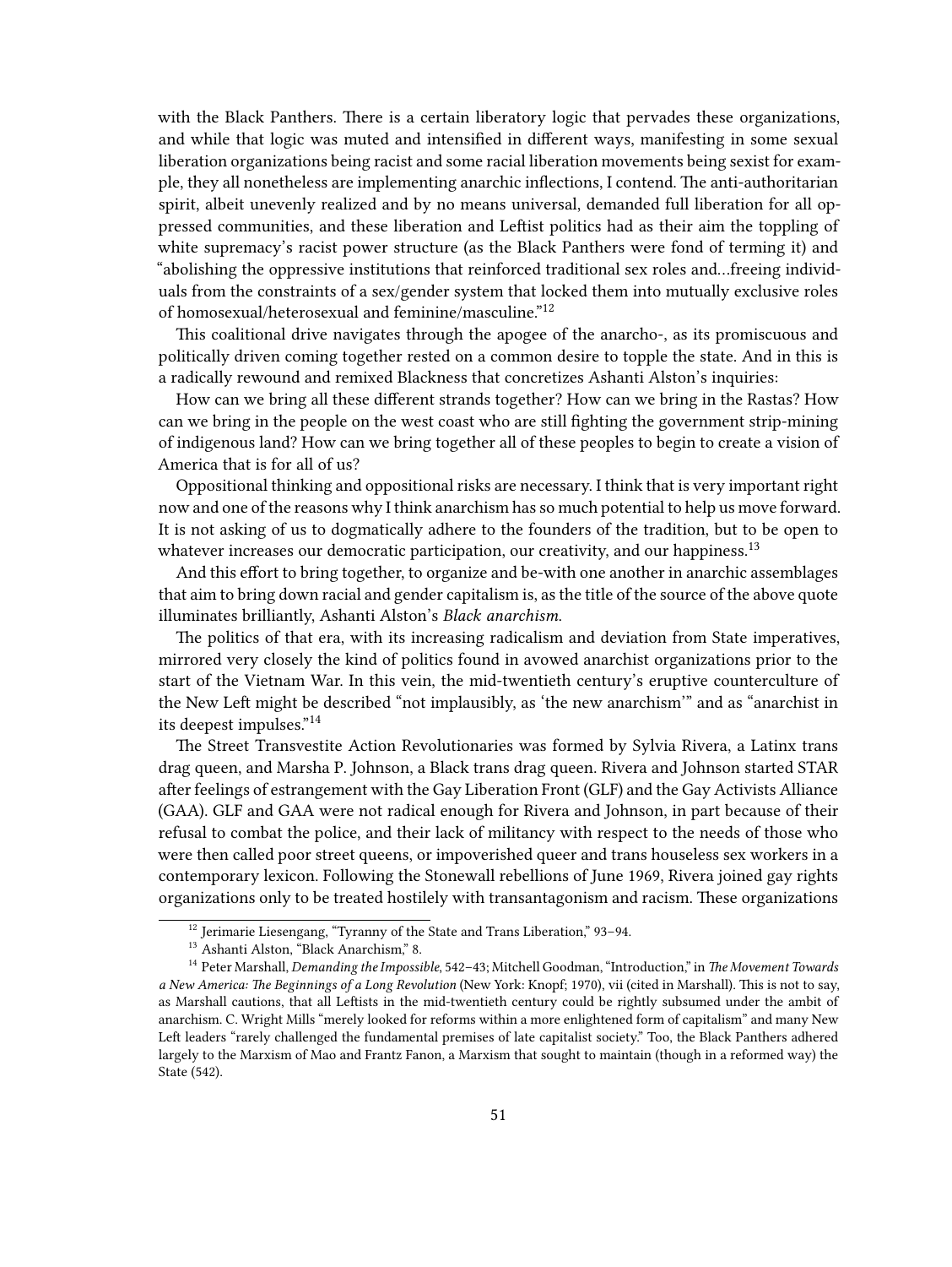with the Black Panthers. There is a certain liberatory logic that pervades these organizations, and while that logic was muted and intensified in different ways, manifesting in some sexual liberation organizations being racist and some racial liberation movements being sexist for example, they all nonetheless are implementing anarchic inflections, I contend. The anti-authoritarian spirit, albeit unevenly realized and by no means universal, demanded full liberation for all oppressed communities, and these liberation and Leftist politics had as their aim the toppling of white supremacy's racist power structure (as the Black Panthers were fond of terming it) and "abolishing the oppressive institutions that reinforced traditional sex roles and…freeing individuals from the constraints of a sex/gender system that locked them into mutually exclusive roles of homosexual/heterosexual and feminine/masculine."[12]

This coalitional drive navigates through the apogee of the anarcho-, as its promiscuous and politically driven coming together rested on a common desire to topple the state. And in this is a radically rewound and remixed Blackness that concretizes Ashanti Alston's inquiries:

How can we bring all these different strands together? How can we bring in the Rastas? How can we bring in the people on the west coast who are still fighting the government strip-mining of indigenous land? How can we bring together all of these peoples to begin to create a vision of America that is for all of us?

Oppositional thinking and oppositional risks are necessary. I think that is very important right now and one of the reasons why I think anarchism has so much potential to help us move forward. It is not asking of us to dogmatically adhere to the founders of the tradition, but to be open to whatever increases our democratic participation, our creativity, and our happiness.[13]

And this effort to bring together, to organize and be-with one another in anarchic assemblages that aim to bring down racial and gender capitalism is, as the title of the source of the above quote illuminates brilliantly, Ashanti Alston's *Black anarchism*.

The politics of that era, with its increasing radicalism and deviation from State imperatives, mirrored very closely the kind of politics found in avowed anarchist organizations prior to the start of the Vietnam War. In this vein, the mid-twentieth century's eruptive counterculture of the New Left might be described "not implausibly, as 'the new anarchism'" and as "anarchist in its deepest impulses."[14]

The Street Transvestite Action Revolutionaries was formed by Sylvia Rivera, a Latinx trans drag queen, and Marsha P. Johnson, a Black trans drag queen. Rivera and Johnson started STAR after feelings of estrangement with the Gay Liberation Front (GLF) and the Gay Activists Alliance (GAA). GLF and GAA were not radical enough for Rivera and Johnson, in part because of their refusal to combat the police, and their lack of militancy with respect to the needs of those who were then called poor street queens, or impoverished queer and trans houseless sex workers in a contemporary lexicon. Following the Stonewall rebellions of June 1969, Rivera joined gay rights organizations only to be treated hostilely with transantagonism and racism. These organizations

---

[12] Jerimarie Liesengang, "Tyranny of the State and Trans Liberation," 93–94.

[13] Ashanti Alston, "Black Anarchism," 8.

[14] Peter Marshall, *Demanding the Impossible*, 542–43; Mitchell Goodman, "Introduction," in *The Movement Towards a New America: The Beginnings of a Long Revolution* (New York: Knopf; 1970), vii (cited in Marshall). This is not to say, as Marshall cautions, that all Leftists in the mid-twentieth century could be rightly subsumed under the ambit of anarchism. C. Wright Mills "merely looked for reforms within a more enlightened form of capitalism" and many New Left leaders "rarely challenged the fundamental premises of late capitalist society." Too, the Black Panthers adhered largely to the Marxism of Mao and Frantz Fanon, a Marxism that sought to maintain (though in a reformed way) the State (542).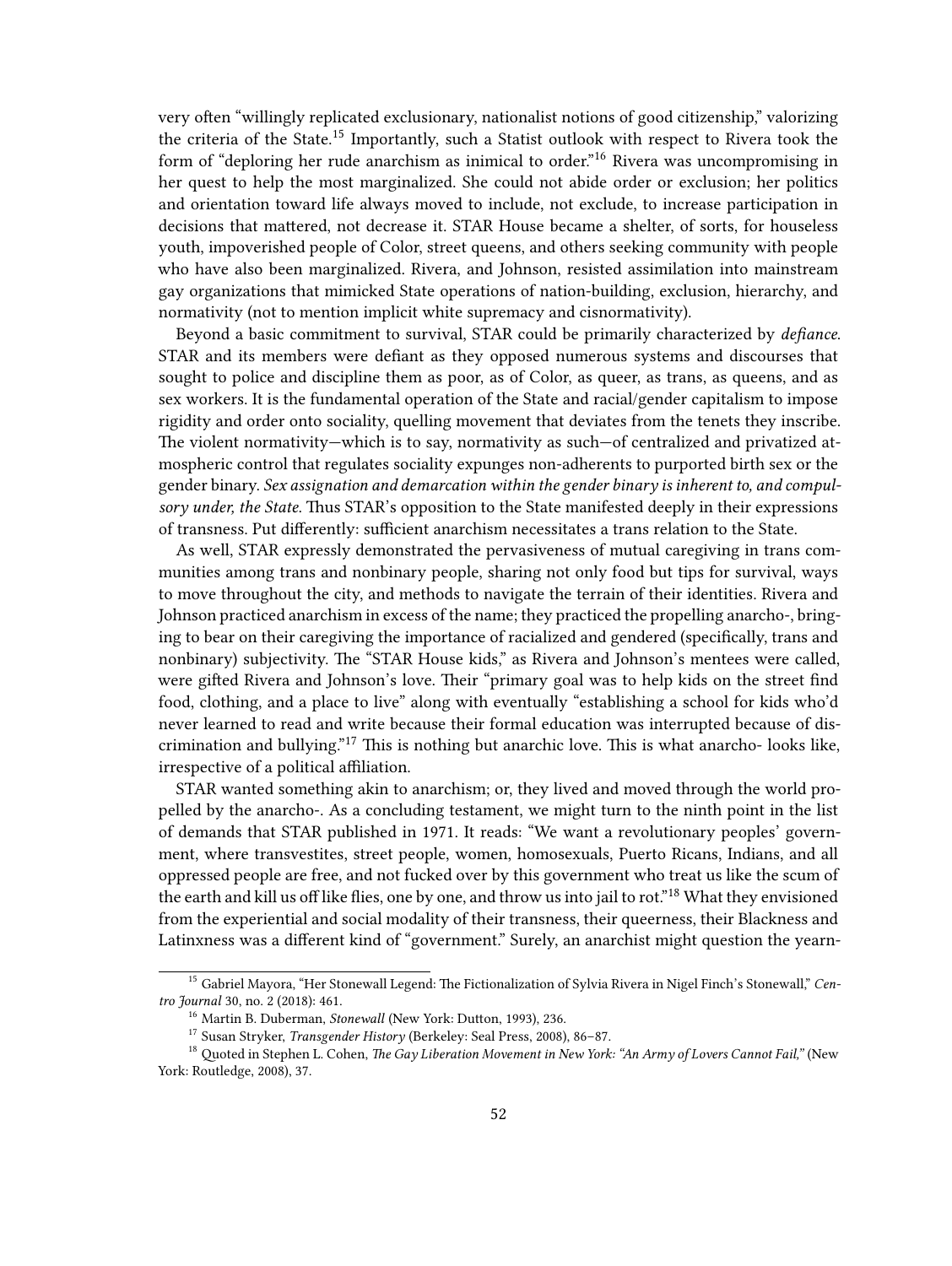very often "willingly replicated exclusionary, nationalist notions of good citizenship," valorizing the criteria of the State.[15] Importantly, such a Statist outlook with respect to Rivera took the form of "deploring her rude anarchism as inimical to order."[16] Rivera was uncompromising in her quest to help the most marginalized. She could not abide order or exclusion; her politics and orientation toward life always moved to include, not exclude, to increase participation in decisions that mattered, not decrease it. STAR House became a shelter, of sorts, for houseless youth, impoverished people of Color, street queens, and others seeking community with people who have also been marginalized. Rivera, and Johnson, resisted assimilation into mainstream gay organizations that mimicked State operations of nation-building, exclusion, hierarchy, and normativity (not to mention implicit white supremacy and cisnormativity).

Beyond a basic commitment to survival, STAR could be primarily characterized by *defiance*. STAR and its members were defiant as they opposed numerous systems and discourses that sought to police and discipline them as poor, as of Color, as queer, as trans, as queens, and as sex workers. It is the fundamental operation of the State and racial/gender capitalism to impose rigidity and order onto sociality, quelling movement that deviates from the tenets they inscribe. The violent normativity—which is to say, normativity as such—of centralized and privatized atmospheric control that regulates sociality expunges non-adherents to purported birth sex or the gender binary. *Sex assignation and demarcation within the gender binary is inherent to, and compulsory under, the State.* Thus STAR's opposition to the State manifested deeply in their expressions of transness. Put differently: sufficient anarchism necessitates a trans relation to the State.

As well, STAR expressly demonstrated the pervasiveness of mutual caregiving in trans communities among trans and nonbinary people, sharing not only food but tips for survival, ways to move throughout the city, and methods to navigate the terrain of their identities. Rivera and Johnson practiced anarchism in excess of the name; they practiced the propelling anarcho-, bringing to bear on their caregiving the importance of racialized and gendered (specifically, trans and nonbinary) subjectivity. The "STAR House kids," as Rivera and Johnson's mentees were called, were gifted Rivera and Johnson's love. Their "primary goal was to help kids on the street find food, clothing, and a place to live" along with eventually "establishing a school for kids who'd never learned to read and write because their formal education was interrupted because of discrimination and bullying."[17] This is nothing but anarchic love. This is what anarcho- looks like, irrespective of a political affiliation.

STAR wanted something akin to anarchism; or, they lived and moved through the world propelled by the anarcho-. As a concluding testament, we might turn to the ninth point in the list of demands that STAR published in 1971. It reads: "We want a revolutionary peoples' government, where transvestites, street people, women, homosexuals, Puerto Ricans, Indians, and all oppressed people are free, and not fucked over by this government who treat us like the scum of the earth and kill us off like flies, one by one, and throw us into jail to rot."[18] What they envisioned from the experiential and social modality of their transness, their queerness, their Blackness and Latinxness was a different kind of "government." Surely, an anarchist might question the yearn-

---

[15] Gabriel Mayora, "Her Stonewall Legend: The Fictionalization of Sylvia Rivera in Nigel Finch's Stonewall," *Centro Journal* 30, no. 2 (2018): 461.

[16] Martin B. Duberman, *Stonewall* (New York: Dutton, 1993), 236.

[17] Susan Stryker, *Transgender History* (Berkeley: Seal Press, 2008), 86–87.

[18] Quoted in Stephen L. Cohen, *The Gay Liberation Movement in New York: "An Army of Lovers Cannot Fail,"* (New York: Routledge, 2008), 37.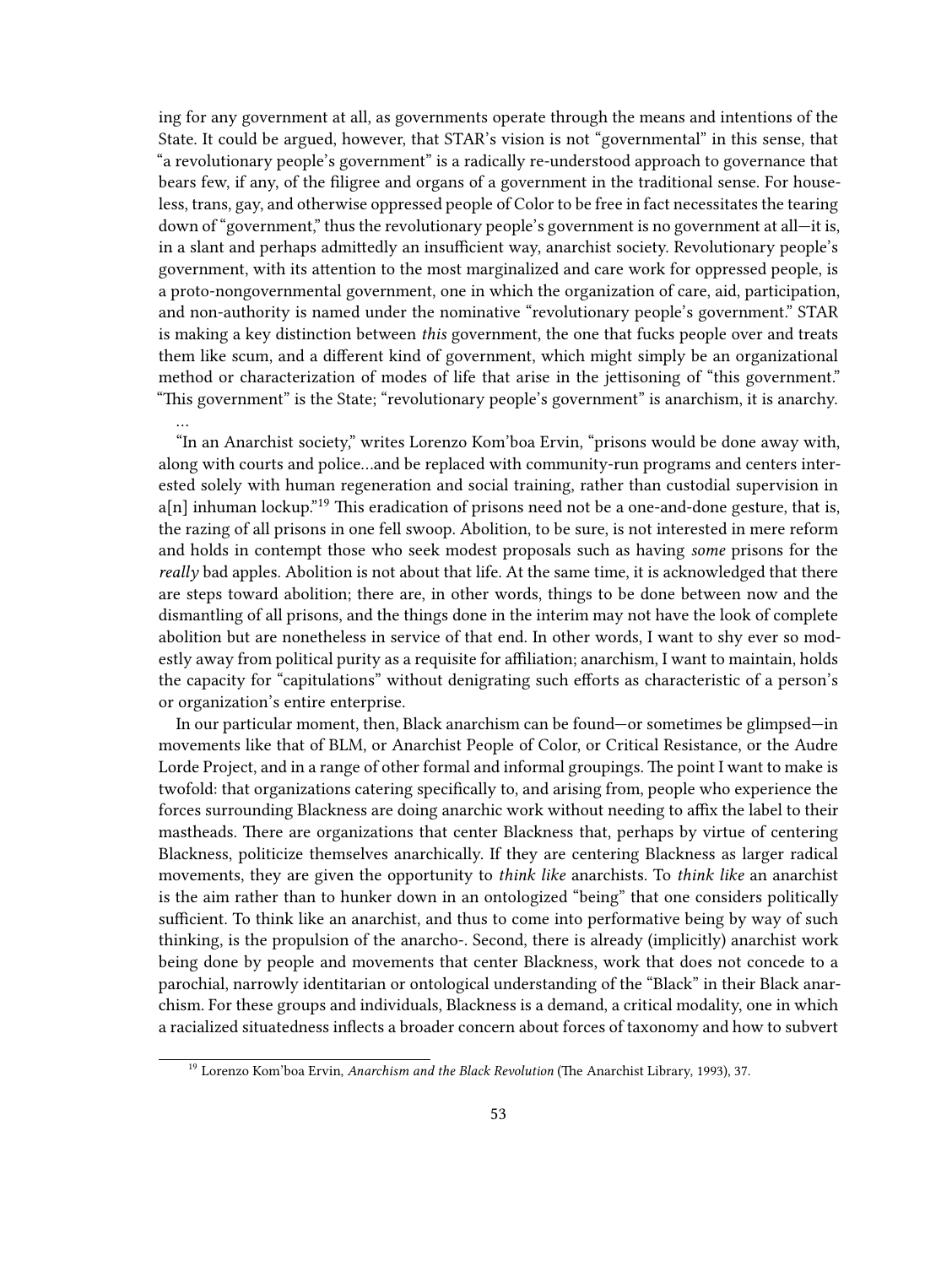ing for any government at all, as governments operate through the means and intentions of the State. It could be argued, however, that STAR's vision is not "governmental" in this sense, that "a revolutionary people's government" is a radically re-understood approach to governance that bears few, if any, of the filigree and organs of a government in the traditional sense. For houseless, trans, gay, and otherwise oppressed people of Color to be free in fact necessitates the tearing down of "government," thus the revolutionary people's government is no government at all—it is, in a slant and perhaps admittedly an insufficient way, anarchist society. Revolutionary people's government, with its attention to the most marginalized and care work for oppressed people, is a proto-nongovernmental government, one in which the organization of care, aid, participation, and non-authority is named under the nominative "revolutionary people's government." STAR is making a key distinction between *this* government, the one that fucks people over and treats them like scum, and a different kind of government, which might simply be an organizational method or characterization of modes of life that arise in the jettisoning of "this government." "This government" is the State; "revolutionary people's government" is anarchism, it is anarchy.

…

"In an Anarchist society," writes Lorenzo Kom'boa Ervin, "prisons would be done away with, along with courts and police…and be replaced with community-run programs and centers interested solely with human regeneration and social training, rather than custodial supervision in a[n] inhuman lockup."[19] This eradication of prisons need not be a one-and-done gesture, that is, the razing of all prisons in one fell swoop. Abolition, to be sure, is not interested in mere reform and holds in contempt those who seek modest proposals such as having *some* prisons for the *really* bad apples. Abolition is not about that life. At the same time, it is acknowledged that there are steps toward abolition; there are, in other words, things to be done between now and the dismantling of all prisons, and the things done in the interim may not have the look of complete abolition but are nonetheless in service of that end. In other words, I want to shy ever so modestly away from political purity as a requisite for affiliation; anarchism, I want to maintain, holds the capacity for "capitulations" without denigrating such efforts as characteristic of a person's or organization's entire enterprise.

In our particular moment, then, Black anarchism can be found—or sometimes be glimpsed—in movements like that of BLM, or Anarchist People of Color, or Critical Resistance, or the Audre Lorde Project, and in a range of other formal and informal groupings. The point I want to make is twofold: that organizations catering specifically to, and arising from, people who experience the forces surrounding Blackness are doing anarchic work without needing to affix the label to their mastheads. There are organizations that center Blackness that, perhaps by virtue of centering Blackness, politicize themselves anarchically. If they are centering Blackness as larger radical movements, they are given the opportunity to *think like* anarchists. To *think like* an anarchist is the aim rather than to hunker down in an ontologized "being" that one considers politically sufficient. To think like an anarchist, and thus to come into performative being by way of such thinking, is the propulsion of the anarcho-. Second, there is already (implicitly) anarchist work being done by people and movements that center Blackness, work that does not concede to a parochial, narrowly identitarian or ontological understanding of the "Black" in their Black anarchism. For these groups and individuals, Blackness is a demand, a critical modality, one in which a racialized situatedness inflects a broader concern about forces of taxonomy and how to subvert

[19] Lorenzo Kom'boa Ervin, *Anarchism and the Black Revolution* (The Anarchist Library, 1993), 37.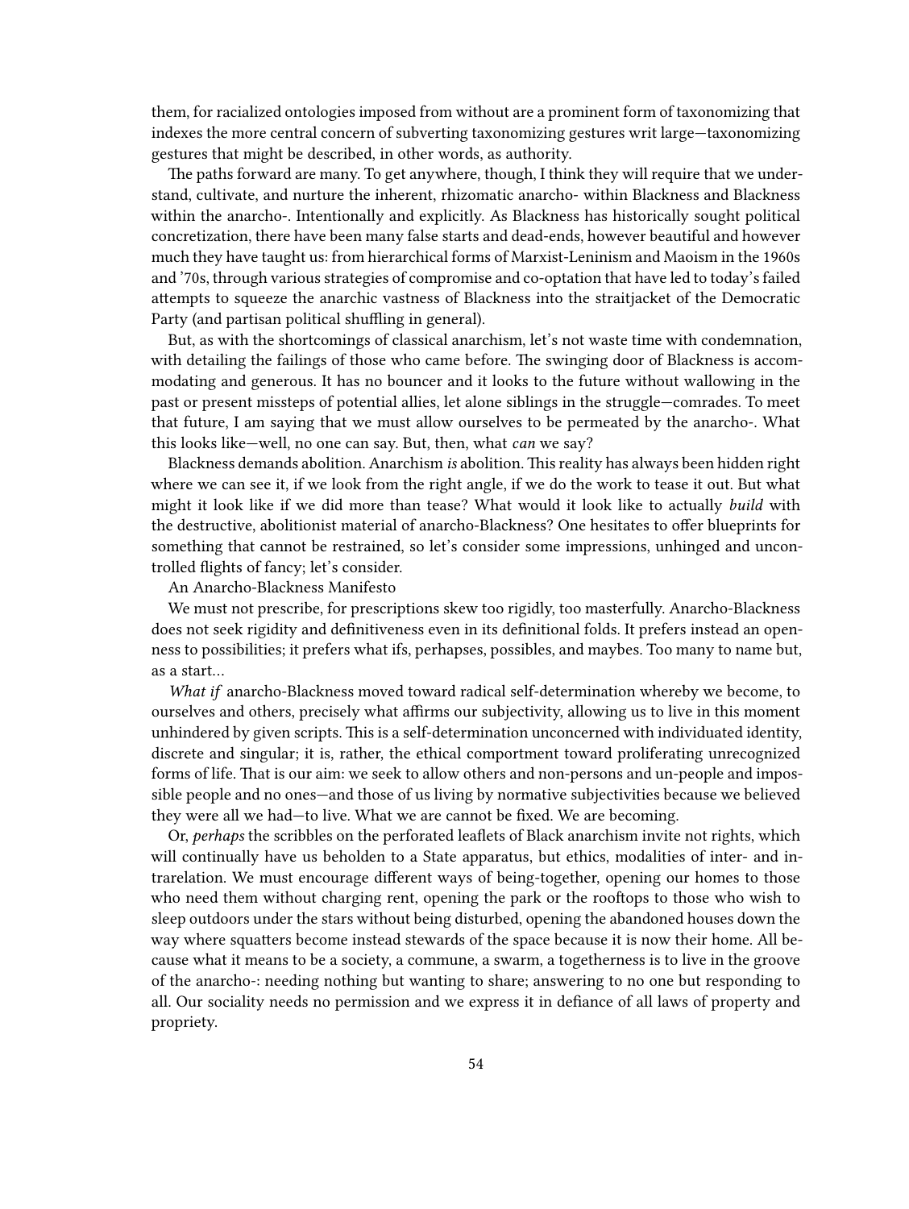them, for racialized ontologies imposed from without are a prominent form of taxonomizing that indexes the more central concern of subverting taxonomizing gestures writ large—taxonomizing gestures that might be described, in other words, as authority.

The paths forward are many. To get anywhere, though, I think they will require that we understand, cultivate, and nurture the inherent, rhizomatic anarcho- within Blackness and Blackness within the anarcho-. Intentionally and explicitly. As Blackness has historically sought political concretization, there have been many false starts and dead-ends, however beautiful and however much they have taught us: from hierarchical forms of Marxist-Leninism and Maoism in the 1960s and '70s, through various strategies of compromise and co-optation that have led to today's failed attempts to squeeze the anarchic vastness of Blackness into the straitjacket of the Democratic Party (and partisan political shuffling in general).

But, as with the shortcomings of classical anarchism, let's not waste time with condemnation, with detailing the failings of those who came before. The swinging door of Blackness is accommodating and generous. It has no bouncer and it looks to the future without wallowing in the past or present missteps of potential allies, let alone siblings in the struggle—comrades. To meet that future, I am saying that we must allow ourselves to be permeated by the anarcho-. What this looks like—well, no one can say. But, then, what *can* we say?

Blackness demands abolition. Anarchism *is* abolition. This reality has always been hidden right where we can see it, if we look from the right angle, if we do the work to tease it out. But what might it look like if we did more than tease? What would it look like to actually *build* with the destructive, abolitionist material of anarcho-Blackness? One hesitates to offer blueprints for something that cannot be restrained, so let's consider some impressions, unhinged and uncontrolled flights of fancy; let's consider.

## An Anarcho-Blackness Manifesto

We must not prescribe, for prescriptions skew too rigidly, too masterfully. Anarcho-Blackness does not seek rigidity and definitiveness even in its definitional folds. It prefers instead an openness to possibilities; it prefers what ifs, perhapses, possibles, and maybes. Too many to name but, as a start…

*What if* anarcho-Blackness moved toward radical self-determination whereby we become, to ourselves and others, precisely what affirms our subjectivity, allowing us to live in this moment unhindered by given scripts. This is a self-determination unconcerned with individuated identity, discrete and singular; it is, rather, the ethical comportment toward proliferating unrecognized forms of life. That is our aim: we seek to allow others and non-persons and un-people and impossible people and no ones—and those of us living by normative subjectivities because we believed they were all we had—to live. What we are cannot be fixed. We are becoming.

Or, *perhaps* the scribbles on the perforated leaflets of Black anarchism invite not rights, which will continually have us beholden to a State apparatus, but ethics, modalities of inter- and intrarelation. We must encourage different ways of being-together, opening our homes to those who need them without charging rent, opening the park or the rooftops to those who wish to sleep outdoors under the stars without being disturbed, opening the abandoned houses down the way where squatters become instead stewards of the space because it is now their home. All because what it means to be a society, a commune, a swarm, a togetherness is to live in the groove of the anarcho-: needing nothing but wanting to share; answering to no one but responding to all. Our sociality needs no permission and we express it in defiance of all laws of property and propriety.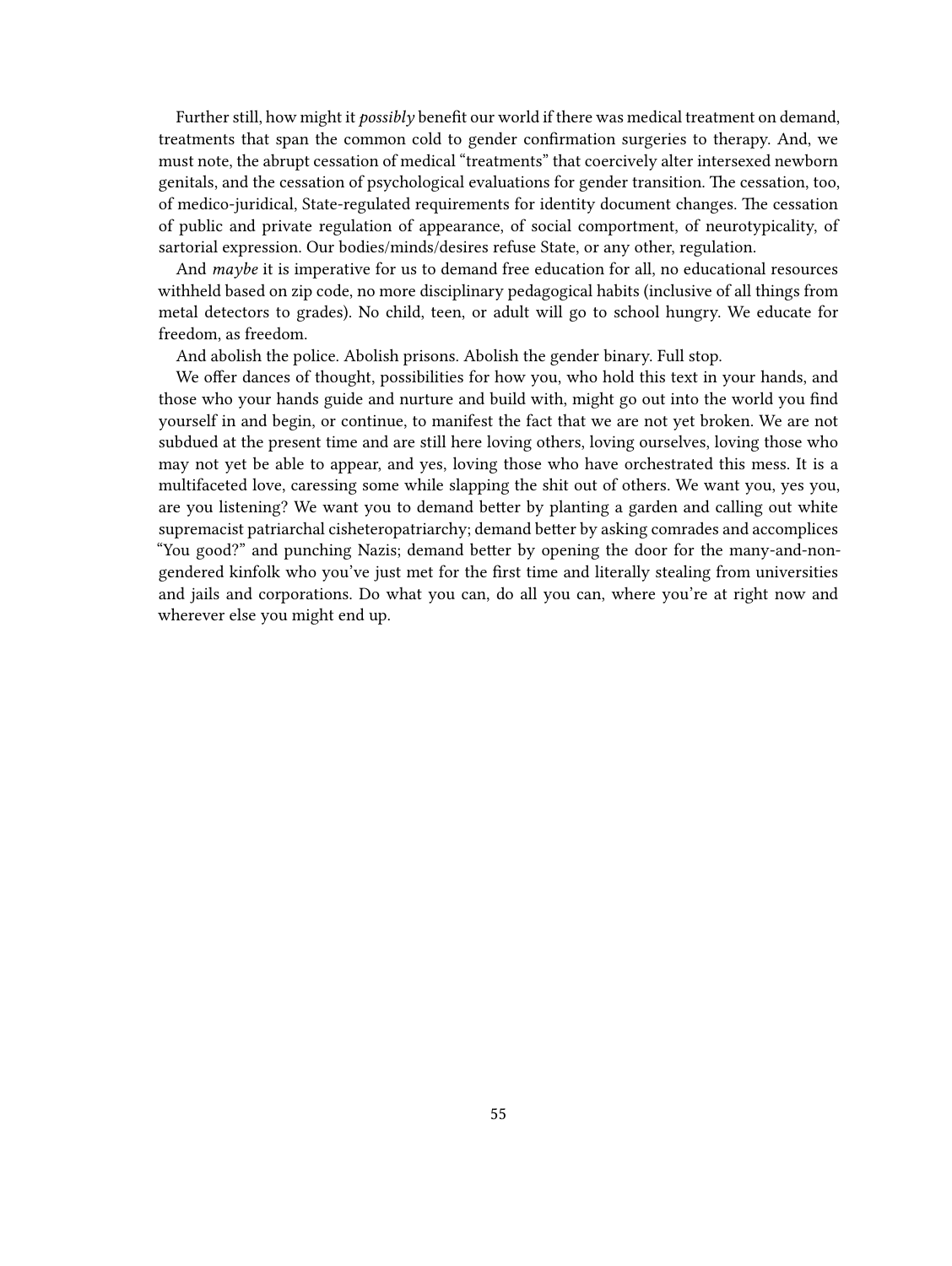Further still, how might it *possibly* benefit our world if there was medical treatment on demand, treatments that span the common cold to gender confirmation surgeries to therapy. And, we must note, the abrupt cessation of medical "treatments" that coercively alter intersexed newborn genitals, and the cessation of psychological evaluations for gender transition. The cessation, too, of medico-juridical, State-regulated requirements for identity document changes. The cessation of public and private regulation of appearance, of social comportment, of neurotypicality, of sartorial expression. Our bodies/minds/desires refuse State, or any other, regulation.

And *maybe* it is imperative for us to demand free education for all, no educational resources withheld based on zip code, no more disciplinary pedagogical habits (inclusive of all things from metal detectors to grades). No child, teen, or adult will go to school hungry. We educate for freedom, as freedom.

And abolish the police. Abolish prisons. Abolish the gender binary. Full stop.

We offer dances of thought, possibilities for how you, who hold this text in your hands, and those who your hands guide and nurture and build with, might go out into the world you find yourself in and begin, or continue, to manifest the fact that we are not yet broken. We are not subdued at the present time and are still here loving others, loving ourselves, loving those who may not yet be able to appear, and yes, loving those who have orchestrated this mess. It is a multifaceted love, caressing some while slapping the shit out of others. We want you, yes you, are you listening? We want you to demand better by planting a garden and calling out white supremacist patriarchal cisheteropatriarchy; demand better by asking comrades and accomplices "You good?" and punching Nazis; demand better by opening the door for the many-and-non-gendered kinfolk who you've just met for the first time and literally stealing from universities and jails and corporations. Do what you can, do all you can, where you're at right now and wherever else you might end up.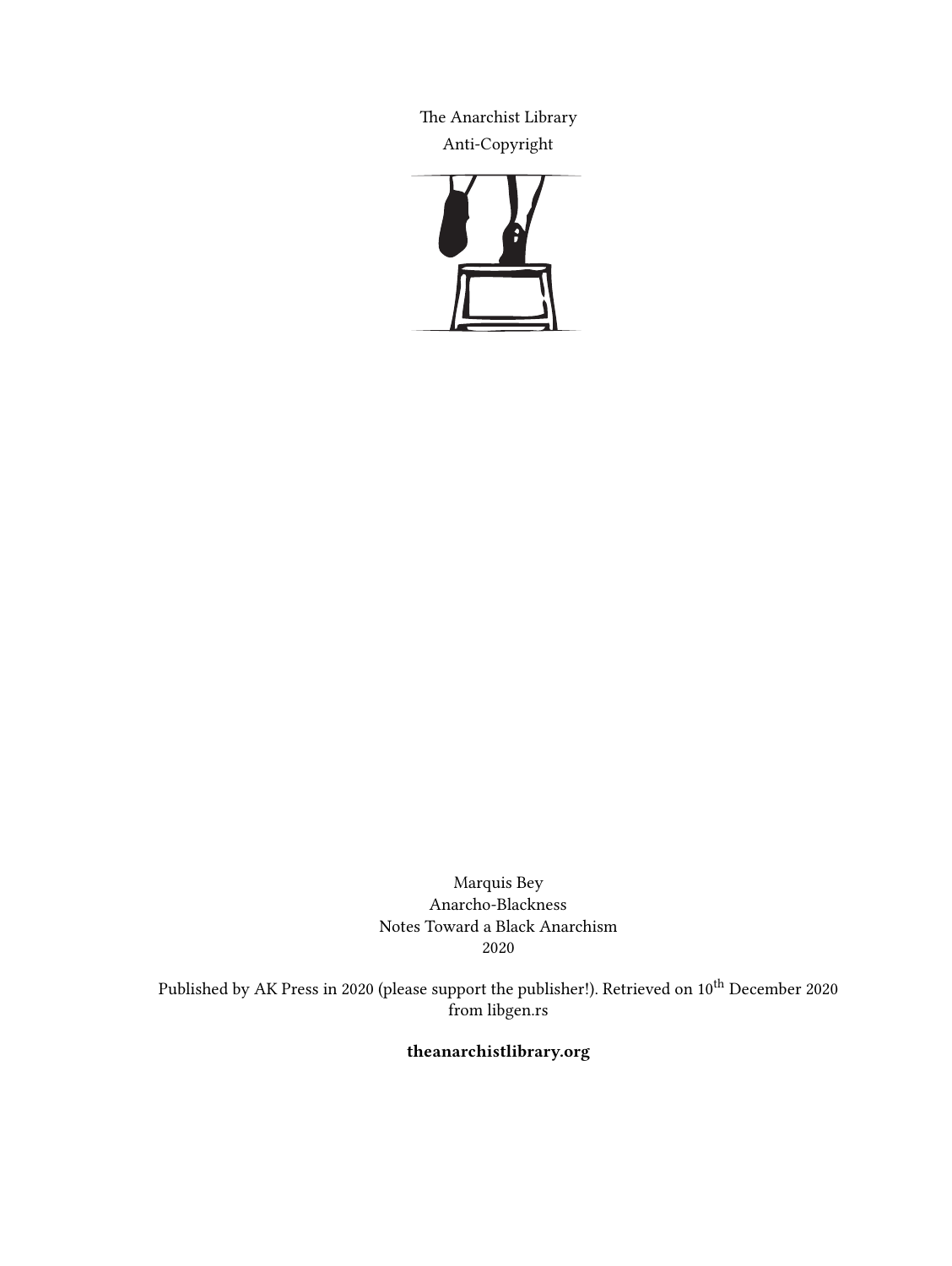The Anarchist Library
Anti-Copyright

Marquis Bey
Anarcho-Blackness
Notes Toward a Black Anarchism
2020

Published by AK Press in 2020 (please support the publisher!). Retrieved on 10th December 2020 from libgen.rs

**theanarchistlibrary.org**